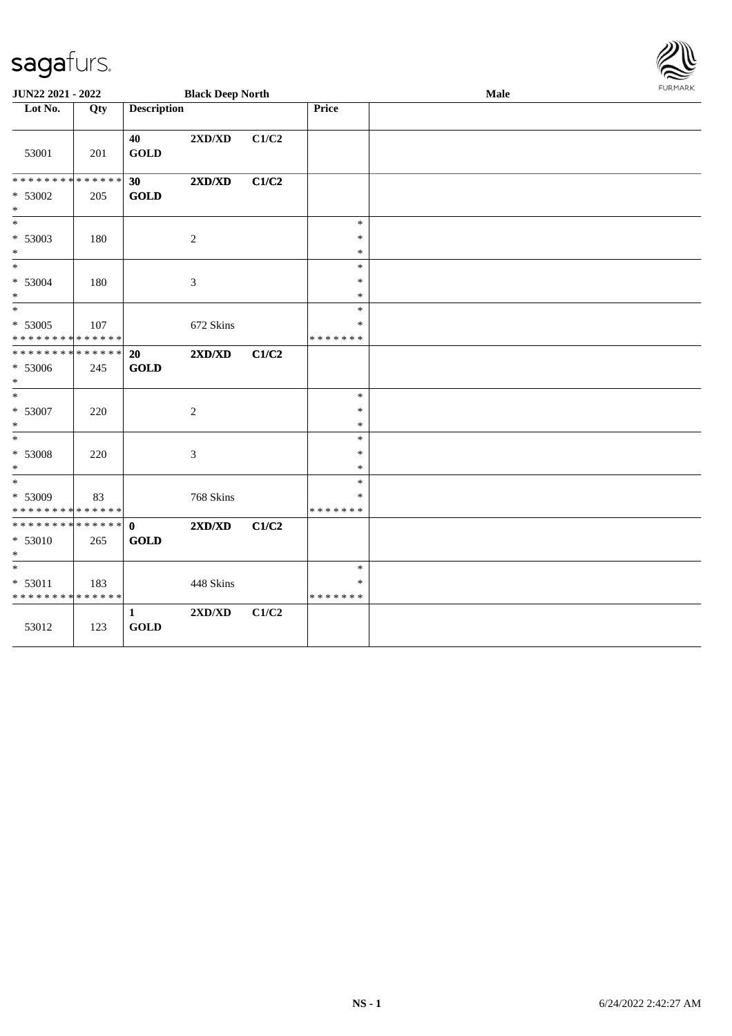**JUN22 2021 - 2022** | **Black Deep North** | **Male**

| Lot No. | Qty | Description | | | Price | |
|---|---|---|---|---|---|---|
| 53001 | 201 | **40** **GOLD** | **2XD/XD** | **C1/C2** | | |
| * * * * * * * * * * * * * * * 53002 * | 205 | **30** **GOLD** | **2XD/XD** | **C1/C2** | | |
| * * 53003 * | 180 | | 2 | | * * * | |
| * * 53004 * | 180 | | 3 | | * * * | |
| * * 53005 * * * * * * * * * * * * * * | 107 | | 672 Skins | | * * * * * * * * * | |
| * * * * * * * * * * * * * * * 53006 * | 245 | **20** **GOLD** | **2XD/XD** | **C1/C2** | | |
| * * 53007 * | 220 | | 2 | | * * * | |
| * * 53008 * | 220 | | 3 | | * * * | |
| * * 53009 * * * * * * * * * * * * * * | 83 | | 768 Skins | | * * * * * * * * * | |
| * * * * * * * * * * * * * * * 53010 * | 265 | **0** **GOLD** | **2XD/XD** | **C1/C2** | | |
| * * 53011 * * * * * * * * * * * * * * | 183 | | 448 Skins | | * * * * * * * * * | |
| 53012 | 123 | **1** **GOLD** | **2XD/XD** | **C1/C2** | | |

NS - 1 6/24/2022 2:42:27 AM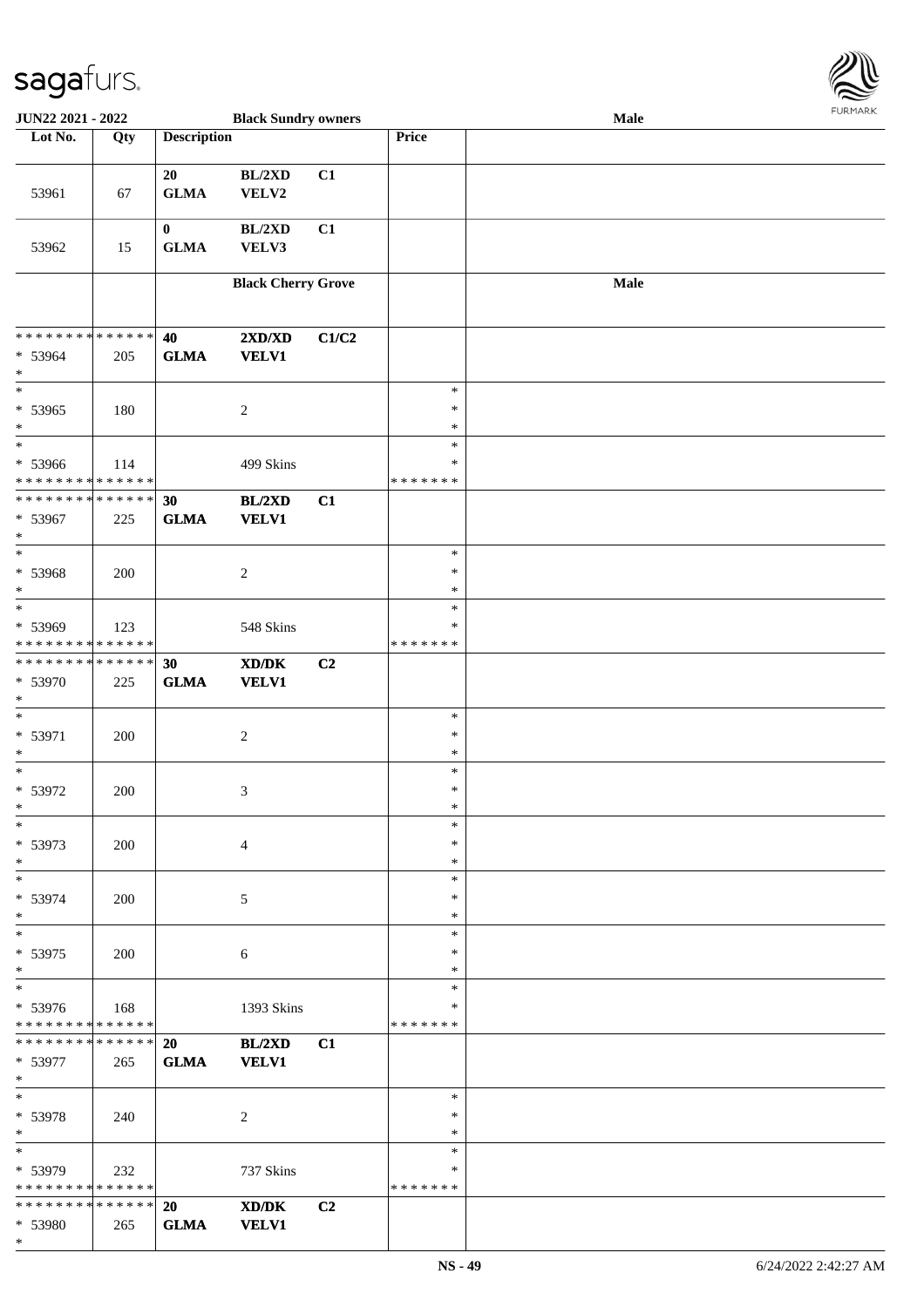**JUN22 2021 - 2022 — Black Sundry owners — Male**

| Lot No. | Qty | Description | | | Price | |
|---|---|---|---|---|---|---|
| 53961 | 67 | 20 GLMA | BL/2XD VELV2 | C1 | | |
| 53962 | 15 | 0 GLMA | BL/2XD VELV3 | C1 | | |
| | | | **Black Cherry Grove** | | | **Male** |
| * * * * * * * * * * * * * * * 53964 * | 205 | **40 GLMA** | **2XD/XD VELV1** | **C1/C2** | | |
| * * 53965 * | 180 | | 2 | | * * * | |
| * * 53966 * * * * * * * * * * * * * * | 114 | | 499 Skins | | * * * * * * * * | |
| * * * * * * * * * * * * * * * 53967 * | 225 | **30 GLMA** | **BL/2XD VELV1** | **C1** | | |
| * * 53968 * | 200 | | 2 | | * * * | |
| * * 53969 * * * * * * * * * * * * * * | 123 | | 548 Skins | | * * * * * * * * | |
| * * * * * * * * * * * * * * * 53970 * | 225 | **30 GLMA** | **XD/DK VELV1** | **C2** | | |
| * * 53971 * | 200 | | 2 | | * * * | |
| * * 53972 * | 200 | | 3 | | * * * | |
| * * 53973 * | 200 | | 4 | | * * * | |
| * * 53974 * | 200 | | 5 | | * * * | |
| * * 53975 * | 200 | | 6 | | * * * | |
| * * 53976 * * * * * * * * * * * * * * | 168 | | 1393 Skins | | * * * * * * * * | |
| * * * * * * * * * * * * * * * 53977 * | 265 | **20 GLMA** | **BL/2XD VELV1** | **C1** | | |
| * * 53978 * | 240 | | 2 | | * * * | |
| * * 53979 * * * * * * * * * * * * * * | 232 | | 737 Skins | | * * * * * * * * | |
| * * * * * * * * * * * * * * * 53980 * | 265 | **20 GLMA** | **XD/DK VELV1** | **C2** | | |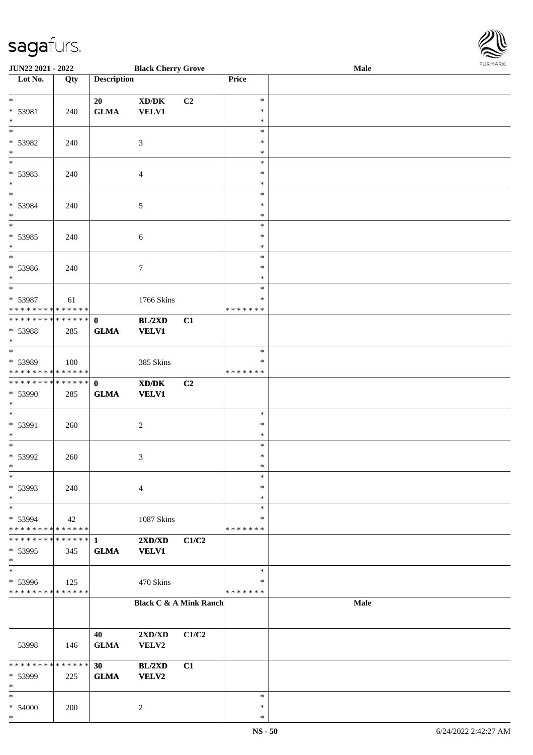| Lot No. | Qty | Description | | | Price | |
|---|---|---|---|---|---|---|
| * | | 20 | XD/DK | C2 | * | |
| * 53981 | 240 | GLMA | VELV1 | | * | |
| * | | | | | * | |
| * | | | | | * | |
| * 53982 | 240 | | 3 | | * | |
| * | | | | | * | |
| * | | | | | * | |
| * 53983 | 240 | | 4 | | * | |
| * | | | | | * | |
| * | | | | | * | |
| * 53984 | 240 | | 5 | | * | |
| * | | | | | * | |
| * | | | | | * | |
| * 53985 | 240 | | 6 | | * | |
| * | | | | | * | |
| * | | | | | * | |
| * 53986 | 240 | | 7 | | * | |
| * | | | | | * | |
| * | | | | | * | |
| * 53987 | 61 | | 1766 Skins | | * | |
| * * * * * * * * * * * * * * | | | | | * * * * * * * | |
| * * * * * * * * * * * * * * | | 0 | BL/2XD | C1 | | |
| * 53988 | 285 | GLMA | VELV1 | | | |
| * | | | | | | |
| * | | | | | * | |
| * 53989 | 100 | | 385 Skins | | * | |
| * * * * * * * * * * * * * * | | | | | * * * * * * * | |
| * * * * * * * * * * * * * * | | 0 | XD/DK | C2 | | |
| * 53990 | 285 | GLMA | VELV1 | | | |
| * | | | | | | |
| * | | | | | * | |
| * 53991 | 260 | | 2 | | * | |
| * | | | | | * | |
| * | | | | | * | |
| * 53992 | 260 | | 3 | | * | |
| * | | | | | * | |
| * | | | | | * | |
| * 53993 | 240 | | 4 | | * | |
| * | | | | | * | |
| * | | | | | * | |
| * 53994 | 42 | | 1087 Skins | | * | |
| * * * * * * * * * * * * * * | | | | | * * * * * * * | |
| * * * * * * * * * * * * * * | | 1 | 2XD/XD | C1/C2 | | |
| * 53995 | 345 | GLMA | VELV1 | | | |
| * | | | | | | |
| * | | | | | * | |
| * 53996 | 125 | | 470 Skins | | * | |
| * * * * * * * * * * * * * * | | | | | * * * * * * * | |
| | | | Black C & A Mink Ranch | | | Male |
| | | 40 | 2XD/XD | C1/C2 | | |
| 53998 | 146 | GLMA | VELV2 | | | |
| * * * * * * * * * * * * * * | | 30 | BL/2XD | C1 | | |
| * 53999 | 225 | GLMA | VELV2 | | | |
| * | | | | | | |
| * | | | | | * | |
| * 54000 | 200 | | 2 | | * | |
| * | | | | | * | |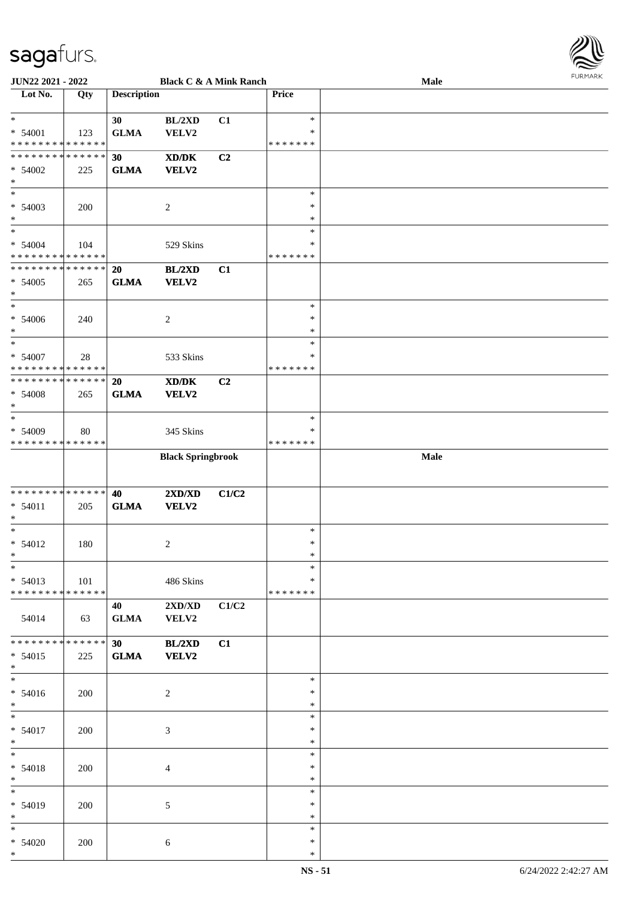| Lot No. | Qty | Description | | | Price | |
|---|---|---|---|---|---|---|
| * | | 30 | BL/2XD | C1 | * | |
| * 54001 | 123 | GLMA | VELV2 | | * | |
| * * * * * * * * * * * * * * | | | | | * * * * * * * | |
| * * * * * * * * * * * * * * | | **30** | **XD/DK** | **C2** | | |
| * 54002 | 225 | **GLMA** | **VELV2** | | | |
| * | | | | | | |
| * | | | | | * | |
| * 54003 | 200 | | 2 | | * | |
| * | | | | | * | |
| * | | | | | * | |
| * 54004 | 104 | | 529 Skins | | * | |
| * * * * * * * * * * * * * * | | | | | * * * * * * * | |
| * * * * * * * * * * * * * * | | **20** | **BL/2XD** | **C1** | | |
| * 54005 | 265 | **GLMA** | **VELV2** | | | |
| * | | | | | | |
| * | | | | | * | |
| * 54006 | 240 | | 2 | | * | |
| * | | | | | * | |
| * | | | | | * | |
| * 54007 | 28 | | 533 Skins | | * | |
| * * * * * * * * * * * * * * | | | | | * * * * * * * | |
| * * * * * * * * * * * * * * | | **20** | **XD/DK** | **C2** | | |
| * 54008 | 265 | **GLMA** | **VELV2** | | | |
| * | | | | | | |
| * | | | | | * | |
| * 54009 | 80 | | 345 Skins | | * | |
| * * * * * * * * * * * * * * | | | | | * * * * * * * | |
| | | | **Black Springbrook** | | | **Male** |
| * * * * * * * * * * * * * * | | **40** | **2XD/XD** | **C1/C2** | | |
| * 54011 | 205 | **GLMA** | **VELV2** | | | |
| * | | | | | | |
| * | | | | | * | |
| * 54012 | 180 | | 2 | | * | |
| * | | | | | * | |
| * | | | | | * | |
| * 54013 | 101 | | 486 Skins | | * | |
| * * * * * * * * * * * * * * | | | | | * * * * * * * | |
| | | 40 | 2XD/XD | C1/C2 | | |
| 54014 | 63 | GLMA | VELV2 | | | |
| * * * * * * * * * * * * * * | | **30** | **BL/2XD** | **C1** | | |
| * 54015 | 225 | **GLMA** | **VELV2** | | | |
| * | | | | | | |
| * | | | | | * | |
| * 54016 | 200 | | 2 | | * | |
| * | | | | | * | |
| * | | | | | * | |
| * 54017 | 200 | | 3 | | * | |
| * | | | | | * | |
| * | | | | | * | |
| * 54018 | 200 | | 4 | | * | |
| * | | | | | * | |
| * | | | | | * | |
| * 54019 | 200 | | 5 | | * | |
| * | | | | | * | |
| * | | | | | * | |
| * 54020 | 200 | | 6 | | * | |
| * | | | | | * | |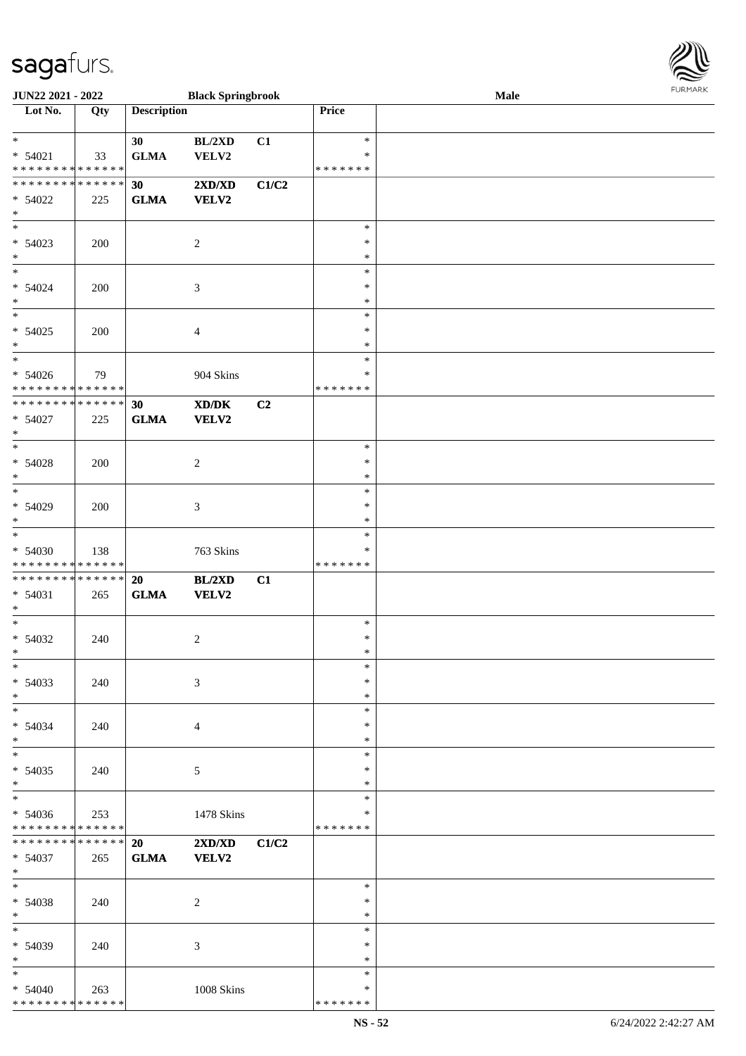| Lot No. | Qty | Description | | | Price | |
|---|---|---|---|---|---|---|
| * | | 30 | BL/2XD | C1 | * | |
| * 54021 | 33 | GLMA | VELV2 | | * | |
| * * * * * * * * * * * * * * | | | | | * * * * * * * | |
| * * * * * * * * * * * * * * | | **30** | **2XD/XD** | **C1/C2** | | |
| * 54022 | 225 | **GLMA** | **VELV2** | | | |
| * | | | | | | |
| * | | | | | * | |
| * 54023 | 200 | | 2 | | * | |
| * | | | | | * | |
| * | | | | | * | |
| * 54024 | 200 | | 3 | | * | |
| * | | | | | * | |
| * | | | | | * | |
| * 54025 | 200 | | 4 | | * | |
| * | | | | | * | |
| * | | | | | * | |
| * 54026 | 79 | | 904 Skins | | * | |
| * * * * * * * * * * * * * * | | | | | * * * * * * * | |
| * * * * * * * * * * * * * * | | **30** | **XD/DK** | **C2** | | |
| * 54027 | 225 | **GLMA** | **VELV2** | | | |
| * | | | | | | |
| * | | | | | * | |
| * 54028 | 200 | | 2 | | * | |
| * | | | | | * | |
| * | | | | | * | |
| * 54029 | 200 | | 3 | | * | |
| * | | | | | * | |
| * | | | | | * | |
| * 54030 | 138 | | 763 Skins | | * | |
| * * * * * * * * * * * * * * | | | | | * * * * * * * | |
| * * * * * * * * * * * * * * | | **20** | **BL/2XD** | **C1** | | |
| * 54031 | 265 | **GLMA** | **VELV2** | | | |
| * | | | | | | |
| * | | | | | * | |
| * 54032 | 240 | | 2 | | * | |
| * | | | | | * | |
| * | | | | | * | |
| * 54033 | 240 | | 3 | | * | |
| * | | | | | * | |
| * | | | | | * | |
| * 54034 | 240 | | 4 | | * | |
| * | | | | | * | |
| * | | | | | * | |
| * 54035 | 240 | | 5 | | * | |
| * | | | | | * | |
| * | | | | | * | |
| * 54036 | 253 | | 1478 Skins | | * | |
| * * * * * * * * * * * * * * | | | | | * * * * * * * | |
| * * * * * * * * * * * * * * | | **20** | **2XD/XD** | **C1/C2** | | |
| * 54037 | 265 | **GLMA** | **VELV2** | | | |
| * | | | | | | |
| * | | | | | * | |
| * 54038 | 240 | | 2 | | * | |
| * | | | | | * | |
| * | | | | | * | |
| * 54039 | 240 | | 3 | | * | |
| * | | | | | * | |
| * | | | | | * | |
| * 54040 | 263 | | 1008 Skins | | * | |
| * * * * * * * * * * * * * * | | | | | * * * * * * * | |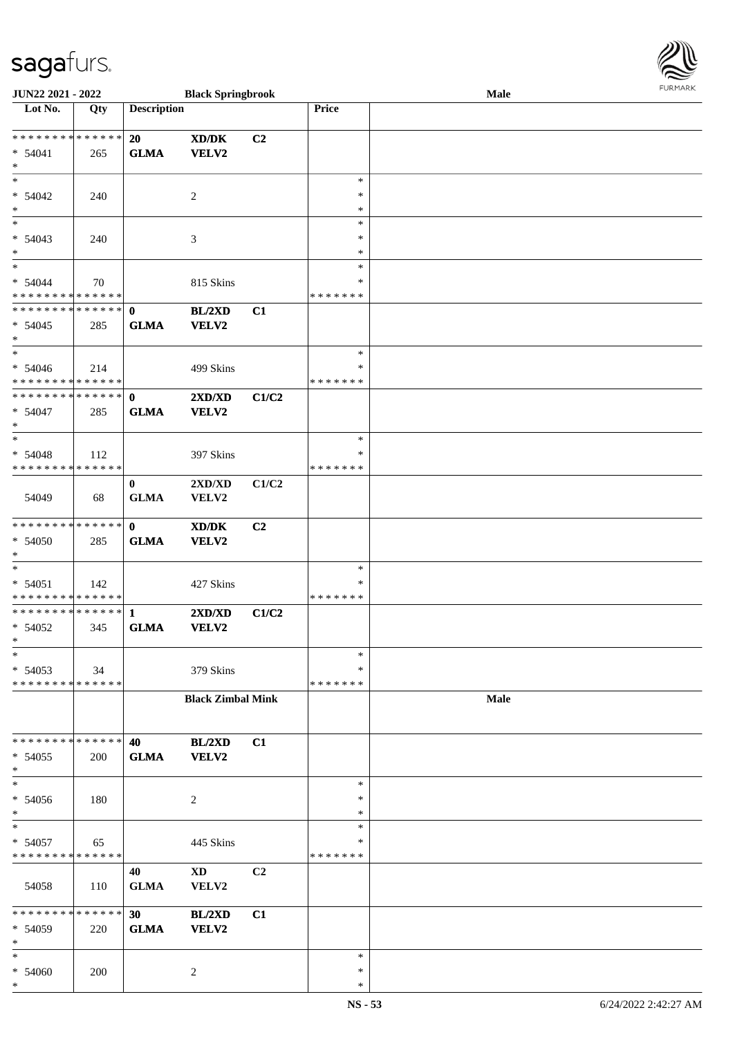| Lot No. | Qty | Description | | | Price | |
|---|---|---|---|---|---|---|
| **Black Springbrook** | | | | | | **Male** |
| * * * * * * * * * * * * * * | | 20 | XD/DK | C2 | | |
| * 54041 | 265 | GLMA | VELV2 | | | |
| * | | | | | | |
| * | | | | | * | |
| * 54042 | 240 | | 2 | | * | |
| * | | | | | * | |
| * | | | | | * | |
| * 54043 | 240 | | 3 | | * | |
| * | | | | | * | |
| * | | | | | * | |
| * 54044 | 70 | | 815 Skins | | * | |
| * * * * * * * * * * * * * * | | | | | * * * * * * * | |
| * * * * * * * * * * * * * * | | 0 | BL/2XD | C1 | | |
| * 54045 | 285 | GLMA | VELV2 | | | |
| * | | | | | | |
| * | | | | | * | |
| * 54046 | 214 | | 499 Skins | | * | |
| * * * * * * * * * * * * * * | | | | | * * * * * * * | |
| * * * * * * * * * * * * * * | | 0 | 2XD/XD | C1/C2 | | |
| * 54047 | 285 | GLMA | VELV2 | | | |
| * | | | | | | |
| * | | | | | * | |
| * 54048 | 112 | | 397 Skins | | * | |
| * * * * * * * * * * * * * * | | | | | * * * * * * * | |
| 54049 | 68 | 0 GLMA | 2XD/XD VELV2 | C1/C2 | | |
| * * * * * * * * * * * * * * | | 0 | XD/DK | C2 | | |
| * 54050 | 285 | GLMA | VELV2 | | | |
| * | | | | | | |
| * | | | | | * | |
| * 54051 | 142 | | 427 Skins | | * | |
| * * * * * * * * * * * * * * | | | | | * * * * * * * | |
| * * * * * * * * * * * * * * | | 1 | 2XD/XD | C1/C2 | | |
| * 54052 | 345 | GLMA | VELV2 | | | |
| * | | | | | | |
| * | | | | | * | |
| * 54053 | 34 | | 379 Skins | | * | |
| * * * * * * * * * * * * * * | | | | | * * * * * * * | |
| | | **Black Zimbal Mink** | | | | **Male** |
| * * * * * * * * * * * * * * | | 40 | BL/2XD | C1 | | |
| * 54055 | 200 | GLMA | VELV2 | | | |
| * | | | | | | |
| * | | | | | * | |
| * 54056 | 180 | | 2 | | * | |
| * | | | | | * | |
| * | | | | | * | |
| * 54057 | 65 | | 445 Skins | | * | |
| * * * * * * * * * * * * * * | | | | | * * * * * * * | |
| 54058 | 110 | 40 GLMA | XD VELV2 | C2 | | |
| * * * * * * * * * * * * * * | | 30 | BL/2XD | C1 | | |
| * 54059 | 220 | GLMA | VELV2 | | | |
| * | | | | | | |
| * | | | | | * | |
| * 54060 | 200 | | 2 | | * | |
| * | | | | | * | |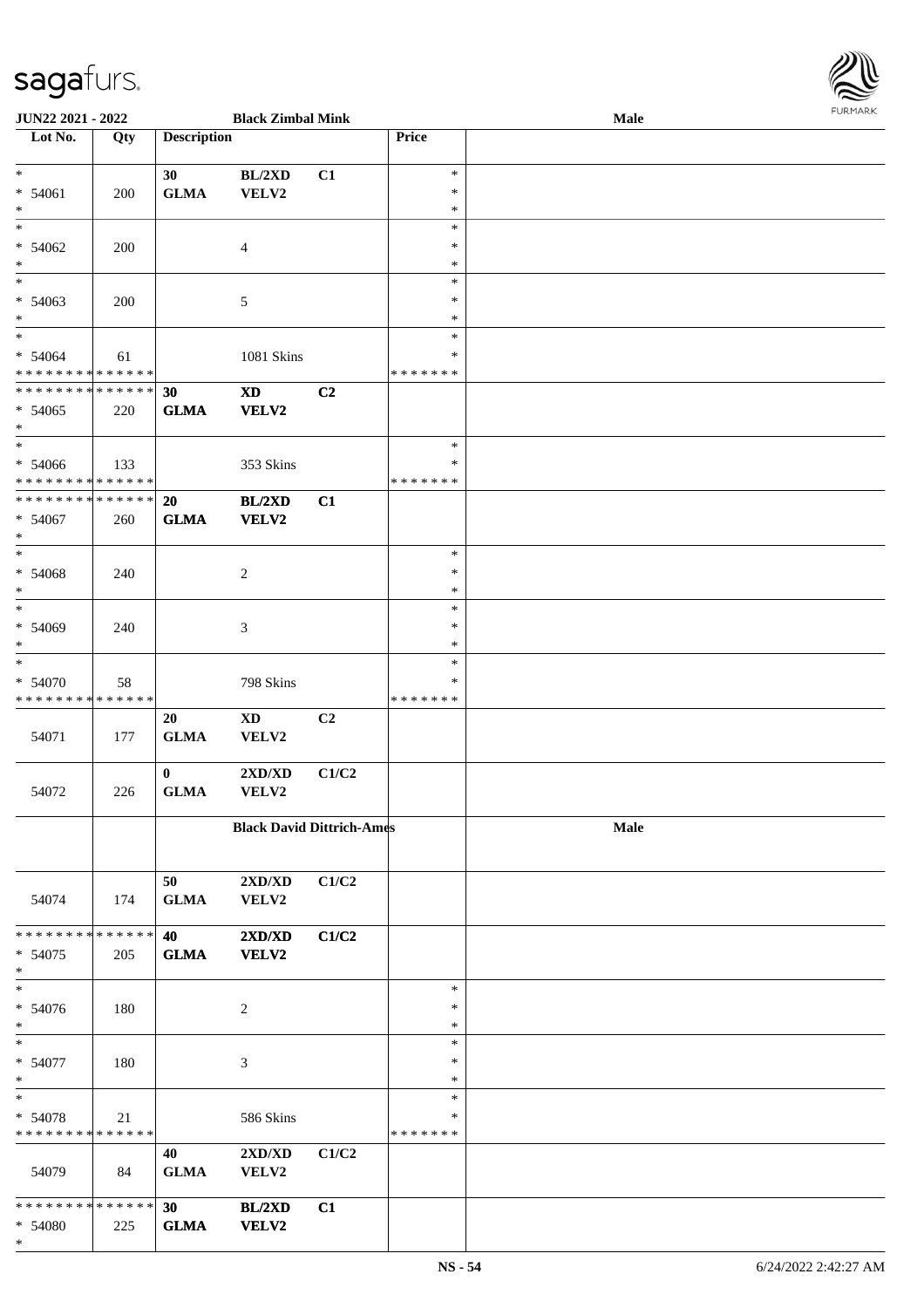| Lot No. | Qty | Description | | | Price | |
|---|---|---|---|---|---|---|
| **JUN22 2021 - 2022** | | **Black Zimbal Mink** | | | | **Male** |
| * | | 30 | BL/2XD | C1 | * | |
| * 54061 | 200 | GLMA | VELV2 | | * | |
| * | | | | | * | |
| * | | | | | * | |
| * 54062 | 200 | | 4 | | * | |
| * | | | | | * | |
| * | | | | | * | |
| * 54063 | 200 | | 5 | | * | |
| * | | | | | * | |
| * | | | | | * | |
| * 54064 | 61 | | 1081 Skins | | * | |
| * * * * * * * * * * * * * * | | | | | * * * * * * * | |
| * * * * * * * * * * * * * * | | **30** | **XD** | **C2** | | |
| * 54065 | 220 | **GLMA** | **VELV2** | | | |
| * | | | | | | |
| * | | | | | * | |
| * 54066 | 133 | | 353 Skins | | * | |
| * * * * * * * * * * * * * * | | | | | * * * * * * * | |
| * * * * * * * * * * * * * * | | **20** | **BL/2XD** | **C1** | | |
| * 54067 | 260 | **GLMA** | **VELV2** | | | |
| * | | | | | | |
| * | | | | | * | |
| * 54068 | 240 | | 2 | | * | |
| * | | | | | * | |
| * | | | | | * | |
| * 54069 | 240 | | 3 | | * | |
| * | | | | | * | |
| * | | | | | * | |
| * 54070 | 58 | | 798 Skins | | * | |
| * * * * * * * * * * * * * * | | | | | * * * * * * * | |
| 54071 | 177 | 20 GLMA | XD VELV2 | C2 | | |
| 54072 | 226 | 0 GLMA | 2XD/XD VELV2 | C1/C2 | | |
| | | **Black David Dittrich-Ames** | | | | **Male** |
| 54074 | 174 | 50 GLMA | 2XD/XD VELV2 | C1/C2 | | |
| * * * * * * * * * * * * * * | | **40** | **2XD/XD** | **C1/C2** | | |
| * 54075 | 205 | **GLMA** | **VELV2** | | | |
| * | | | | | | |
| * | | | | | * | |
| * 54076 | 180 | | 2 | | * | |
| * | | | | | * | |
| * | | | | | * | |
| * 54077 | 180 | | 3 | | * | |
| * | | | | | * | |
| * | | | | | * | |
| * 54078 | 21 | | 586 Skins | | * | |
| * * * * * * * * * * * * * * | | | | | * * * * * * * | |
| 54079 | 84 | 40 GLMA | 2XD/XD VELV2 | C1/C2 | | |
| * * * * * * * * * * * * * * | | **30** | **BL/2XD** | **C1** | | |
| * 54080 | 225 | **GLMA** | **VELV2** | | | |
| * | | | | | | |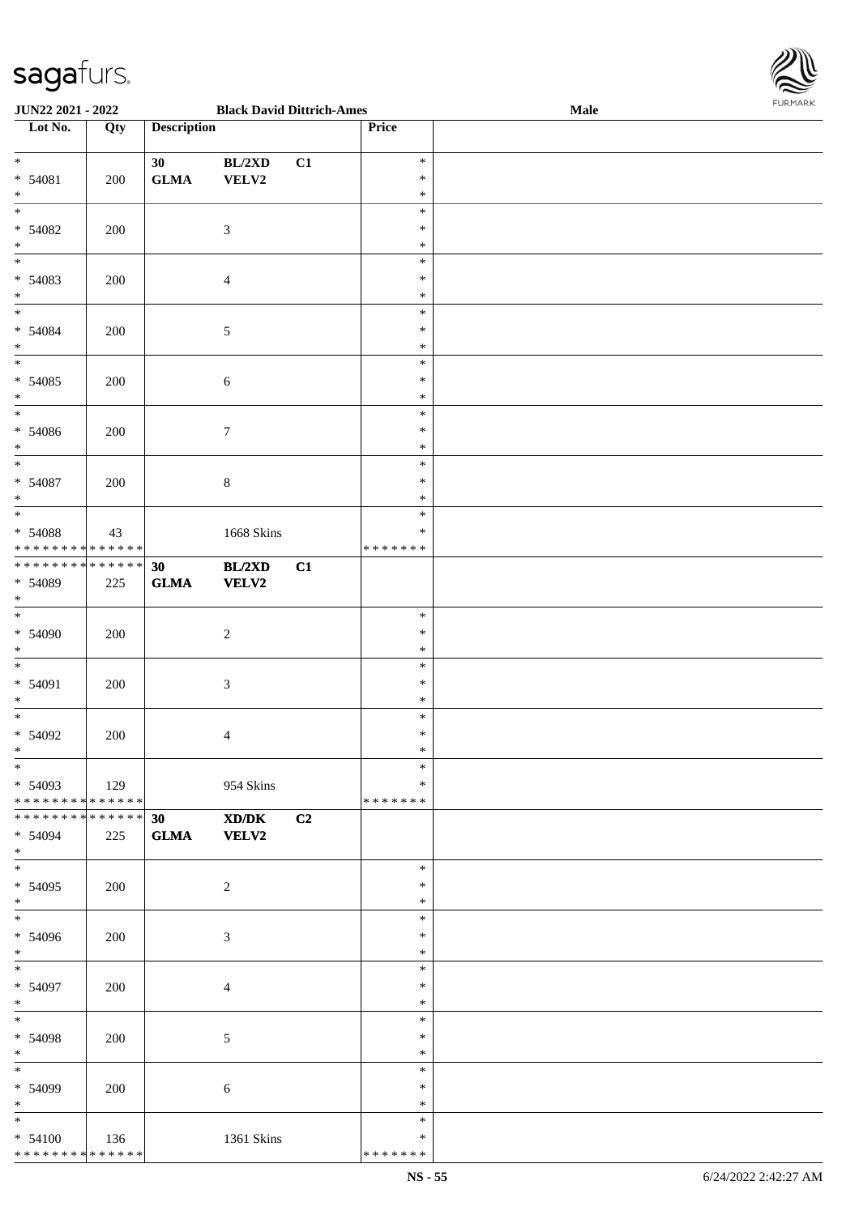| Lot No. | Qty | Description | | | Price | |
|---|---|---|---|---|---|---|
| * <br> * 54081 <br> * | 200 | 30 <br> **GLMA** | **BL/2XD** <br> **VELV2** | **C1** | * <br> * <br> * | |
| * <br> * 54082 <br> * | 200 | | 3 | | * <br> * <br> * | |
| * <br> * 54083 <br> * | 200 | | 4 | | * <br> * <br> * | |
| * <br> * 54084 <br> * | 200 | | 5 | | * <br> * <br> * | |
| * <br> * 54085 <br> * | 200 | | 6 | | * <br> * <br> * | |
| * <br> * 54086 <br> * | 200 | | 7 | | * <br> * <br> * | |
| * <br> * 54087 <br> * | 200 | | 8 | | * <br> * <br> * | |
| * <br> * 54088 <br> * * * * * * * * * * * * * * | 43 | | 1668 Skins | | * <br> * <br> * * * * * * * | |
| * * * * * * * * * * * * * * <br> * 54089 <br> * | 225 | **30** <br> **GLMA** | **BL/2XD** <br> **VELV2** | **C1** | | |
| * <br> * 54090 <br> * | 200 | | 2 | | * <br> * <br> * | |
| * <br> * 54091 <br> * | 200 | | 3 | | * <br> * <br> * | |
| * <br> * 54092 <br> * | 200 | | 4 | | * <br> * <br> * | |
| * <br> * 54093 <br> * * * * * * * * * * * * * * | 129 | | 954 Skins | | * <br> * <br> * * * * * * * | |
| * * * * * * * * * * * * * * <br> * 54094 <br> * | 225 | **30** <br> **GLMA** | **XD/DK** <br> **VELV2** | **C2** | | |
| * <br> * 54095 <br> * | 200 | | 2 | | * <br> * <br> * | |
| * <br> * 54096 <br> * | 200 | | 3 | | * <br> * <br> * | |
| * <br> * 54097 <br> * | 200 | | 4 | | * <br> * <br> * | |
| * <br> * 54098 <br> * | 200 | | 5 | | * <br> * <br> * | |
| * <br> * 54099 <br> * | 200 | | 6 | | * <br> * <br> * | |
| * <br> * 54100 <br> * * * * * * * * * * * * * * | 136 | | 1361 Skins | | * <br> * <br> * * * * * * * | |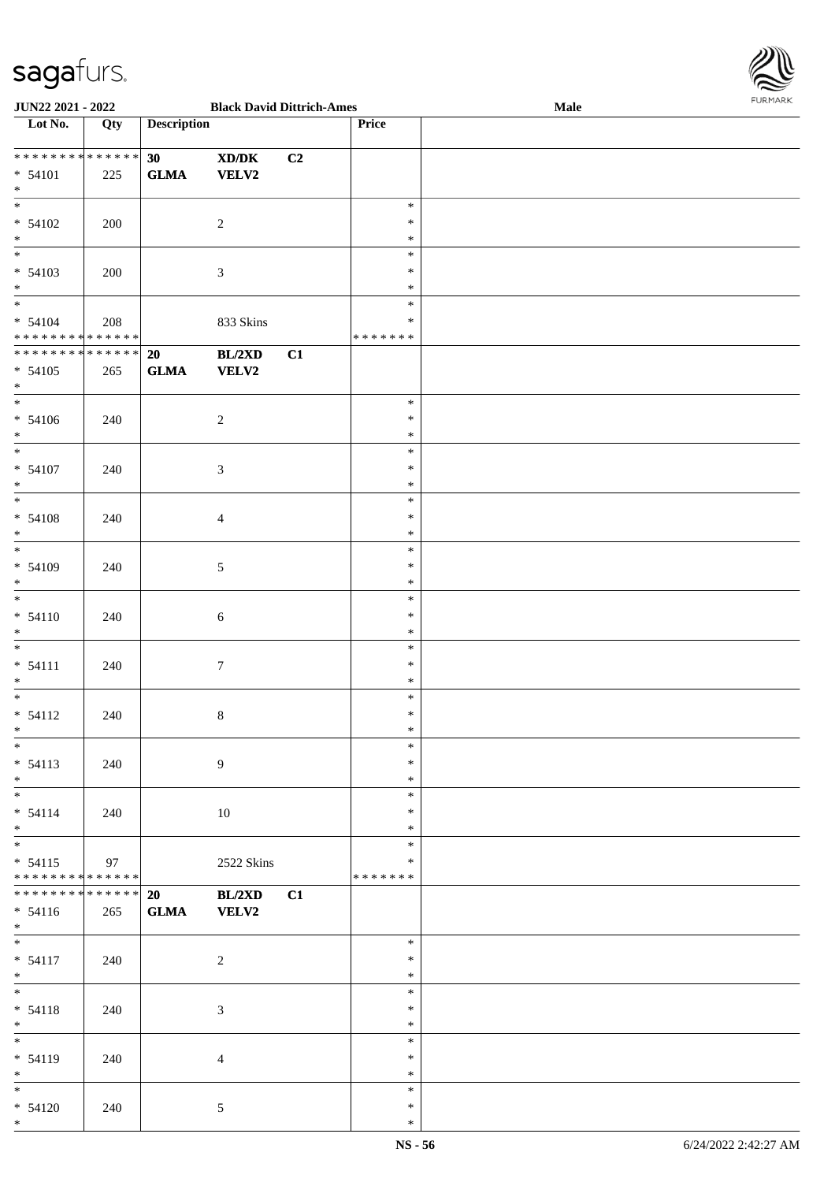| Lot No. | Qty | Description | | | Price | |
|---|---|---|---|---|---|---|
| * * * * * * * * * * * * * * | | 30 | XD/DK | C2 | | |
| * 54101 | 225 | GLMA | VELV2 | | | |
| * | | | | | | |
| * | | | | | * | |
| * 54102 | 200 | | 2 | | * | |
| * | | | | | * | |
| * | | | | | * | |
| * 54103 | 200 | | 3 | | * | |
| * | | | | | * | |
| * | | | | | * | |
| * 54104 | 208 | | 833 Skins | | * | |
| * * * * * * * * * * * * * * | | | | | * * * * * * * | |
| * * * * * * * * * * * * * * | | 20 | BL/2XD | C1 | | |
| * 54105 | 265 | GLMA | VELV2 | | | |
| * | | | | | | |
| * | | | | | * | |
| * 54106 | 240 | | 2 | | * | |
| * | | | | | * | |
| * | | | | | * | |
| * 54107 | 240 | | 3 | | * | |
| * | | | | | * | |
| * | | | | | * | |
| * 54108 | 240 | | 4 | | * | |
| * | | | | | * | |
| * | | | | | * | |
| * 54109 | 240 | | 5 | | * | |
| * | | | | | * | |
| * | | | | | * | |
| * 54110 | 240 | | 6 | | * | |
| * | | | | | * | |
| * | | | | | * | |
| * 54111 | 240 | | 7 | | * | |
| * | | | | | * | |
| * | | | | | * | |
| * 54112 | 240 | | 8 | | * | |
| * | | | | | * | |
| * | | | | | * | |
| * 54113 | 240 | | 9 | | * | |
| * | | | | | * | |
| * | | | | | * | |
| * 54114 | 240 | | 10 | | * | |
| * | | | | | * | |
| * | | | | | * | |
| * 54115 | 97 | | 2522 Skins | | * | |
| * * * * * * * * * * * * * * | | | | | * * * * * * * | |
| * * * * * * * * * * * * * * | | 20 | BL/2XD | C1 | | |
| * 54116 | 265 | GLMA | VELV2 | | | |
| * | | | | | | |
| * | | | | | * | |
| * 54117 | 240 | | 2 | | * | |
| * | | | | | * | |
| * | | | | | * | |
| * 54118 | 240 | | 3 | | * | |
| * | | | | | * | |
| * | | | | | * | |
| * 54119 | 240 | | 4 | | * | |
| * | | | | | * | |
| * | | | | | * | |
| * 54120 | 240 | | 5 | | * | |
| * | | | | | * | |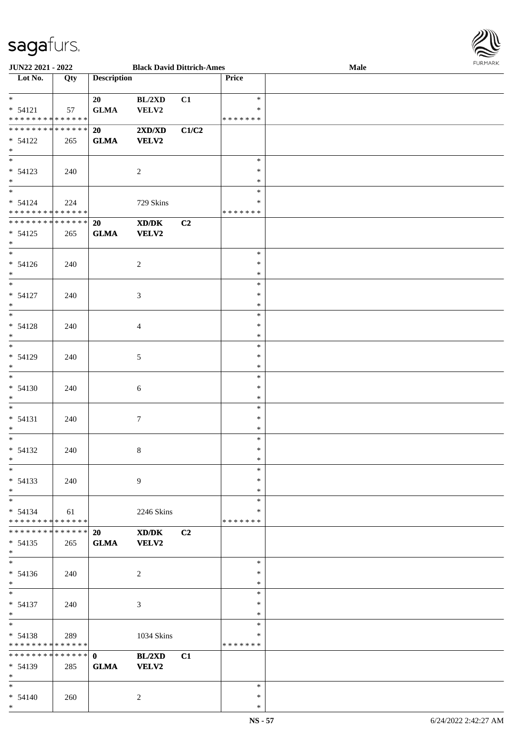| Lot No. | Qty | Description | | | Price | |
|---|---|---|---|---|---|---|
| *<br>* 54121<br>* * * * * * * * * * * * * * | 57 | 20<br>GLMA | BL/2XD<br>VELV2 | C1 | *<br>*<br>* * * * * * * | |
| * * * * * * * * * * * * * *<br>* 54122<br>* | 265 | **20**<br>**GLMA** | **2XD/XD**<br>**VELV2** | **C1/C2** | | |
| *<br>* 54123<br>* | 240 | | 2 | | *<br>*<br>* | |
| *<br>* 54124<br>* * * * * * * * * * * * * * | 224 | | 729 Skins | | *<br>*<br>* * * * * * * | |
| * * * * * * * * * * * * * *<br>* 54125<br>* | 265 | **20**<br>**GLMA** | **XD/DK**<br>**VELV2** | **C2** | | |
| *<br>* 54126<br>* | 240 | | 2 | | *<br>*<br>* | |
| *<br>* 54127<br>* | 240 | | 3 | | *<br>*<br>* | |
| *<br>* 54128<br>* | 240 | | 4 | | *<br>*<br>* | |
| *<br>* 54129<br>* | 240 | | 5 | | *<br>*<br>* | |
| *<br>* 54130<br>* | 240 | | 6 | | *<br>*<br>* | |
| *<br>* 54131<br>* | 240 | | 7 | | *<br>*<br>* | |
| *<br>* 54132<br>* | 240 | | 8 | | *<br>*<br>* | |
| *<br>* 54133<br>* | 240 | | 9 | | *<br>*<br>* | |
| *<br>* 54134<br>* * * * * * * * * * * * * * | 61 | | 2246 Skins | | *<br>*<br>* * * * * * * | |
| * * * * * * * * * * * * * *<br>* 54135<br>* | 265 | **20**<br>**GLMA** | **XD/DK**<br>**VELV2** | **C2** | | |
| *<br>* 54136<br>* | 240 | | 2 | | *<br>*<br>* | |
| *<br>* 54137<br>* | 240 | | 3 | | *<br>*<br>* | |
| *<br>* 54138<br>* * * * * * * * * * * * * * | 289 | | 1034 Skins | | *<br>*<br>* * * * * * * | |
| * * * * * * * * * * * * * *<br>* 54139<br>* | 285 | **0**<br>**GLMA** | **BL/2XD**<br>**VELV2** | **C1** | | |
| *<br>* 54140<br>* | 260 | | 2 | | *<br>*<br>* | |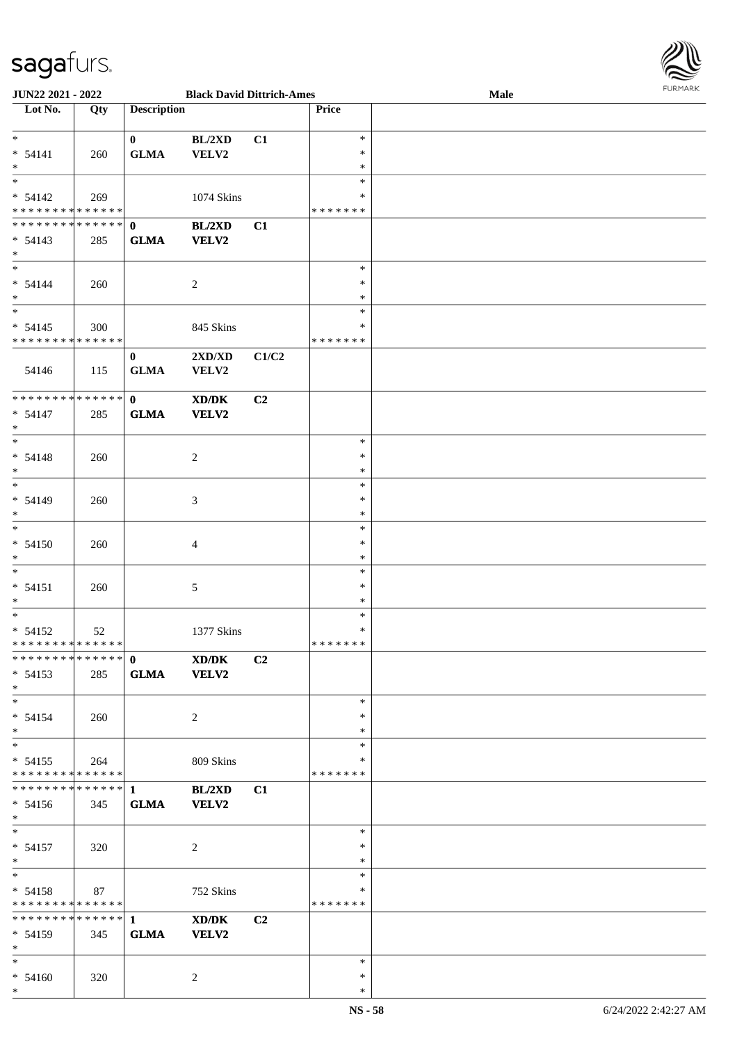| Lot No. | Qty | Description | | | Price | |
|---|---|---|---|---|---|---|
| * | | 0 | BL/2XD | C1 | * | |
| * 54141 | 260 | GLMA | VELV2 | | * | |
| * | | | | | * | |
| * | | | | | * | |
| * 54142 | 269 | | 1074 Skins | | * | |
| * * * * * * * * * * * * * * | | | | | * * * * * * * | |
| * * * * * * * * * * * * * * | | 0 | BL/2XD | C1 | | |
| * 54143 | 285 | GLMA | VELV2 | | | |
| * | | | | | | |
| * | | | | | * | |
| * 54144 | 260 | | 2 | | * | |
| * | | | | | * | |
| * | | | | | * | |
| * 54145 | 300 | | 845 Skins | | * | |
| * * * * * * * * * * * * * * | | | | | * * * * * * * | |
| | | 0 | 2XD/XD | C1/C2 | | |
| 54146 | 115 | GLMA | VELV2 | | | |
| * * * * * * * * * * * * * * | | 0 | XD/DK | C2 | | |
| * 54147 | 285 | GLMA | VELV2 | | | |
| * | | | | | | |
| * | | | | | * | |
| * 54148 | 260 | | 2 | | * | |
| * | | | | | * | |
| * | | | | | * | |
| * 54149 | 260 | | 3 | | * | |
| * | | | | | * | |
| * | | | | | * | |
| * 54150 | 260 | | 4 | | * | |
| * | | | | | * | |
| * | | | | | * | |
| * 54151 | 260 | | 5 | | * | |
| * | | | | | * | |
| * | | | | | * | |
| * 54152 | 52 | | 1377 Skins | | * | |
| * * * * * * * * * * * * * * | | | | | * * * * * * * | |
| * * * * * * * * * * * * * * | | 0 | XD/DK | C2 | | |
| * 54153 | 285 | GLMA | VELV2 | | | |
| * | | | | | | |
| * | | | | | * | |
| * 54154 | 260 | | 2 | | * | |
| * | | | | | * | |
| * | | | | | * | |
| * 54155 | 264 | | 809 Skins | | * | |
| * * * * * * * * * * * * * * | | | | | * * * * * * * | |
| * * * * * * * * * * * * * * | | 1 | BL/2XD | C1 | | |
| * 54156 | 345 | GLMA | VELV2 | | | |
| * | | | | | | |
| * | | | | | * | |
| * 54157 | 320 | | 2 | | * | |
| * | | | | | * | |
| * | | | | | * | |
| * 54158 | 87 | | 752 Skins | | * | |
| * * * * * * * * * * * * * * | | | | | * * * * * * * | |
| * * * * * * * * * * * * * * | | 1 | XD/DK | C2 | | |
| * 54159 | 345 | GLMA | VELV2 | | | |
| * | | | | | | |
| * | | | | | * | |
| * 54160 | 320 | | 2 | | * | |
| * | | | | | * | |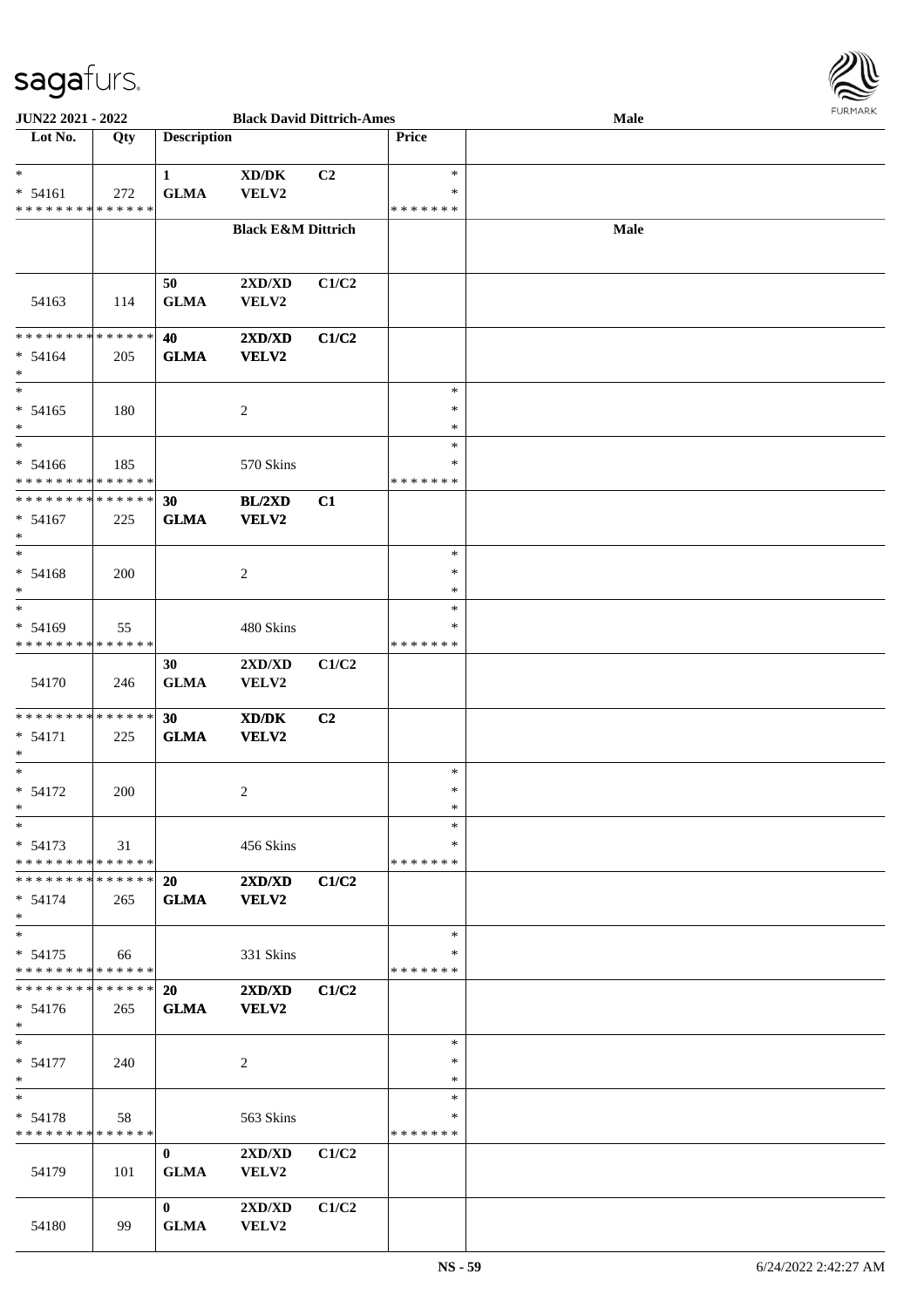| Lot No. | Qty | Description | | | Price | |
|---|---|---|---|---|---|---|
| * | | 1 | XD/DK | C2 | * | |
| * 54161 | 272 | GLMA | VELV2 | | * | |
| * * * * * * * * * * * * * * | | | | | * * * * * * * | |
| | | | **Black E&M Dittrich** | | | **Male** |
| | | 50 | 2XD/XD | C1/C2 | | |
| 54163 | 114 | GLMA | VELV2 | | | |
| * * * * * * * * * * * * * * | | **40** | **2XD/XD** | **C1/C2** | | |
| * 54164 | 205 | **GLMA** | **VELV2** | | | |
| * | | | | | | |
| * | | | | | * | |
| * 54165 | 180 | | 2 | | * | |
| * | | | | | * | |
| * | | | | | * | |
| * 54166 | 185 | | 570 Skins | | * | |
| * * * * * * * * * * * * * * | | | | | * * * * * * * | |
| * * * * * * * * * * * * * * | | **30** | **BL/2XD** | **C1** | | |
| * 54167 | 225 | **GLMA** | **VELV2** | | | |
| * | | | | | | |
| * | | | | | * | |
| * 54168 | 200 | | 2 | | * | |
| * | | | | | * | |
| * | | | | | * | |
| * 54169 | 55 | | 480 Skins | | * | |
| * * * * * * * * * * * * * * | | | | | * * * * * * * | |
| | | 30 | 2XD/XD | C1/C2 | | |
| 54170 | 246 | GLMA | VELV2 | | | |
| * * * * * * * * * * * * * * | | **30** | **XD/DK** | **C2** | | |
| * 54171 | 225 | **GLMA** | **VELV2** | | | |
| * | | | | | | |
| * | | | | | * | |
| * 54172 | 200 | | 2 | | * | |
| * | | | | | * | |
| * | | | | | * | |
| * 54173 | 31 | | 456 Skins | | * | |
| * * * * * * * * * * * * * * | | | | | * * * * * * * | |
| * * * * * * * * * * * * * * | | **20** | **2XD/XD** | **C1/C2** | | |
| * 54174 | 265 | **GLMA** | **VELV2** | | | |
| * | | | | | | |
| * | | | | | * | |
| * 54175 | 66 | | 331 Skins | | * | |
| * * * * * * * * * * * * * * | | | | | * * * * * * * | |
| * * * * * * * * * * * * * * | | **20** | **2XD/XD** | **C1/C2** | | |
| * 54176 | 265 | **GLMA** | **VELV2** | | | |
| * | | | | | | |
| * | | | | | * | |
| * 54177 | 240 | | 2 | | * | |
| * | | | | | * | |
| * | | | | | * | |
| * 54178 | 58 | | 563 Skins | | * | |
| * * * * * * * * * * * * * * | | | | | * * * * * * * | |
| | | 0 | 2XD/XD | C1/C2 | | |
| 54179 | 101 | GLMA | VELV2 | | | |
| | | 0 | 2XD/XD | C1/C2 | | |
| 54180 | 99 | GLMA | VELV2 | | | |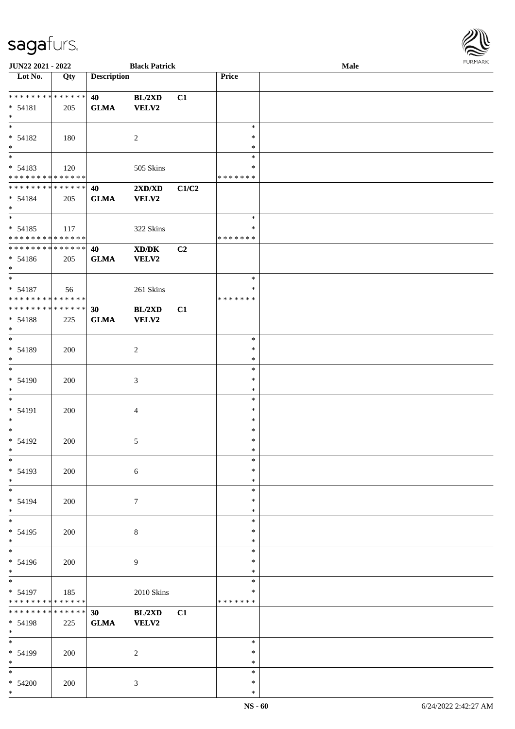| Lot No. | Qty | Description | | | Price | |
|---|---|---|---|---|---|---|
| * * * * * * * * * * * * * * | | 40 | BL/2XD | C1 | | |
| * 54181 | 205 | GLMA | VELV2 | | | |
| * | | | | | | |
| * | | | | | * | |
| * 54182 | 180 | | 2 | | * | |
| * | | | | | * | |
| * | | | | | * | |
| * 54183 | 120 | | 505 Skins | | * | |
| * * * * * * * * * * * * * * | | | | | * * * * * * * | |
| * * * * * * * * * * * * * * | | 40 | 2XD/XD | C1/C2 | | |
| * 54184 | 205 | GLMA | VELV2 | | | |
| * | | | | | | |
| * | | | | | * | |
| * 54185 | 117 | | 322 Skins | | * | |
| * * * * * * * * * * * * * * | | | | | * * * * * * * | |
| * * * * * * * * * * * * * * | | 40 | XD/DK | C2 | | |
| * 54186 | 205 | GLMA | VELV2 | | | |
| * | | | | | | |
| * | | | | | * | |
| * 54187 | 56 | | 261 Skins | | * | |
| * * * * * * * * * * * * * * | | | | | * * * * * * * | |
| * * * * * * * * * * * * * * | | 30 | BL/2XD | C1 | | |
| * 54188 | 225 | GLMA | VELV2 | | | |
| * | | | | | | |
| * | | | | | * | |
| * 54189 | 200 | | 2 | | * | |
| * | | | | | * | |
| * | | | | | * | |
| * 54190 | 200 | | 3 | | * | |
| * | | | | | * | |
| * | | | | | * | |
| * 54191 | 200 | | 4 | | * | |
| * | | | | | * | |
| * | | | | | * | |
| * 54192 | 200 | | 5 | | * | |
| * | | | | | * | |
| * | | | | | * | |
| * 54193 | 200 | | 6 | | * | |
| * | | | | | * | |
| * | | | | | * | |
| * 54194 | 200 | | 7 | | * | |
| * | | | | | * | |
| * | | | | | * | |
| * 54195 | 200 | | 8 | | * | |
| * | | | | | * | |
| * | | | | | * | |
| * 54196 | 200 | | 9 | | * | |
| * | | | | | * | |
| * | | | | | * | |
| * 54197 | 185 | | 2010 Skins | | * | |
| * * * * * * * * * * * * * * | | | | | * * * * * * * | |
| * * * * * * * * * * * * * * | | 30 | BL/2XD | C1 | | |
| * 54198 | 225 | GLMA | VELV2 | | | |
| * | | | | | | |
| * | | | | | * | |
| * 54199 | 200 | | 2 | | * | |
| * | | | | | * | |
| * | | | | | * | |
| * 54200 | 200 | | 3 | | * | |
| * | | | | | * | |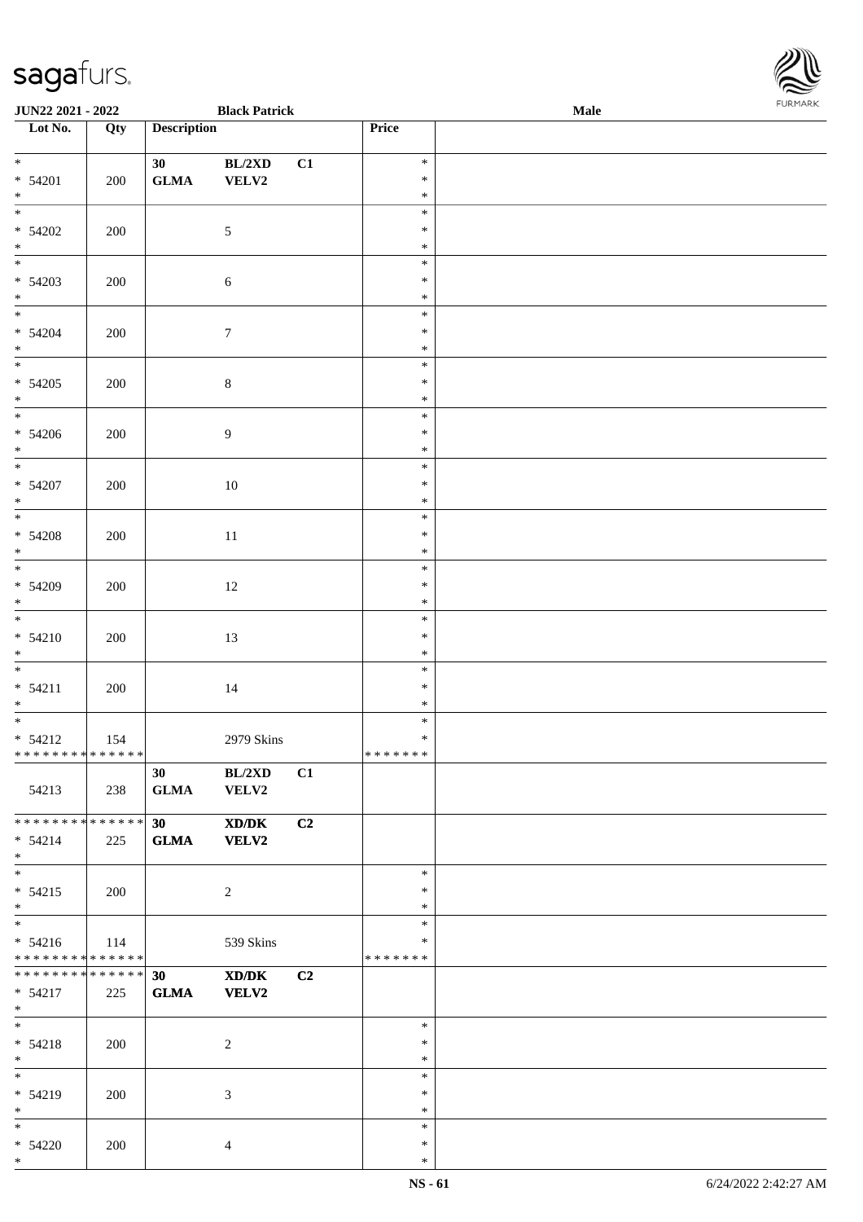| Lot No. | Qty | Description | | | Price | |
|---|---|---|---|---|---|---|
| * | | 30 | BL/2XD | C1 | * | |
| * 54201 | 200 | GLMA | VELV2 | | * | |
| * | | | | | * | |
| * | | | | | * | |
| * 54202 | 200 | | 5 | | * | |
| * | | | | | * | |
| * | | | | | * | |
| * 54203 | 200 | | 6 | | * | |
| * | | | | | * | |
| * | | | | | * | |
| * 54204 | 200 | | 7 | | * | |
| * | | | | | * | |
| * | | | | | * | |
| * 54205 | 200 | | 8 | | * | |
| * | | | | | * | |
| * | | | | | * | |
| * 54206 | 200 | | 9 | | * | |
| * | | | | | * | |
| * | | | | | * | |
| * 54207 | 200 | | 10 | | * | |
| * | | | | | * | |
| * | | | | | * | |
| * 54208 | 200 | | 11 | | * | |
| * | | | | | * | |
| * | | | | | * | |
| * 54209 | 200 | | 12 | | * | |
| * | | | | | * | |
| * | | | | | * | |
| * 54210 | 200 | | 13 | | * | |
| * | | | | | * | |
| * | | | | | * | |
| * 54211 | 200 | | 14 | | * | |
| * | | | | | * | |
| * | | | | | * | |
| * 54212 | 154 | | 2979 Skins | | * | |
| * * * * * * * * * * * * * * | | | | | * * * * * * * | |
| | | 30 | BL/2XD | C1 | | |
| 54213 | 238 | GLMA | VELV2 | | | |
| * * * * * * * * * * * * * * | | 30 | XD/DK | C2 | | |
| * 54214 | 225 | GLMA | VELV2 | | | |
| * | | | | | | |
| * | | | | | * | |
| * 54215 | 200 | | 2 | | * | |
| * | | | | | * | |
| * | | | | | * | |
| * 54216 | 114 | | 539 Skins | | * | |
| * * * * * * * * * * * * * * | | | | | * * * * * * * | |
| * * * * * * * * * * * * * * | | 30 | XD/DK | C2 | | |
| * 54217 | 225 | GLMA | VELV2 | | | |
| * | | | | | | |
| * | | | | | * | |
| * 54218 | 200 | | 2 | | * | |
| * | | | | | * | |
| * | | | | | * | |
| * 54219 | 200 | | 3 | | * | |
| * | | | | | * | |
| * | | | | | * | |
| * 54220 | 200 | | 4 | | * | |
| * | | | | | * | |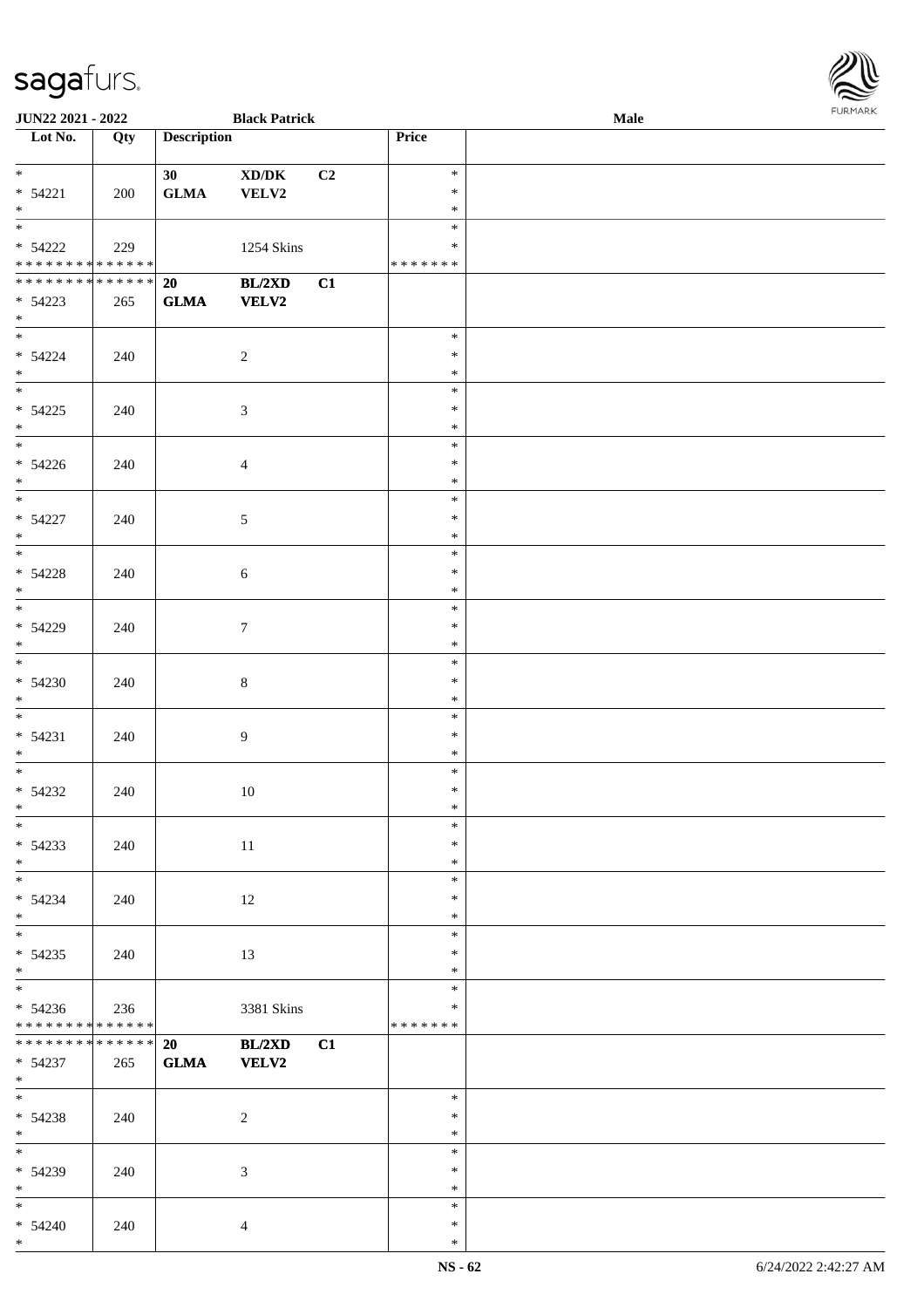| Lot No. | Qty | Description | | | Price | |
|---|---|---|---|---|---|---|
| * <br> * 54221 <br> * | 200 | 30 <br> **GLMA** | **XD/DK** <br> **VELV2** | **C2** | * <br> * <br> * | |
| * <br> * 54222 <br> * * * * * * * * * * * * * * | 229 | | 1254 Skins | | * <br> * <br> * * * * * * * | |
| * * * * * * * * * * * * * * <br> * 54223 <br> * | 265 | **20** <br> **GLMA** | **BL/2XD** <br> **VELV2** | **C1** | | |
| * <br> * 54224 <br> * | 240 | | 2 | | * <br> * <br> * | |
| * <br> * 54225 <br> * | 240 | | 3 | | * <br> * <br> * | |
| * <br> * 54226 <br> * | 240 | | 4 | | * <br> * <br> * | |
| * <br> * 54227 <br> * | 240 | | 5 | | * <br> * <br> * | |
| * <br> * 54228 <br> * | 240 | | 6 | | * <br> * <br> * | |
| * <br> * 54229 <br> * | 240 | | 7 | | * <br> * <br> * | |
| * <br> * 54230 <br> * | 240 | | 8 | | * <br> * <br> * | |
| * <br> * 54231 <br> * | 240 | | 9 | | * <br> * <br> * | |
| * <br> * 54232 <br> * | 240 | | 10 | | * <br> * <br> * | |
| * <br> * 54233 <br> * | 240 | | 11 | | * <br> * <br> * | |
| * <br> * 54234 <br> * | 240 | | 12 | | * <br> * <br> * | |
| * <br> * 54235 <br> * | 240 | | 13 | | * <br> * <br> * | |
| * <br> * 54236 <br> * * * * * * * * * * * * * * | 236 | | 3381 Skins | | * <br> * <br> * * * * * * * | |
| * * * * * * * * * * * * * * <br> * 54237 <br> * | 265 | **20** <br> **GLMA** | **BL/2XD** <br> **VELV2** | **C1** | | |
| * <br> * 54238 <br> * | 240 | | 2 | | * <br> * <br> * | |
| * <br> * 54239 <br> * | 240 | | 3 | | * <br> * <br> * | |
| * <br> * 54240 <br> * | 240 | | 4 | | * <br> * <br> * | |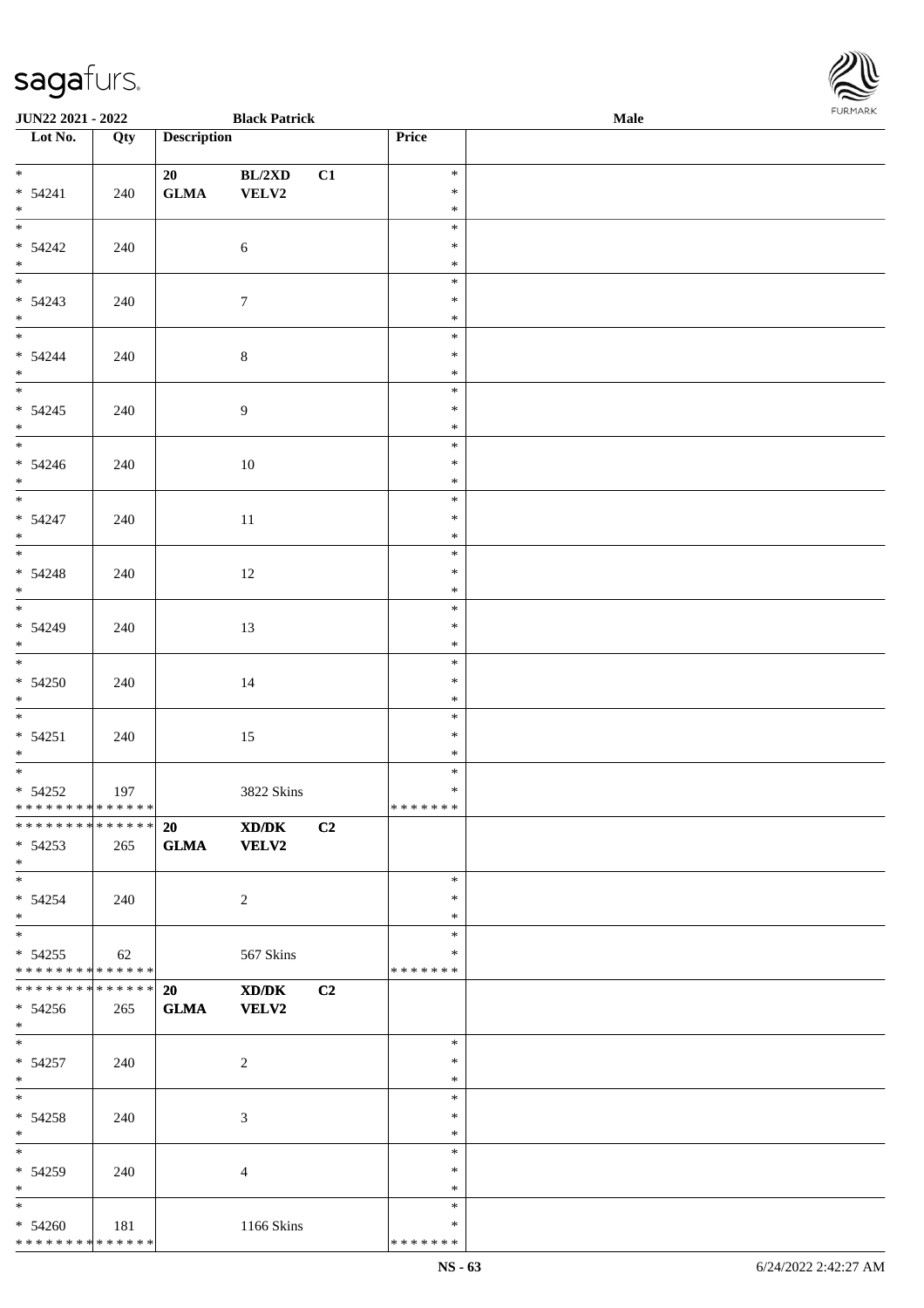| Lot No. | Qty | Description | | | Price | |
|---|---|---|---|---|---|---|
| * <br> * 54241 <br> * | 240 | 20 <br> GLMA | BL/2XD <br> VELV2 | C1 | * <br> * <br> * | |
| * <br> * 54242 <br> * | 240 | | 6 | | * <br> * <br> * | |
| * <br> * 54243 <br> * | 240 | | 7 | | * <br> * <br> * | |
| * <br> * 54244 <br> * | 240 | | 8 | | * <br> * <br> * | |
| * <br> * 54245 <br> * | 240 | | 9 | | * <br> * <br> * | |
| * <br> * 54246 <br> * | 240 | | 10 | | * <br> * <br> * | |
| * <br> * 54247 <br> * | 240 | | 11 | | * <br> * <br> * | |
| * <br> * 54248 <br> * | 240 | | 12 | | * <br> * <br> * | |
| * <br> * 54249 <br> * | 240 | | 13 | | * <br> * <br> * | |
| * <br> * 54250 <br> * | 240 | | 14 | | * <br> * <br> * | |
| * <br> * 54251 <br> * | 240 | | 15 | | * <br> * <br> * | |
| * <br> * 54252 <br> * * * * * * * * * * * * * * | 197 | | 3822 Skins | | * <br> * <br> * * * * * * * | |
| * * * * * * * * * * * * * * <br> * 54253 <br> * | 265 | **20** <br> **GLMA** | **XD/DK** <br> **VELV2** | **C2** | | |
| * <br> * 54254 <br> * | 240 | | 2 | | * <br> * <br> * | |
| * <br> * 54255 <br> * * * * * * * * * * * * * * | 62 | | 567 Skins | | * <br> * <br> * * * * * * * | |
| * * * * * * * * * * * * * * <br> * 54256 <br> * | 265 | **20** <br> **GLMA** | **XD/DK** <br> **VELV2** | **C2** | | |
| * <br> * 54257 <br> * | 240 | | 2 | | * <br> * <br> * | |
| * <br> * 54258 <br> * | 240 | | 3 | | * <br> * <br> * | |
| * <br> * 54259 <br> * | 240 | | 4 | | * <br> * <br> * | |
| * <br> * 54260 <br> * * * * * * * * * * * * * * | 181 | | 1166 Skins | | * <br> * <br> * * * * * * * | |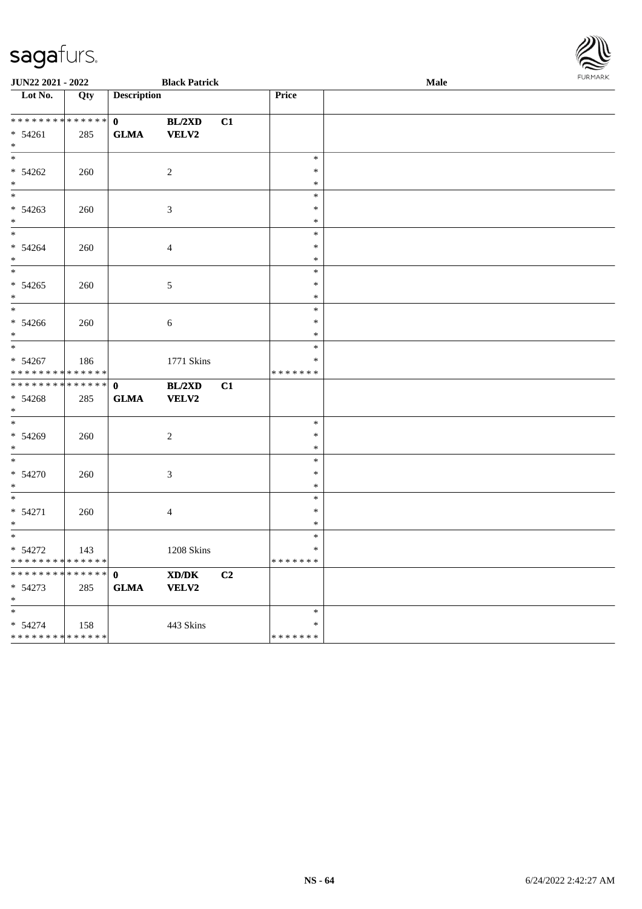| Lot No. | Qty | Description | | | Price | |
|---|---|---|---|---|---|---|
| * * * * * * * * * * * * * * | | 0 | **BL/2XD** | **C1** | | |
| * 54261 | 285 | **GLMA** | **VELV2** | | | |
| * | | | | | | |
| * 54262 | 260 | | 2 | | * * * | |
| * 54263 | 260 | | 3 | | * * * | |
| * 54264 | 260 | | 4 | | * * * | |
| * 54265 | 260 | | 5 | | * * * | |
| * 54266 | 260 | | 6 | | * * * | |
| * 54267 | 186 | | 1771 Skins | | * * * * * * * * | |
| * * * * * * * * * * * * * * | | 0 | **BL/2XD** | **C1** | | |
| * 54268 | 285 | **GLMA** | **VELV2** | | | |
| * 54269 | 260 | | 2 | | * * * | |
| * 54270 | 260 | | 3 | | * * * | |
| * 54271 | 260 | | 4 | | * * * | |
| * 54272 | 143 | | 1208 Skins | | * * * * * * * * | |
| * * * * * * * * * * * * * * | | 0 | **XD/DK** | **C2** | | |
| * 54273 | 285 | **GLMA** | **VELV2** | | | |
| * 54274 | 158 | | 443 Skins | | * * * * * * * * | |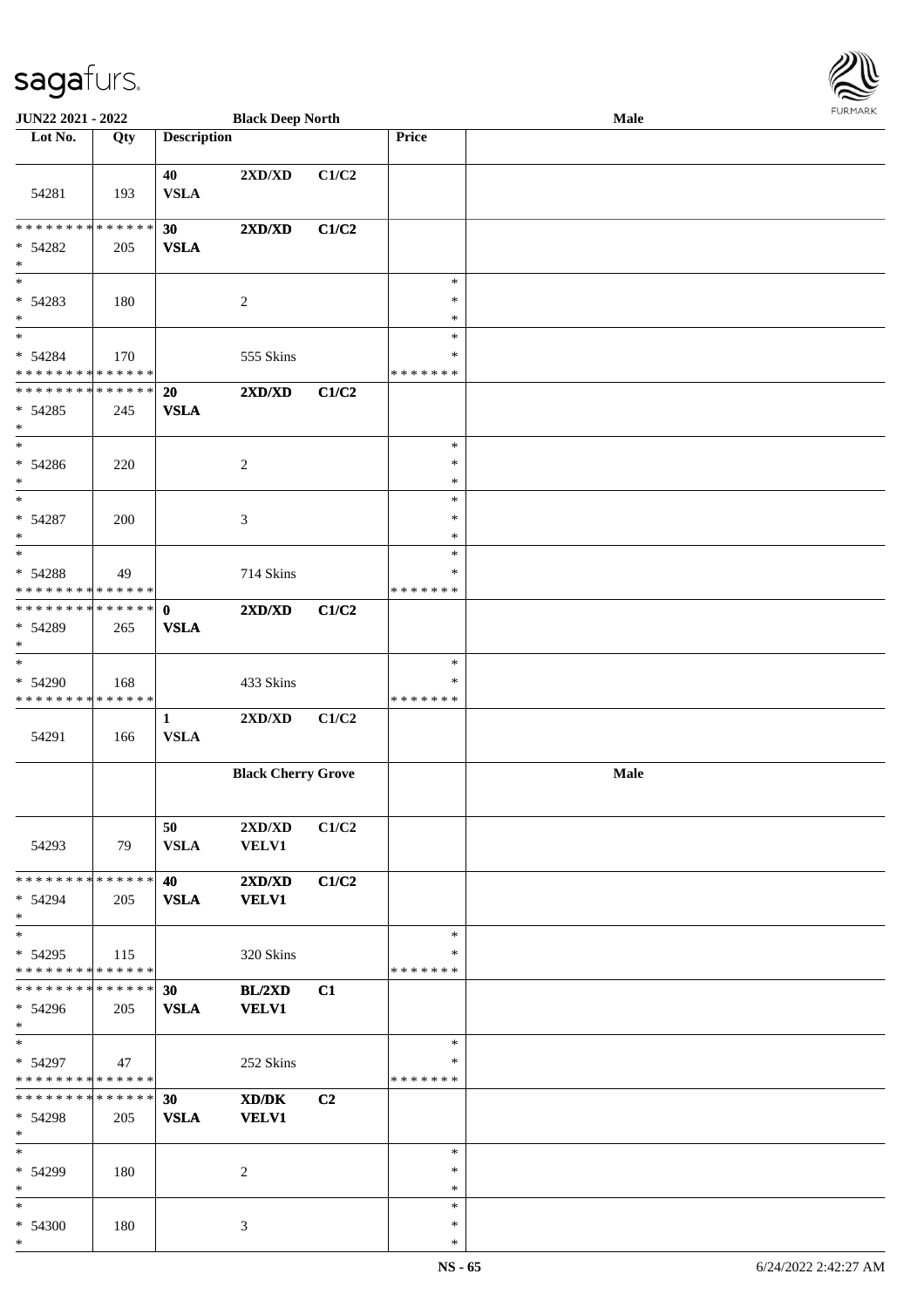| Lot No. | Qty | Description | | | Price | |
|---|---|---|---|---|---|---|
| | | **Black Deep North** | | | | **Male** |
| 54281 | 193 | 40 VSLA | 2XD/XD | C1/C2 | | |
| * * * * * * * * * * * * * * * 54282 * | 205 | **30 VSLA** | **2XD/XD** | **C1/C2** | | |
| * * 54283 * | 180 | | 2 | | * * * | |
| * * 54284 * * * * * * * * * * * * * * | 170 | | 555 Skins | | * * * * * * * * | |
| * * * * * * * * * * * * * * * 54285 * | 245 | **20 VSLA** | **2XD/XD** | **C1/C2** | | |
| * * 54286 * | 220 | | 2 | | * * * | |
| * * 54287 * | 200 | | 3 | | * * * | |
| * * 54288 * * * * * * * * * * * * * * | 49 | | 714 Skins | | * * * * * * * * | |
| * * * * * * * * * * * * * * * 54289 * | 265 | **0 VSLA** | **2XD/XD** | **C1/C2** | | |
| * * 54290 * * * * * * * * * * * * * * | 168 | | 433 Skins | | * * * * * * * * | |
| 54291 | 166 | **1 VSLA** | **2XD/XD** | **C1/C2** | | |
| | | | **Black Cherry Grove** | | | **Male** |
| 54293 | 79 | 50 VSLA | 2XD/XD VELV1 | C1/C2 | | |
| * * * * * * * * * * * * * * * 54294 * | 205 | **40 VSLA** | **2XD/XD VELV1** | **C1/C2** | | |
| * * 54295 * * * * * * * * * * * * * * | 115 | | 320 Skins | | * * * * * * * * | |
| * * * * * * * * * * * * * * * 54296 * | 205 | **30 VSLA** | **BL/2XD VELV1** | **C1** | | |
| * * 54297 * * * * * * * * * * * * * * | 47 | | 252 Skins | | * * * * * * * * | |
| * * * * * * * * * * * * * * * 54298 * | 205 | **30 VSLA** | **XD/DK VELV1** | **C2** | | |
| * * 54299 * | 180 | | 2 | | * * * | |
| * * 54300 * | 180 | | 3 | | * * * | |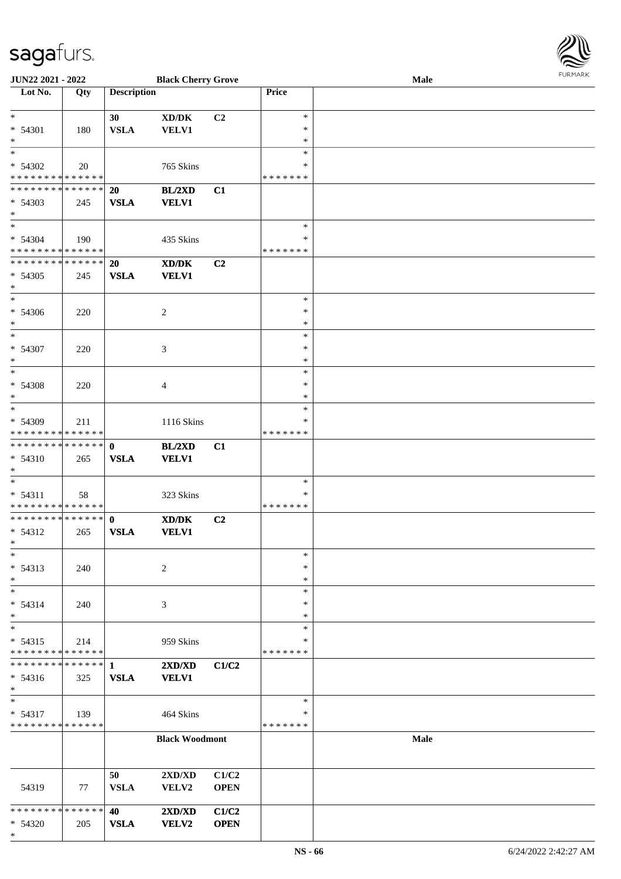| Lot No. | Qty | Description | | | Price | |
|---|---|---|---|---|---|---|
| * | | 30 | XD/DK | C2 | * | |
| * 54301 | 180 | VSLA | VELV1 | | * | |
| * | | | | | * | |
| * | | | | | * | |
| * 54302 | 20 | | 765 Skins | | * | |
| * * * * * * * * * * * * * * | | | | | * * * * * * * | |
| * * * * * * * * * * * * * * | | 20 | BL/2XD | C1 | | |
| * 54303 | 245 | VSLA | VELV1 | | | |
| * | | | | | | |
| * | | | | | * | |
| * 54304 | 190 | | 435 Skins | | * | |
| * * * * * * * * * * * * * * | | | | | * * * * * * * | |
| * * * * * * * * * * * * * * | | 20 | XD/DK | C2 | | |
| * 54305 | 245 | VSLA | VELV1 | | | |
| * | | | | | | |
| * | | | | | * | |
| * 54306 | 220 | | 2 | | * | |
| * | | | | | * | |
| * | | | | | * | |
| * 54307 | 220 | | 3 | | * | |
| * | | | | | * | |
| * | | | | | * | |
| * 54308 | 220 | | 4 | | * | |
| * | | | | | * | |
| * | | | | | * | |
| * 54309 | 211 | | 1116 Skins | | * | |
| * * * * * * * * * * * * * * | | | | | * * * * * * * | |
| * * * * * * * * * * * * * * | | 0 | BL/2XD | C1 | | |
| * 54310 | 265 | VSLA | VELV1 | | | |
| * | | | | | | |
| * | | | | | * | |
| * 54311 | 58 | | 323 Skins | | * | |
| * * * * * * * * * * * * * * | | | | | * * * * * * * | |
| * * * * * * * * * * * * * * | | 0 | XD/DK | C2 | | |
| * 54312 | 265 | VSLA | VELV1 | | | |
| * | | | | | | |
| * | | | | | * | |
| * 54313 | 240 | | 2 | | * | |
| * | | | | | * | |
| * | | | | | * | |
| * 54314 | 240 | | 3 | | * | |
| * | | | | | * | |
| * | | | | | * | |
| * 54315 | 214 | | 959 Skins | | * | |
| * * * * * * * * * * * * * * | | | | | * * * * * * * | |
| * * * * * * * * * * * * * * | | 1 | 2XD/XD | C1/C2 | | |
| * 54316 | 325 | VSLA | VELV1 | | | |
| * | | | | | | |
| * | | | | | * | |
| * 54317 | 139 | | 464 Skins | | * | |
| * * * * * * * * * * * * * * | | | | | * * * * * * * | |
| | | **Black Woodmont** | | | | **Male** |
| | | 50 | 2XD/XD | C1/C2 | | |
| 54319 | 77 | VSLA | VELV2 | OPEN | | |
| * * * * * * * * * * * * * * | | 40 | 2XD/XD | C1/C2 | | |
| * 54320 | 205 | VSLA | VELV2 | OPEN | | |
| * | | | | | | |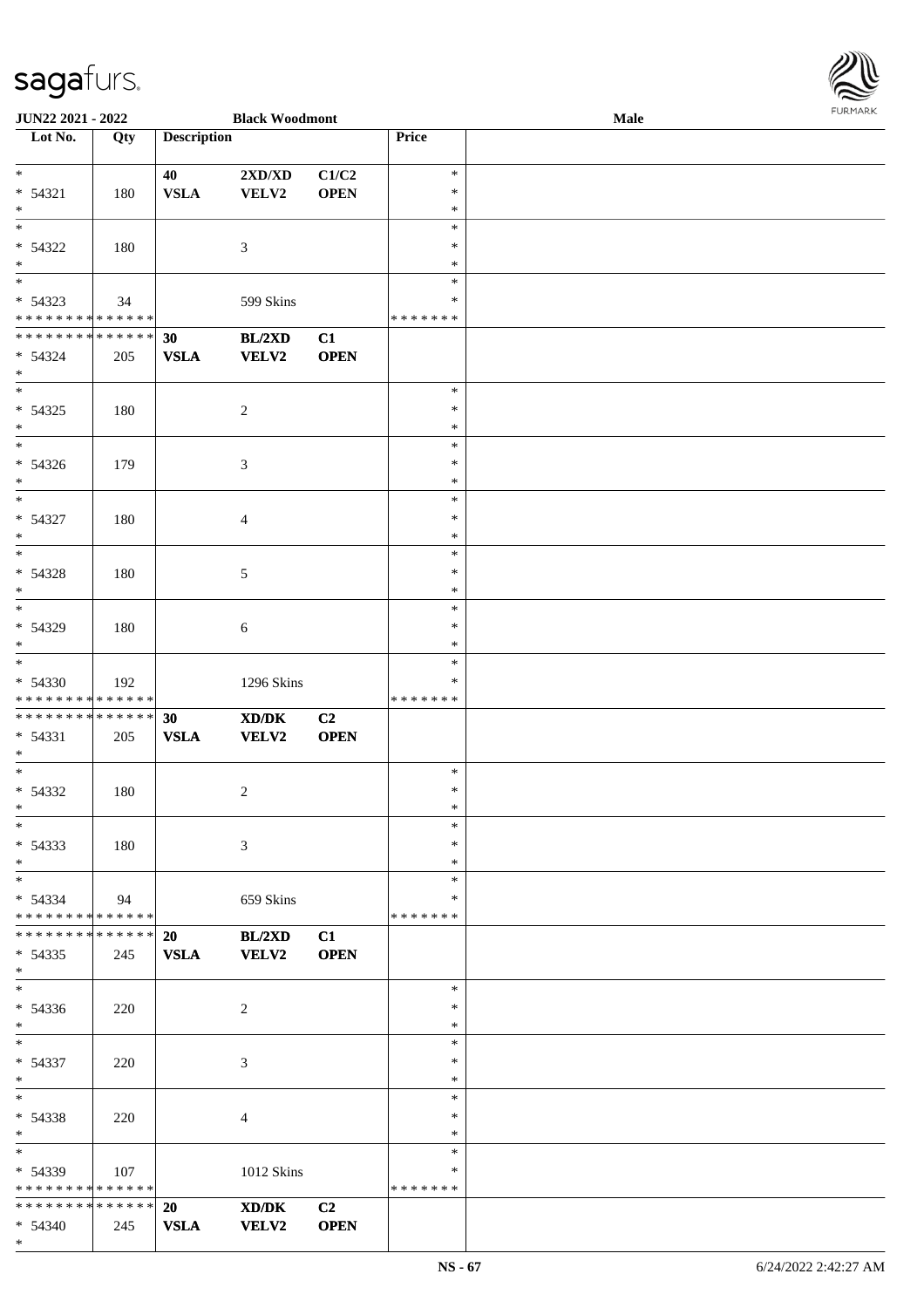JUN22 2021 - 2022 | Black Woodmont | Male

| Lot No. | Qty | Description | | | Price | |
|---|---|---|---|---|---|---|
| * | | 40 | 2XD/XD | C1/C2 | * | |
| * 54321 | 180 | VSLA | VELV2 | OPEN | * | |
| * | | | | | * | |
| * | | | | | * | |
| * 54322 | 180 | | 3 | | * | |
| * | | | | | * | |
| * | | | | | * | |
| * 54323 | 34 | | 599 Skins | | * | |
| * * * * * * * * * * * * * * | | | | | * * * * * * * | |
| * * * * * * * * * * * * * * | | 30 | BL/2XD | C1 | | |
| * 54324 | 205 | VSLA | VELV2 | OPEN | | |
| * | | | | | | |
| * | | | | | * | |
| * 54325 | 180 | | 2 | | * | |
| * | | | | | * | |
| * | | | | | * | |
| * 54326 | 179 | | 3 | | * | |
| * | | | | | * | |
| * | | | | | * | |
| * 54327 | 180 | | 4 | | * | |
| * | | | | | * | |
| * | | | | | * | |
| * 54328 | 180 | | 5 | | * | |
| * | | | | | * | |
| * | | | | | * | |
| * 54329 | 180 | | 6 | | * | |
| * | | | | | * | |
| * | | | | | * | |
| * 54330 | 192 | | 1296 Skins | | * | |
| * * * * * * * * * * * * * * | | | | | * * * * * * * | |
| * * * * * * * * * * * * * * | | 30 | XD/DK | C2 | | |
| * 54331 | 205 | VSLA | VELV2 | OPEN | | |
| * | | | | | | |
| * | | | | | * | |
| * 54332 | 180 | | 2 | | * | |
| * | | | | | * | |
| * | | | | | * | |
| * 54333 | 180 | | 3 | | * | |
| * | | | | | * | |
| * | | | | | * | |
| * 54334 | 94 | | 659 Skins | | * | |
| * * * * * * * * * * * * * * | | | | | * * * * * * * | |
| * * * * * * * * * * * * * * | | 20 | BL/2XD | C1 | | |
| * 54335 | 245 | VSLA | VELV2 | OPEN | | |
| * | | | | | | |
| * | | | | | * | |
| * 54336 | 220 | | 2 | | * | |
| * | | | | | * | |
| * | | | | | * | |
| * 54337 | 220 | | 3 | | * | |
| * | | | | | * | |
| * | | | | | * | |
| * 54338 | 220 | | 4 | | * | |
| * | | | | | * | |
| * | | | | | * | |
| * 54339 | 107 | | 1012 Skins | | * | |
| * * * * * * * * * * * * * * | | | | | * * * * * * * | |
| * * * * * * * * * * * * * * | | 20 | XD/DK | C2 | | |
| * 54340 | 245 | VSLA | VELV2 | OPEN | | |
| * | | | | | | |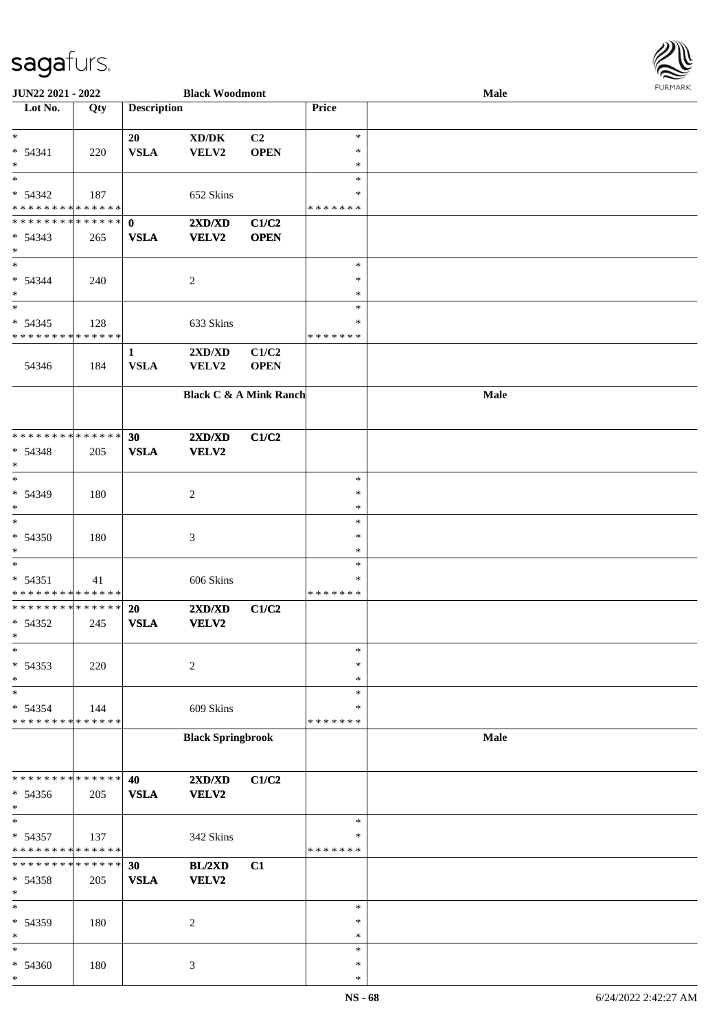| Lot No. | Qty | Description | | | Price | |
|---|---|---|---|---|---|---|
| * 54341 * | 220 | 20 VSLA | XD/DK VELV2 | C2 OPEN | * * * | |
| * 54342 * * * * * * * * * * * * * * | 187 | | 652 Skins | | * * * * * * * * * | |
| * * * * * * * * * * * * * * 54343 * | 265 | 0 VSLA | 2XD/XD VELV2 | C1/C2 OPEN | | |
| * 54344 * | 240 | | 2 | | * * * | |
| * 54345 * * * * * * * * * * * * * * | 128 | | 633 Skins | | * * * * * * * * * | |
| 54346 | 184 | 1 VSLA | 2XD/XD VELV2 | C1/C2 OPEN | | |
| | | **Black C & A Mink Ranch** | | | | **Male** |
| * * * * * * * * * * * * * * 54348 * | 205 | 30 VSLA | 2XD/XD VELV2 | C1/C2 | | |
| * 54349 * | 180 | | 2 | | * * * | |
| * 54350 * | 180 | | 3 | | * * * | |
| * 54351 * * * * * * * * * * * * * * | 41 | | 606 Skins | | * * * * * * * * * | |
| * * * * * * * * * * * * * * 54352 * | 245 | 20 VSLA | 2XD/XD VELV2 | C1/C2 | | |
| * 54353 * | 220 | | 2 | | * * * | |
| * 54354 * * * * * * * * * * * * * * | 144 | | 609 Skins | | * * * * * * * * * | |
| | | **Black Springbrook** | | | | **Male** |
| * * * * * * * * * * * * * * 54356 * | 205 | 40 VSLA | 2XD/XD VELV2 | C1/C2 | | |
| * 54357 * * * * * * * * * * * * * * | 137 | | 342 Skins | | * * * * * * * * | |
| * * * * * * * * * * * * * * 54358 * | 205 | 30 VSLA | BL/2XD VELV2 | C1 | | |
| * 54359 * | 180 | | 2 | | * * * | |
| * 54360 * | 180 | | 3 | | * * * | |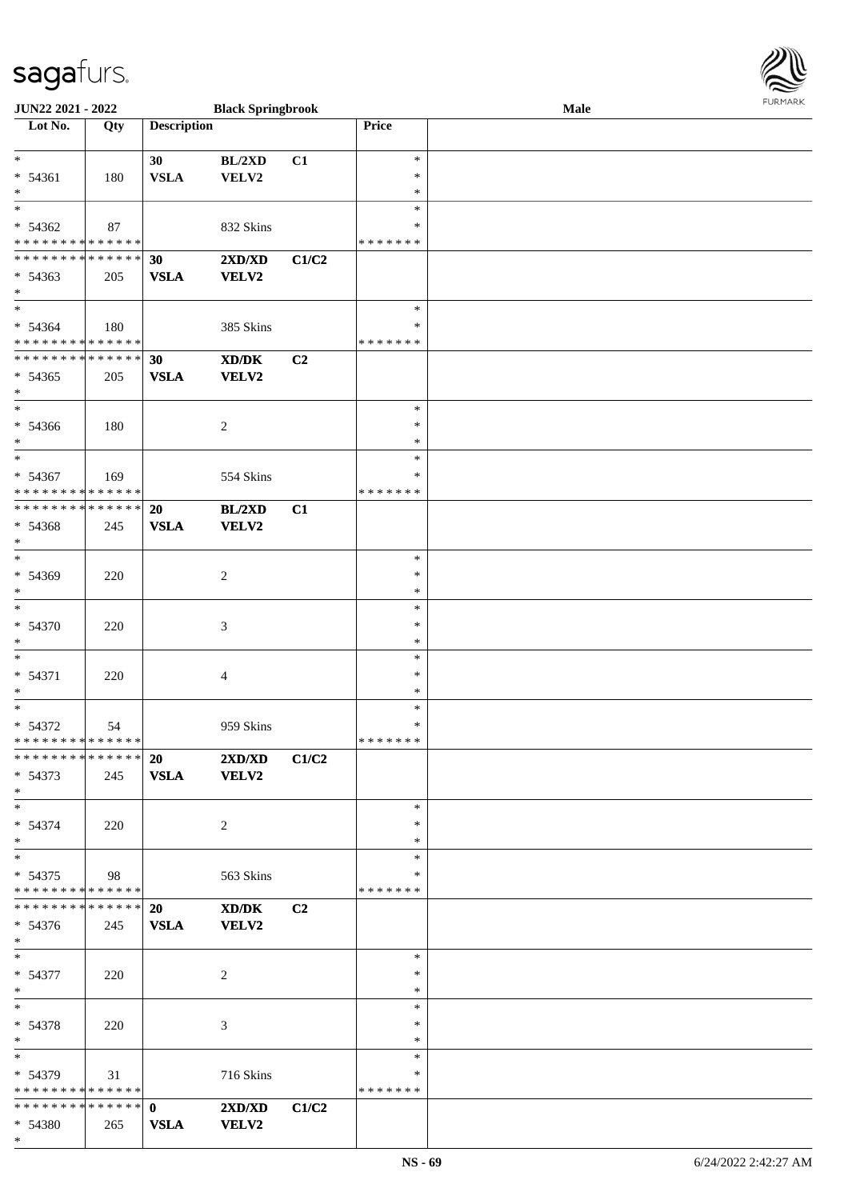| Lot No. | Qty | Description | | | Price | |
|---|---|---|---|---|---|---|
| * | | 30 | BL/2XD | C1 | * | |
| * 54361 | 180 | VSLA | VELV2 | | * | |
| * | | | | | * | |
| * | | | | | * | |
| * 54362 | 87 | | 832 Skins | | * | |
| * * * * * * * * * * * * * * | | | | | * * * * * * * | |
| * * * * * * * * * * * * * * | | 30 | 2XD/XD | C1/C2 | | |
| * 54363 | 205 | VSLA | VELV2 | | | |
| * | | | | | | |
| * | | | | | * | |
| * 54364 | 180 | | 385 Skins | | * | |
| * * * * * * * * * * * * * * | | | | | * * * * * * * | |
| * * * * * * * * * * * * * * | | 30 | XD/DK | C2 | | |
| * 54365 | 205 | VSLA | VELV2 | | | |
| * | | | | | | |
| * | | | | | * | |
| * 54366 | 180 | | 2 | | * | |
| * | | | | | * | |
| * | | | | | * | |
| * 54367 | 169 | | 554 Skins | | * | |
| * * * * * * * * * * * * * * | | | | | * * * * * * * | |
| * * * * * * * * * * * * * * | | 20 | BL/2XD | C1 | | |
| * 54368 | 245 | VSLA | VELV2 | | | |
| * | | | | | | |
| * | | | | | * | |
| * 54369 | 220 | | 2 | | * | |
| * | | | | | * | |
| * | | | | | * | |
| * 54370 | 220 | | 3 | | * | |
| * | | | | | * | |
| * | | | | | * | |
| * 54371 | 220 | | 4 | | * | |
| * | | | | | * | |
| * | | | | | * | |
| * 54372 | 54 | | 959 Skins | | * | |
| * * * * * * * * * * * * * * | | | | | * * * * * * * | |
| * * * * * * * * * * * * * * | | 20 | 2XD/XD | C1/C2 | | |
| * 54373 | 245 | VSLA | VELV2 | | | |
| * | | | | | | |
| * | | | | | * | |
| * 54374 | 220 | | 2 | | * | |
| * | | | | | * | |
| * | | | | | * | |
| * 54375 | 98 | | 563 Skins | | * | |
| * * * * * * * * * * * * * * | | | | | * * * * * * * | |
| * * * * * * * * * * * * * * | | 20 | XD/DK | C2 | | |
| * 54376 | 245 | VSLA | VELV2 | | | |
| * | | | | | | |
| * | | | | | * | |
| * 54377 | 220 | | 2 | | * | |
| * | | | | | * | |
| * | | | | | * | |
| * 54378 | 220 | | 3 | | * | |
| * | | | | | * | |
| * | | | | | * | |
| * 54379 | 31 | | 716 Skins | | * | |
| * * * * * * * * * * * * * * | | | | | * * * * * * * | |
| * * * * * * * * * * * * * * | | 0 | 2XD/XD | C1/C2 | | |
| * 54380 | 265 | VSLA | VELV2 | | | |
| * | | | | | | |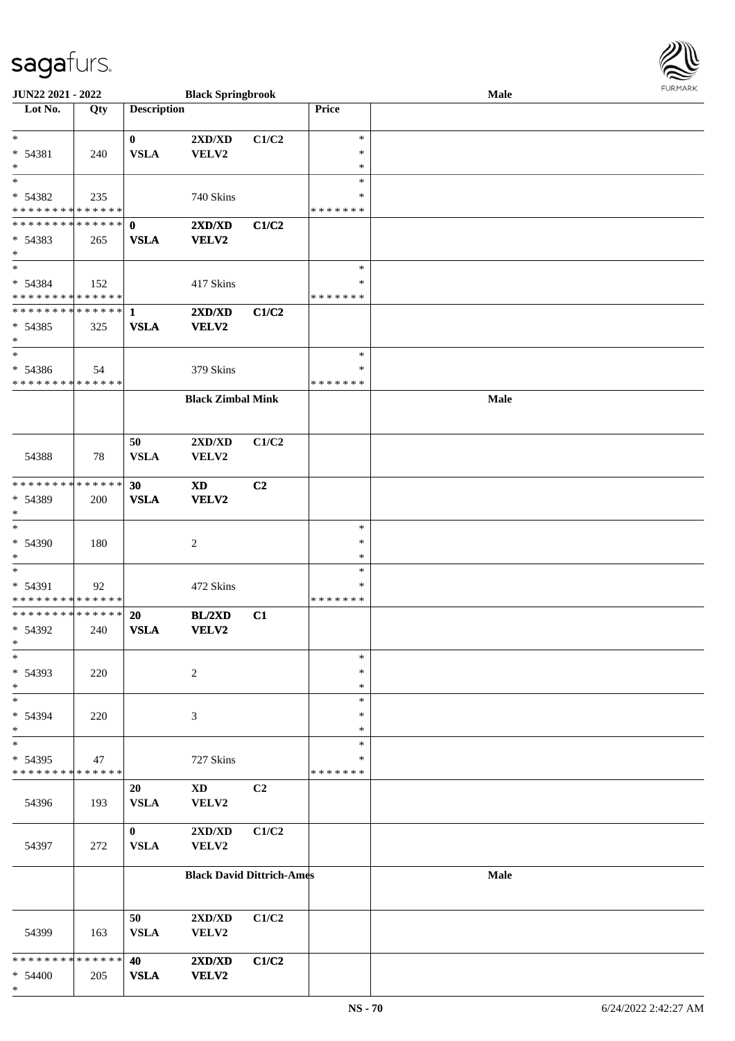**JUN22 2021 - 2022** | **Black Springbrook** | **Male**

| Lot No. | Qty | Description | | | Price | |
|---|---|---|---|---|---|---|
| * | | **0** | **2XD/XD** | **C1/C2** | * | |
| * 54381 | 240 | **VSLA** | **VELV2** | | * | |
| * | | | | | * | |
| * | | | | | * | |
| * 54382 | 235 | | 740 Skins | | * | |
| * * * * * * * * * * * * * * | | | | | * * * * * * * | |
| * * * * * * * * * * * * * * | | **0** | **2XD/XD** | **C1/C2** | | |
| * 54383 | 265 | **VSLA** | **VELV2** | | | |
| * | | | | | | |
| * | | | | | * | |
| * 54384 | 152 | | 417 Skins | | * | |
| * * * * * * * * * * * * * * | | | | | * * * * * * * | |
| * * * * * * * * * * * * * * | | **1** | **2XD/XD** | **C1/C2** | | |
| * 54385 | 325 | **VSLA** | **VELV2** | | | |
| * | | | | | | |
| * | | | | | * | |
| * 54386 | 54 | | 379 Skins | | * | |
| * * * * * * * * * * * * * * | | | | | * * * * * * * | |
| | | | **Black Zimbal Mink** | | | **Male** |
| 54388 | 78 | **50** **VSLA** | **2XD/XD** **VELV2** | **C1/C2** | | |
| * * * * * * * * * * * * * * | | **30** | **XD** | **C2** | | |
| * 54389 | 200 | **VSLA** | **VELV2** | | | |
| * | | | | | | |
| * | | | | | * | |
| * 54390 | 180 | | 2 | | * | |
| * | | | | | * | |
| * | | | | | * | |
| * 54391 | 92 | | 472 Skins | | * | |
| * * * * * * * * * * * * * * | | | | | * * * * * * * | |
| * * * * * * * * * * * * * * | | **20** | **BL/2XD** | **C1** | | |
| * 54392 | 240 | **VSLA** | **VELV2** | | | |
| * | | | | | | |
| * | | | | | * | |
| * 54393 | 220 | | 2 | | * | |
| * | | | | | * | |
| * | | | | | * | |
| * 54394 | 220 | | 3 | | * | |
| * | | | | | * | |
| * | | | | | * | |
| * 54395 | 47 | | 727 Skins | | * | |
| * * * * * * * * * * * * * * | | | | | * * * * * * * | |
| 54396 | 193 | **20** **VSLA** | **XD** **VELV2** | **C2** | | |
| 54397 | 272 | **0** **VSLA** | **2XD/XD** **VELV2** | **C1/C2** | | |
| | | | **Black David Dittrich-Ames** | | | **Male** |
| 54399 | 163 | **50** **VSLA** | **2XD/XD** **VELV2** | **C1/C2** | | |
| * * * * * * * * * * * * * * | | **40** | **2XD/XD** | **C1/C2** | | |
| * 54400 | 205 | **VSLA** | **VELV2** | | | |
| * | | | | | | |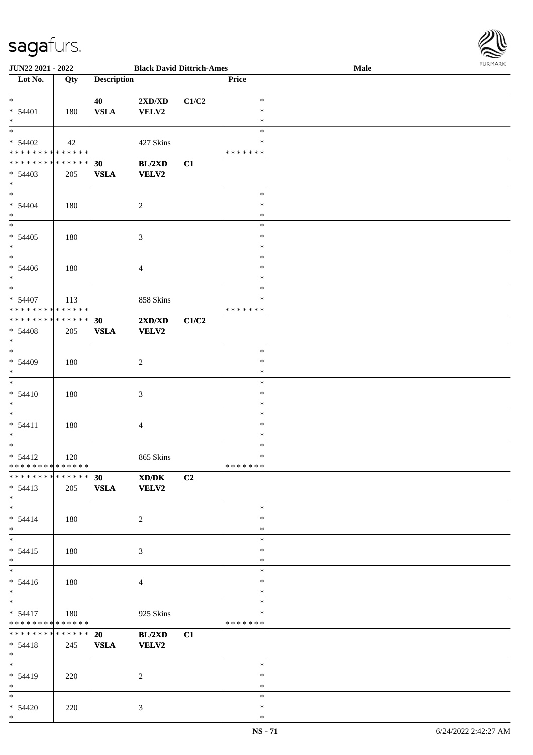| Lot No. | Qty | Description | | | Price | |
|---|---|---|---|---|---|---|
| * <br> * 54401 <br> * | 180 | 40 <br> **VSLA** | **2XD/XD** <br> **VELV2** | **C1/C2** | * <br> * <br> * | |
| * <br> * 54402 <br> * * * * * * * * * * * * * * | 42 | | 427 Skins | | * <br> * <br> * * * * * * * | |
| * * * * * * * * * * * * * * <br> * 54403 <br> * | 205 | **30** <br> **VSLA** | **BL/2XD** <br> **VELV2** | **C1** | | |
| * <br> * 54404 <br> * | 180 | | 2 | | * <br> * <br> * | |
| * <br> * 54405 <br> * | 180 | | 3 | | * <br> * <br> * | |
| * <br> * 54406 <br> * | 180 | | 4 | | * <br> * <br> * | |
| * <br> * 54407 <br> * * * * * * * * * * * * * * | 113 | | 858 Skins | | * <br> * <br> * * * * * * * | |
| * * * * * * * * * * * * * * <br> * 54408 <br> * | 205 | **30** <br> **VSLA** | **2XD/XD** <br> **VELV2** | **C1/C2** | | |
| * <br> * 54409 <br> * | 180 | | 2 | | * <br> * <br> * | |
| * <br> * 54410 <br> * | 180 | | 3 | | * <br> * <br> * | |
| * <br> * 54411 <br> * | 180 | | 4 | | * <br> * <br> * | |
| * <br> * 54412 <br> * * * * * * * * * * * * * * | 120 | | 865 Skins | | * <br> * <br> * * * * * * * | |
| * * * * * * * * * * * * * * <br> * 54413 <br> * | 205 | **30** <br> **VSLA** | **XD/DK** <br> **VELV2** | **C2** | | |
| * <br> * 54414 <br> * | 180 | | 2 | | * <br> * <br> * | |
| * <br> * 54415 <br> * | 180 | | 3 | | * <br> * <br> * | |
| * <br> * 54416 <br> * | 180 | | 4 | | * <br> * <br> * | |
| * <br> * 54417 <br> * * * * * * * * * * * * * * | 180 | | 925 Skins | | * <br> * <br> * * * * * * * | |
| * * * * * * * * * * * * * * <br> * 54418 <br> * | 245 | **20** <br> **VSLA** | **BL/2XD** <br> **VELV2** | **C1** | | |
| * <br> * 54419 <br> * | 220 | | 2 | | * <br> * <br> * | |
| * <br> * 54420 <br> * | 220 | | 3 | | * <br> * <br> * | |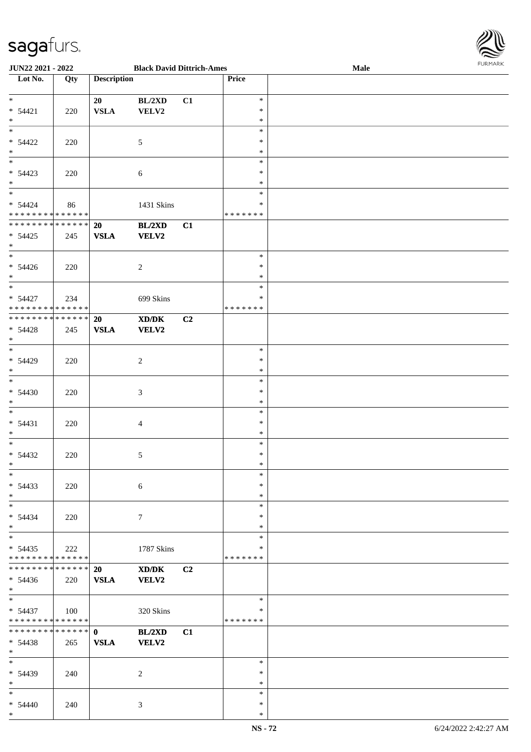| Lot No. | Qty | Description | | | Price | |
|---|---|---|---|---|---|---|
| *<br>* 54421<br>* | 220 | 20<br>VSLA | BL/2XD<br>VELV2 | C1 | *<br>*<br>* | |
| *<br>* 54422<br>* | 220 | | 5 | | *<br>*<br>* | |
| *<br>* 54423<br>* | 220 | | 6 | | *<br>*<br>* | |
| *<br>* 54424<br>* * * * * * * * * * * * * * | 86 | | 1431 Skins | | *<br>*<br>* * * * * * * | |
| * * * * * * * * * * * * * *<br>* 54425<br>* | 245 | **20**<br>**VSLA** | **BL/2XD**<br>**VELV2** | **C1** | | |
| *<br>* 54426<br>* | 220 | | 2 | | *<br>*<br>* | |
| *<br>* 54427<br>* * * * * * * * * * * * * * | 234 | | 699 Skins | | *<br>*<br>* * * * * * * | |
| * * * * * * * * * * * * * *<br>* 54428<br>* | 245 | **20**<br>**VSLA** | **XD/DK**<br>**VELV2** | **C2** | | |
| *<br>* 54429<br>* | 220 | | 2 | | *<br>*<br>* | |
| *<br>* 54430<br>* | 220 | | 3 | | *<br>*<br>* | |
| *<br>* 54431<br>* | 220 | | 4 | | *<br>*<br>* | |
| *<br>* 54432<br>* | 220 | | 5 | | *<br>*<br>* | |
| *<br>* 54433<br>* | 220 | | 6 | | *<br>*<br>* | |
| *<br>* 54434<br>* | 220 | | 7 | | *<br>*<br>* | |
| *<br>* 54435<br>* * * * * * * * * * * * * * | 222 | | 1787 Skins | | *<br>*<br>* * * * * * * | |
| * * * * * * * * * * * * * *<br>* 54436<br>* | 220 | **20**<br>**VSLA** | **XD/DK**<br>**VELV2** | **C2** | | |
| *<br>* 54437<br>* * * * * * * * * * * * * * | 100 | | 320 Skins | | *<br>*<br>* * * * * * * | |
| * * * * * * * * * * * * * *<br>* 54438<br>* | 265 | **0**<br>**VSLA** | **BL/2XD**<br>**VELV2** | **C1** | | |
| *<br>* 54439<br>* | 240 | | 2 | | *<br>*<br>* | |
| *<br>* 54440<br>* | 240 | | 3 | | *<br>*<br>* | |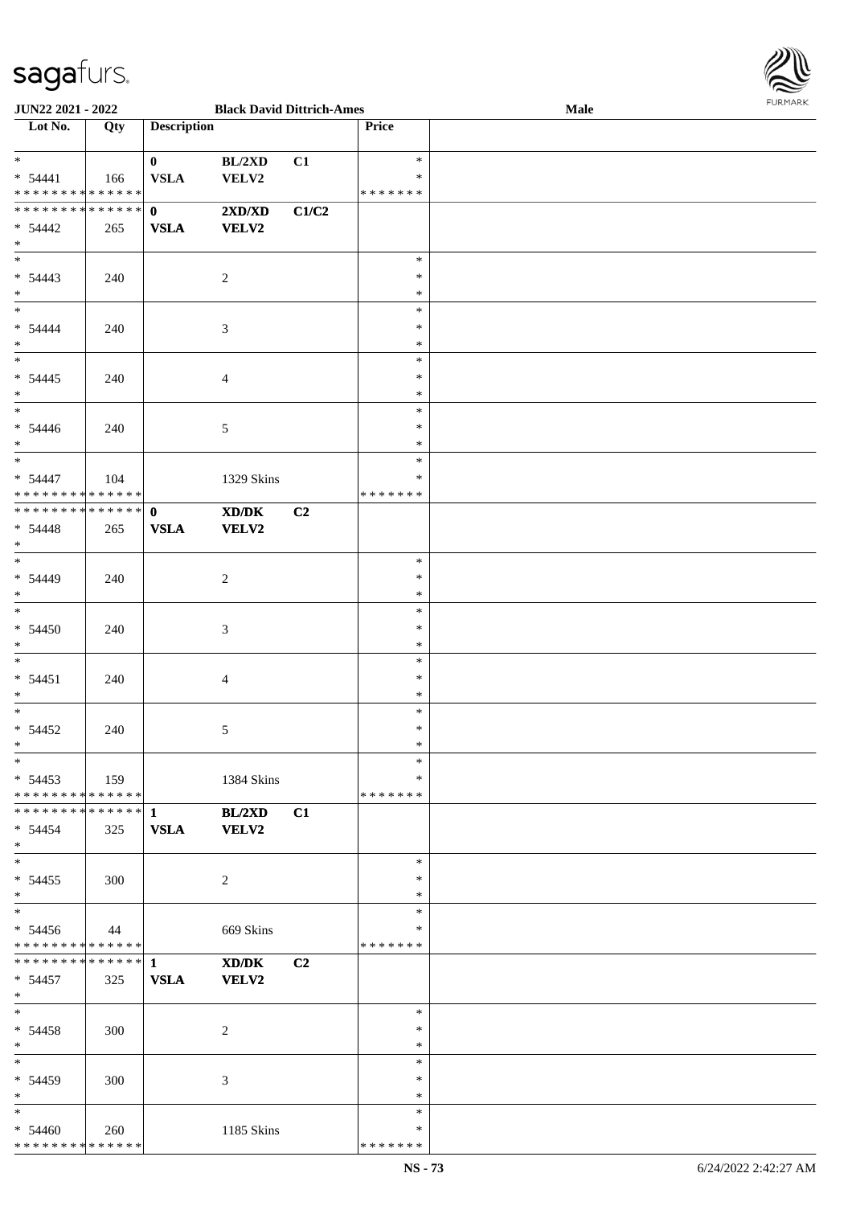JUN22 2021 - 2022 | Black David Dittrich-Ames | Male

| Lot No. | Qty | Description | | | Price | |
|---|---|---|---|---|---|---|
| * 54441 | 166 | 0 VSLA | BL/2XD VELV2 | C1 | * * * * * * * * * | |
| * * * * * * * * * * * * * * 54442 | 265 | 0 VSLA | 2XD/XD VELV2 | C1/C2 | | |
| * 54443 | 240 | | 2 | | * * * | |
| * 54444 | 240 | | 3 | | * * * | |
| * 54445 | 240 | | 4 | | * * * | |
| * 54446 | 240 | | 5 | | * * * | |
| * 54447 | 104 | | 1329 Skins | | * * * * * * * * * | |
| * * * * * * * * * * * * * * 54448 | 265 | 0 VSLA | XD/DK VELV2 | C2 | | |
| * 54449 | 240 | | 2 | | * * * | |
| * 54450 | 240 | | 3 | | * * * | |
| * 54451 | 240 | | 4 | | * * * | |
| * 54452 | 240 | | 5 | | * * * | |
| * 54453 | 159 | | 1384 Skins | | * * * * * * * * * | |
| * * * * * * * * * * * * * * 54454 | 325 | 1 VSLA | BL/2XD VELV2 | C1 | | |
| * 54455 | 300 | | 2 | | * * * | |
| * 54456 | 44 | | 669 Skins | | * * * * * * * * * | |
| * * * * * * * * * * * * * * 54457 | 325 | 1 VSLA | XD/DK VELV2 | C2 | | |
| * 54458 | 300 | | 2 | | * * * | |
| * 54459 | 300 | | 3 | | * * * | |
| * 54460 | 260 | | 1185 Skins | | * * * * * * * * * | |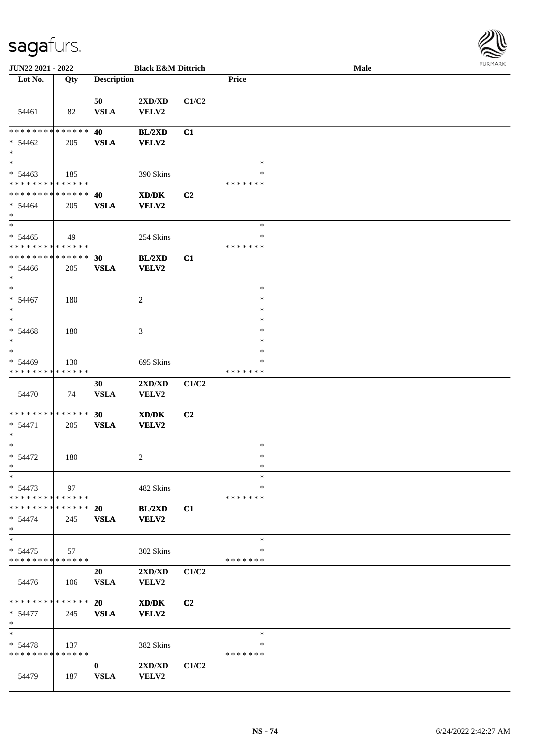JUN22 2021 - 2022 | Black E&M Dittrich | Male

| Lot No. | Qty | Description | | | Price | |
|---|---|---|---|---|---|---|
| 54461 | 82 | 50 VSLA | 2XD/XD VELV2 | C1/C2 | | |
| * * * * * * * * * * * * * * * 54462 * | 205 | 40 VSLA | BL/2XD VELV2 | C1 | | |
| * * 54463 * * * * * * * * * * * * * * | 185 | | 390 Skins | | * * * * * * * * * | |
| * * * * * * * * * * * * * * * 54464 * | 205 | 40 VSLA | XD/DK VELV2 | C2 | | |
| * * 54465 * * * * * * * * * * * * * * | 49 | | 254 Skins | | * * * * * * * * * | |
| * * * * * * * * * * * * * * * 54466 * | 205 | 30 VSLA | BL/2XD VELV2 | C1 | | |
| * * 54467 * | 180 | | 2 | | * * * | |
| * * 54468 * | 180 | | 3 | | * * * | |
| * * 54469 * * * * * * * * * * * * * * | 130 | | 695 Skins | | * * * * * * * * * | |
| 54470 | 74 | 30 VSLA | 2XD/XD VELV2 | C1/C2 | | |
| * * * * * * * * * * * * * * * 54471 * | 205 | 30 VSLA | XD/DK VELV2 | C2 | | |
| * * 54472 * | 180 | | 2 | | * * * | |
| * * 54473 * * * * * * * * * * * * * * | 97 | | 482 Skins | | * * * * * * * * * | |
| * * * * * * * * * * * * * * * 54474 * | 245 | 20 VSLA | BL/2XD VELV2 | C1 | | |
| * * 54475 * * * * * * * * * * * * * * | 57 | | 302 Skins | | * * * * * * * * * | |
| 54476 | 106 | 20 VSLA | 2XD/XD VELV2 | C1/C2 | | |
| * * * * * * * * * * * * * * * 54477 * | 245 | 20 VSLA | XD/DK VELV2 | C2 | | |
| * * 54478 * * * * * * * * * * * * * * | 137 | | 382 Skins | | * * * * * * * * * | |
| 54479 | 187 | 0 VSLA | 2XD/XD VELV2 | C1/C2 | | |

NS - 74 | 6/24/2022 2:42:27 AM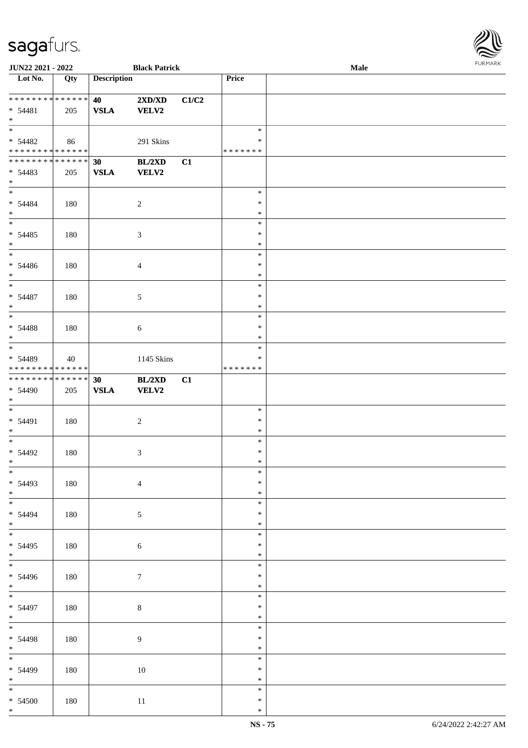| Lot No. | Qty | Description | | | Price | |
|---|---|---|---|---|---|---|
| * * * * * * * * * * * * * * | | 40 | 2XD/XD | C1/C2 | | |
| * 54481 | 205 | VSLA | VELV2 | | | |
| * | | | | | | |
| * | | | | | * | |
| * 54482 | 86 | | 291 Skins | | * | |
| * * * * * * * * * * * * * * | | | | | * * * * * * * | |
| * * * * * * * * * * * * * * | | 30 | BL/2XD | C1 | | |
| * 54483 | 205 | VSLA | VELV2 | | | |
| * | | | | | | |
| * | | | | | * | |
| * 54484 | 180 | | 2 | | * | |
| * | | | | | * | |
| * | | | | | * | |
| * 54485 | 180 | | 3 | | * | |
| * | | | | | * | |
| * | | | | | * | |
| * 54486 | 180 | | 4 | | * | |
| * | | | | | * | |
| * | | | | | * | |
| * 54487 | 180 | | 5 | | * | |
| * | | | | | * | |
| * | | | | | * | |
| * 54488 | 180 | | 6 | | * | |
| * | | | | | * | |
| * | | | | | * | |
| * 54489 | 40 | | 1145 Skins | | * | |
| * * * * * * * * * * * * * * | | | | | * * * * * * * | |
| * * * * * * * * * * * * * * | | 30 | BL/2XD | C1 | | |
| * 54490 | 205 | VSLA | VELV2 | | | |
| * | | | | | | |
| * | | | | | * | |
| * 54491 | 180 | | 2 | | * | |
| * | | | | | * | |
| * | | | | | * | |
| * 54492 | 180 | | 3 | | * | |
| * | | | | | * | |
| * | | | | | * | |
| * 54493 | 180 | | 4 | | * | |
| * | | | | | * | |
| * | | | | | * | |
| * 54494 | 180 | | 5 | | * | |
| * | | | | | * | |
| * | | | | | * | |
| * 54495 | 180 | | 6 | | * | |
| * | | | | | * | |
| * | | | | | * | |
| * 54496 | 180 | | 7 | | * | |
| * | | | | | * | |
| * | | | | | * | |
| * 54497 | 180 | | 8 | | * | |
| * | | | | | * | |
| * | | | | | * | |
| * 54498 | 180 | | 9 | | * | |
| * | | | | | * | |
| * | | | | | * | |
| * 54499 | 180 | | 10 | | * | |
| * | | | | | * | |
| * | | | | | * | |
| * 54500 | 180 | | 11 | | * | |
| * | | | | | * | |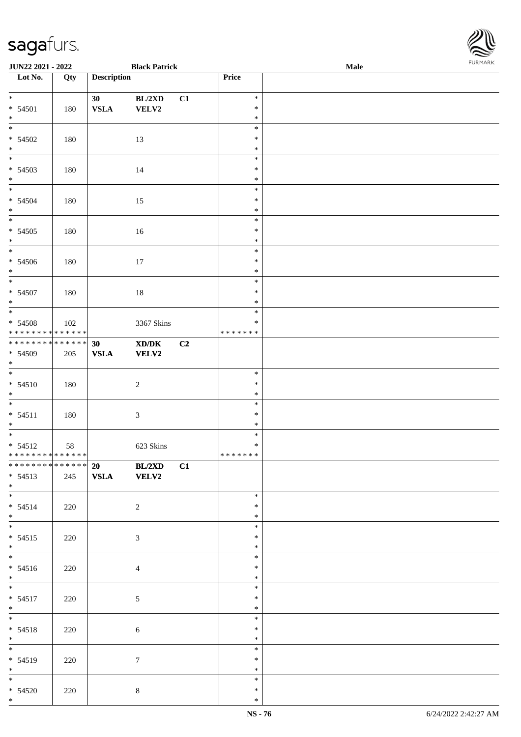| Lot No. | Qty | Description | | | Price | |
|---|---|---|---|---|---|---|
| * <br>* 54501 <br>* | 180 | 30 <br>VSLA | BL/2XD <br>VELV2 | C1 | * <br>* <br>* | |
| * <br>* 54502 <br>* | 180 | | 13 | | * <br>* <br>* | |
| * <br>* 54503 <br>* | 180 | | 14 | | * <br>* <br>* | |
| * <br>* 54504 <br>* | 180 | | 15 | | * <br>* <br>* | |
| * <br>* 54505 <br>* | 180 | | 16 | | * <br>* <br>* | |
| * <br>* 54506 <br>* | 180 | | 17 | | * <br>* <br>* | |
| * <br>* 54507 <br>* | 180 | | 18 | | * <br>* <br>* | |
| * <br>* 54508 <br>* * * * * * * * * * * * * * | 102 | | 3367 Skins | | * <br>* <br>* * * * * * * | |
| * * * * * * * * * * * * * * <br>* 54509 <br>* | 205 | **30** <br>**VSLA** | **XD/DK** <br>**VELV2** | **C2** | | |
| * <br>* 54510 <br>* | 180 | | 2 | | * <br>* <br>* | |
| * <br>* 54511 <br>* | 180 | | 3 | | * <br>* <br>* | |
| * <br>* 54512 <br>* * * * * * * * * * * * * * | 58 | | 623 Skins | | * <br>* <br>* * * * * * * | |
| * * * * * * * * * * * * * * <br>* 54513 <br>* | 245 | **20** <br>**VSLA** | **BL/2XD** <br>**VELV2** | **C1** | | |
| * <br>* 54514 <br>* | 220 | | 2 | | * <br>* <br>* | |
| * <br>* 54515 <br>* | 220 | | 3 | | * <br>* <br>* | |
| * <br>* 54516 <br>* | 220 | | 4 | | * <br>* <br>* | |
| * <br>* 54517 <br>* | 220 | | 5 | | * <br>* <br>* | |
| * <br>* 54518 <br>* | 220 | | 6 | | * <br>* <br>* | |
| * <br>* 54519 <br>* | 220 | | 7 | | * <br>* <br>* | |
| * <br>* 54520 <br>* | 220 | | 8 | | * <br>* <br>* | |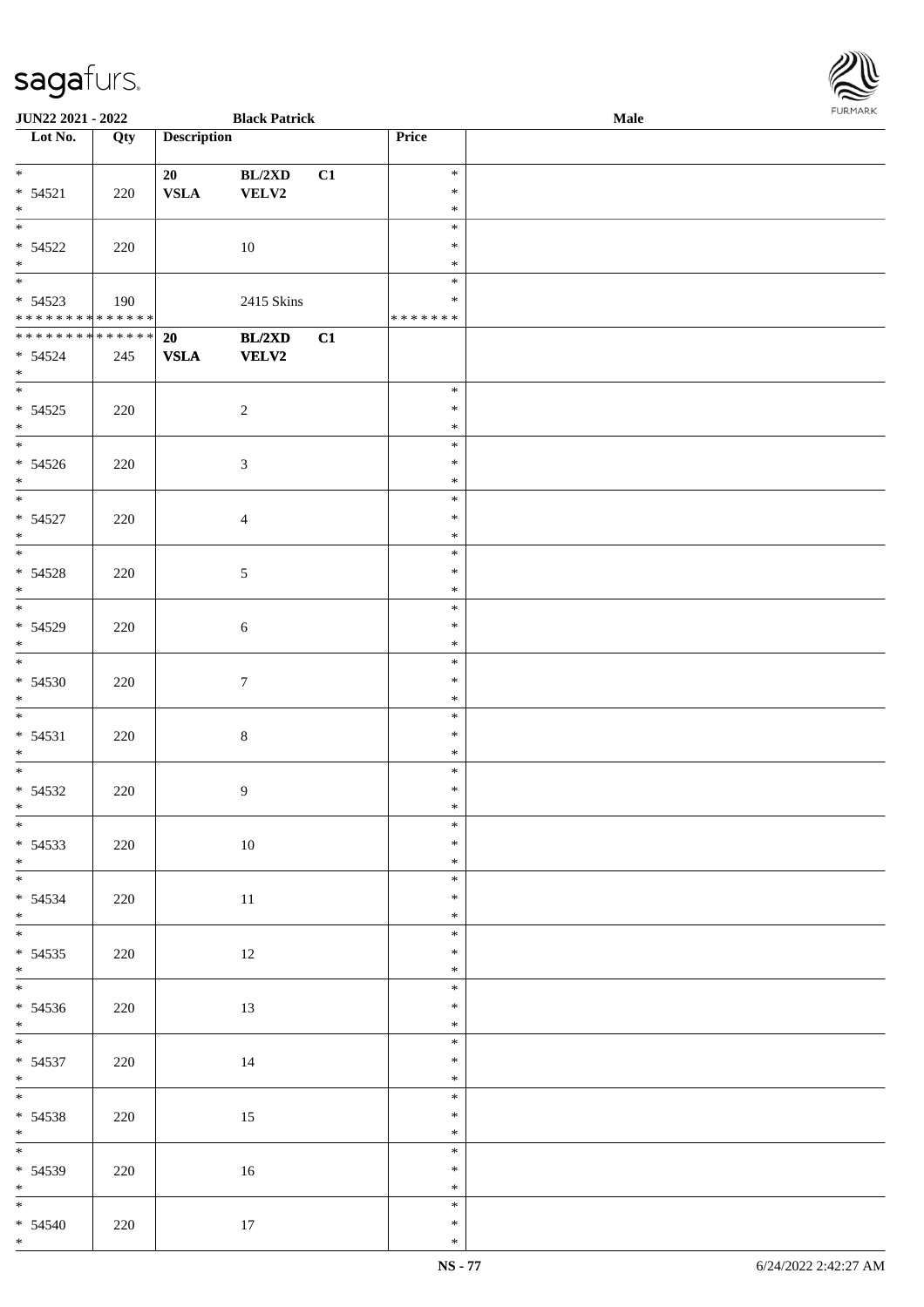| Lot No. | Qty | Description | | | Price | |
|---|---|---|---|---|---|---|
| * <br> * 54521 <br> * | 220 | 20 <br> **VSLA** | **BL/2XD** <br> **VELV2** | **C1** | * <br> * <br> * | |
| * <br> * 54522 <br> * | 220 | | 10 | | * <br> * <br> * | |
| * <br> * 54523 <br> * * * * * * * * * * * * * * | 190 | | 2415 Skins | | * <br> * <br> * * * * * * * | |
| * * * * * * * * * * * * * * <br> * 54524 <br> * | 245 | **20** <br> **VSLA** | **BL/2XD** <br> **VELV2** | **C1** | | |
| * <br> * 54525 <br> * | 220 | | 2 | | * <br> * <br> * | |
| * <br> * 54526 <br> * | 220 | | 3 | | * <br> * <br> * | |
| * <br> * 54527 <br> * | 220 | | 4 | | * <br> * <br> * | |
| * <br> * 54528 <br> * | 220 | | 5 | | * <br> * <br> * | |
| * <br> * 54529 <br> * | 220 | | 6 | | * <br> * <br> * | |
| * <br> * 54530 <br> * | 220 | | 7 | | * <br> * <br> * | |
| * <br> * 54531 <br> * | 220 | | 8 | | * <br> * <br> * | |
| * <br> * 54532 <br> * | 220 | | 9 | | * <br> * <br> * | |
| * <br> * 54533 <br> * | 220 | | 10 | | * <br> * <br> * | |
| * <br> * 54534 <br> * | 220 | | 11 | | * <br> * <br> * | |
| * <br> * 54535 <br> * | 220 | | 12 | | * <br> * <br> * | |
| * <br> * 54536 <br> * | 220 | | 13 | | * <br> * <br> * | |
| * <br> * 54537 <br> * | 220 | | 14 | | * <br> * <br> * | |
| * <br> * 54538 <br> * | 220 | | 15 | | * <br> * <br> * | |
| * <br> * 54539 <br> * | 220 | | 16 | | * <br> * <br> * | |
| * <br> * 54540 <br> * | 220 | | 17 | | * <br> * <br> * | |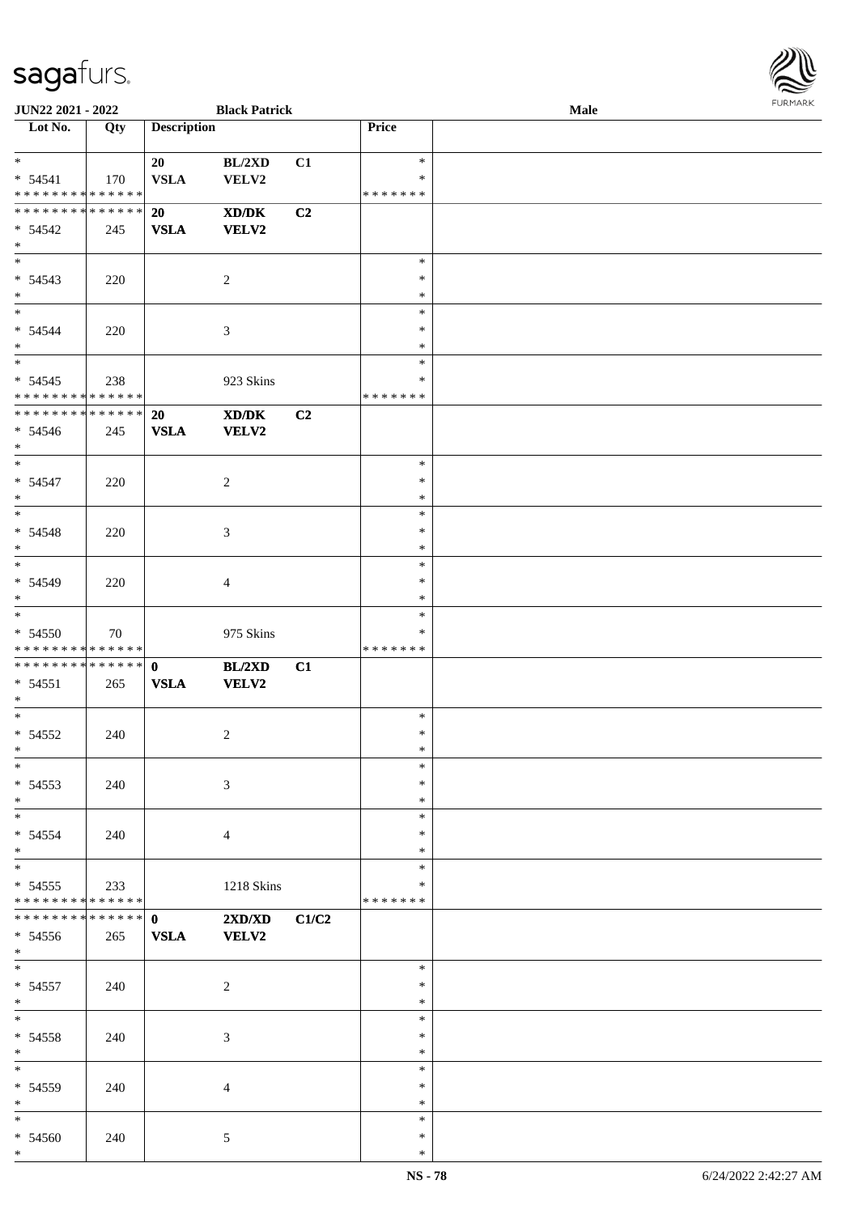| Lot No. | Qty | Description | | | Price | |
|---|---|---|---|---|---|---|
| * | | 20 | BL/2XD | C1 | * | |
| * 54541 | 170 | VSLA | VELV2 | | * | |
| * * * * * * * * * * * * * * | | | | | * * * * * * * | |
| * * * * * * * * * * * * * * | | 20 | XD/DK | C2 | | |
| * 54542 | 245 | VSLA | VELV2 | | | |
| * | | | | | | |
| * | | | | | * | |
| * 54543 | 220 | | 2 | | * | |
| * | | | | | * | |
| * | | | | | * | |
| * 54544 | 220 | | 3 | | * | |
| * | | | | | * | |
| * | | | | | * | |
| * 54545 | 238 | | 923 Skins | | * | |
| * * * * * * * * * * * * * * | | | | | * * * * * * * | |
| * * * * * * * * * * * * * * | | 20 | XD/DK | C2 | | |
| * 54546 | 245 | VSLA | VELV2 | | | |
| * | | | | | | |
| * | | | | | * | |
| * 54547 | 220 | | 2 | | * | |
| * | | | | | * | |
| * | | | | | * | |
| * 54548 | 220 | | 3 | | * | |
| * | | | | | * | |
| * | | | | | * | |
| * 54549 | 220 | | 4 | | * | |
| * | | | | | * | |
| * | | | | | * | |
| * 54550 | 70 | | 975 Skins | | * | |
| * * * * * * * * * * * * * * | | | | | * * * * * * * | |
| * * * * * * * * * * * * * * | | 0 | BL/2XD | C1 | | |
| * 54551 | 265 | VSLA | VELV2 | | | |
| * | | | | | | |
| * | | | | | * | |
| * 54552 | 240 | | 2 | | * | |
| * | | | | | * | |
| * | | | | | * | |
| * 54553 | 240 | | 3 | | * | |
| * | | | | | * | |
| * | | | | | * | |
| * 54554 | 240 | | 4 | | * | |
| * | | | | | * | |
| * | | | | | * | |
| * 54555 | 233 | | 1218 Skins | | * | |
| * * * * * * * * * * * * * * | | | | | * * * * * * * | |
| * * * * * * * * * * * * * * | | 0 | 2XD/XD | C1/C2 | | |
| * 54556 | 265 | VSLA | VELV2 | | | |
| * | | | | | | |
| * | | | | | * | |
| * 54557 | 240 | | 2 | | * | |
| * | | | | | * | |
| * | | | | | * | |
| * 54558 | 240 | | 3 | | * | |
| * | | | | | * | |
| * | | | | | * | |
| * 54559 | 240 | | 4 | | * | |
| * | | | | | * | |
| * | | | | | * | |
| * 54560 | 240 | | 5 | | * | |
| * | | | | | * | |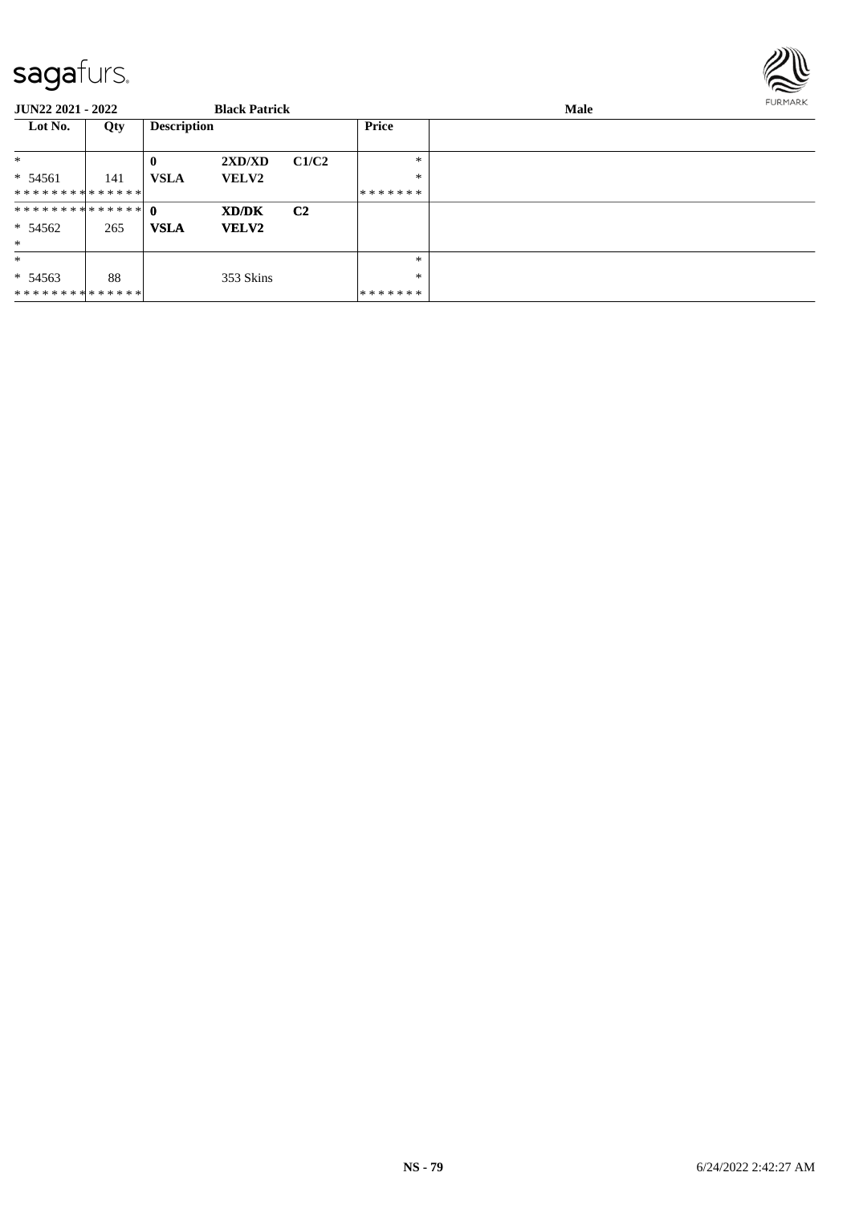**JUN22 2021 - 2022** **Black Patrick** **Male**

| Lot No. | Qty | Description | | | Price | |
|---|---|---|---|---|---|---|
| * | | **0** | **2XD/XD** | **C1/C2** | * | |
| * 54561 | 141 | **VSLA** | **VELV2** | | * | |
| ************** | | | | | ******* | |
| ************** | | **0** | **XD/DK** | **C2** | | |
| * 54562 | 265 | **VSLA** | **VELV2** | | | |
| * | | | | | | |
| * | | | | | * | |
| * 54563 | 88 | | 353 Skins | | * | |
| ************** | | | | | ******* | |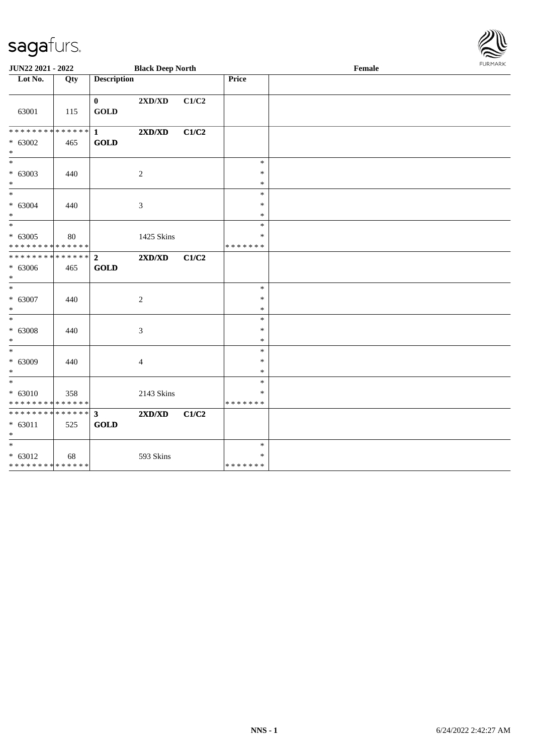| Lot No. | Qty | Description | | | Price | |
|---|---|---|---|---|---|---|
| 63001 | 115 | **0** **GOLD** | **2XD/XD** | **C1/C2** | | |
| * * * * * * * * * * * * * * * 63002 * | 465 | **1** **GOLD** | **2XD/XD** | **C1/C2** | | |
| * * 63003 * | 440 | | 2 | | * * * | |
| * * 63004 * | 440 | | 3 | | * * * | |
| * * 63005 * * * * * * * * * * * * * * | 80 | | 1425 Skins | | * * * * * * * * * | |
| * * * * * * * * * * * * * * * 63006 * | 465 | **2** **GOLD** | **2XD/XD** | **C1/C2** | | |
| * * 63007 * | 440 | | 2 | | * * * | |
| * * 63008 * | 440 | | 3 | | * * * | |
| * * 63009 * | 440 | | 4 | | * * * | |
| * * 63010 * * * * * * * * * * * * * * | 358 | | 2143 Skins | | * * * * * * * * * | |
| * * * * * * * * * * * * * * * 63011 * | 525 | **3** **GOLD** | **2XD/XD** | **C1/C2** | | |
| * * 63012 * * * * * * * * * * * * * * | 68 | | 593 Skins | | * * * * * * * * * | |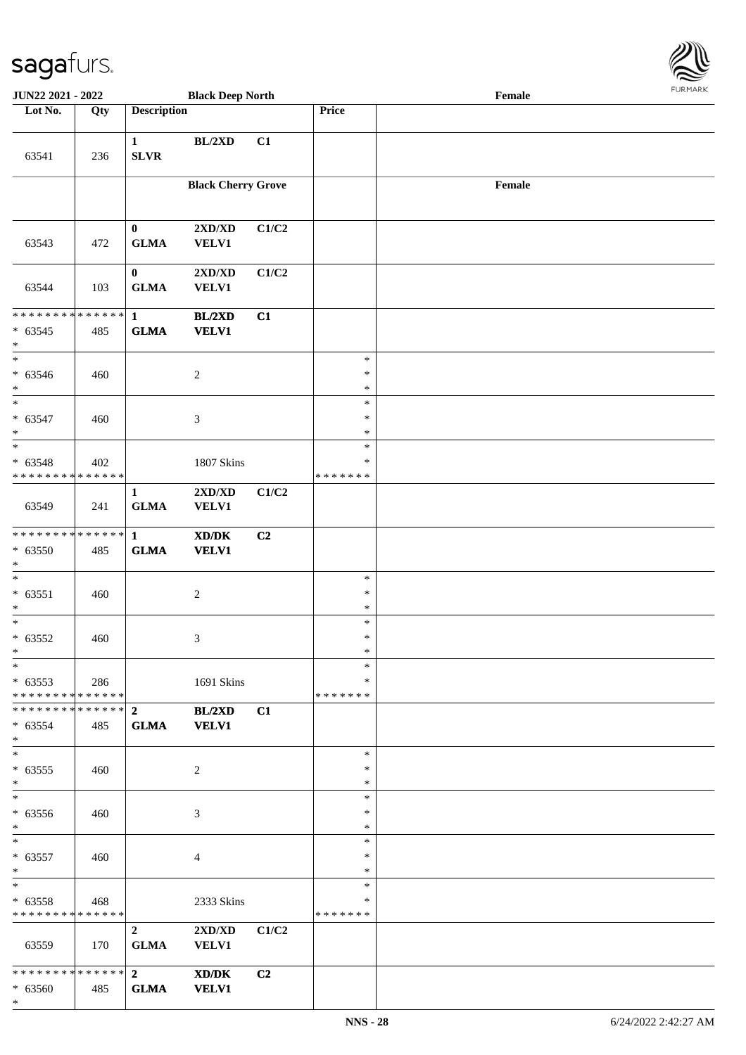| Lot No. | Qty | Description | | | Price | |
|---|---|---|---|---|---|---|
| | | **Black Deep North** | | | | **Female** |
| 63541 | 236 | **1** **SLVR** | **BL/2XD** | **C1** | | |
| | | **Black Cherry Grove** | | | | **Female** |
| 63543 | 472 | **0** **GLMA** | **2XD/XD** **VELV1** | **C1/C2** | | |
| 63544 | 103 | **0** **GLMA** | **2XD/XD** **VELV1** | **C1/C2** | | |
| * * * * * * * * * * * * * * * 63545 * | 485 | **1** **GLMA** | **BL/2XD** **VELV1** | **C1** | | |
| * * 63546 * | 460 | | 2 | | * * * | |
| * * 63547 * | 460 | | 3 | | * * * | |
| * * 63548 * * * * * * * * * * * * * * | 402 | | 1807 Skins | | * * * * * * * * * | |
| 63549 | 241 | **1** **GLMA** | **2XD/XD** **VELV1** | **C1/C2** | | |
| * * * * * * * * * * * * * * * 63550 * | 485 | **1** **GLMA** | **XD/DK** **VELV1** | **C2** | | |
| * * 63551 * | 460 | | 2 | | * * * | |
| * * 63552 * | 460 | | 3 | | * * * | |
| * * 63553 * * * * * * * * * * * * * * | 286 | | 1691 Skins | | * * * * * * * * * | |
| * * * * * * * * * * * * * * * 63554 * | 485 | **2** **GLMA** | **BL/2XD** **VELV1** | **C1** | | |
| * * 63555 * | 460 | | 2 | | * * * | |
| * * 63556 * | 460 | | 3 | | * * * | |
| * * 63557 * | 460 | | 4 | | * * * | |
| * * 63558 * * * * * * * * * * * * * * | 468 | | 2333 Skins | | * * * * * * * * * | |
| 63559 | 170 | **2** **GLMA** | **2XD/XD** **VELV1** | **C1/C2** | | |
| * * * * * * * * * * * * * * * 63560 * | 485 | **2** **GLMA** | **XD/DK** **VELV1** | **C2** | | |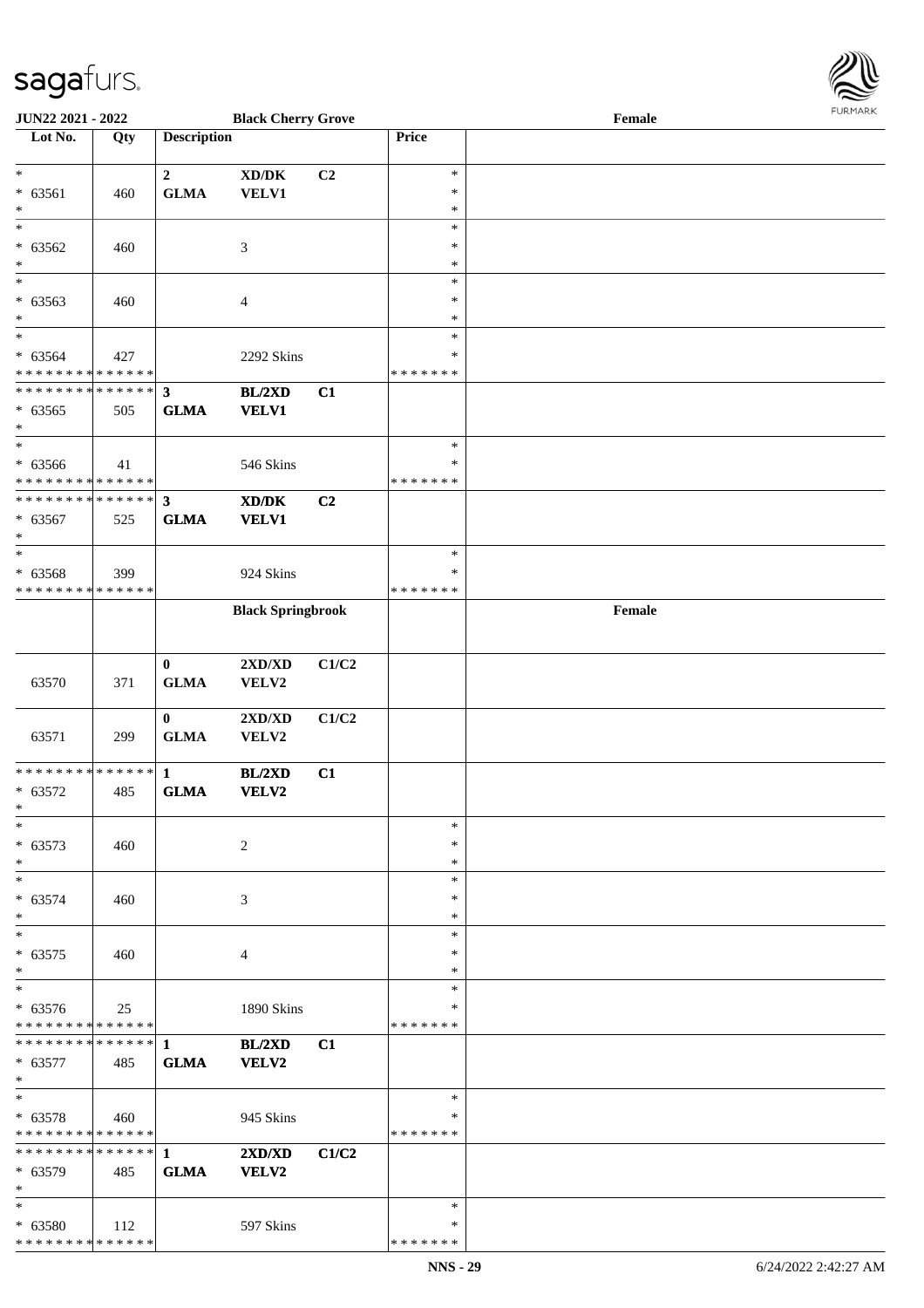| Lot No. | Qty | Description | | | Price | |
|---|---|---|---|---|---|---|
| * | | 2 | XD/DK | C2 | * | |
| * 63561 | 460 | GLMA | VELV1 | | * | |
| * | | | | | * | |
| * | | | | | * | |
| * 63562 | 460 | | 3 | | * | |
| * | | | | | * | |
| * | | | | | * | |
| * 63563 | 460 | | 4 | | * | |
| * | | | | | * | |
| * | | | | | * | |
| * 63564 | 427 | | 2292 Skins | | * | |
| * * * * * * * * * * * * * * | | | | | * * * * * * * | |
| * * * * * * * * * * * * * * | | 3 | BL/2XD | C1 | | |
| * 63565 | 505 | GLMA | VELV1 | | | |
| * | | | | | | |
| * | | | | | * | |
| * 63566 | 41 | | 546 Skins | | * | |
| * * * * * * * * * * * * * * | | | | | * * * * * * * | |
| * * * * * * * * * * * * * * | | 3 | XD/DK | C2 | | |
| * 63567 | 525 | GLMA | VELV1 | | | |
| * | | | | | | |
| * | | | | | * | |
| * 63568 | 399 | | 924 Skins | | * | |
| * * * * * * * * * * * * * * | | | | | * * * * * * * | |
| | | **Black Springbrook** | | | | **Female** |
| 63570 | 371 | 0 GLMA | 2XD/XD VELV2 | C1/C2 | | |
| 63571 | 299 | 0 GLMA | 2XD/XD VELV2 | C1/C2 | | |
| * * * * * * * * * * * * * * | | 1 | BL/2XD | C1 | | |
| * 63572 | 485 | GLMA | VELV2 | | | |
| * | | | | | | |
| * | | | | | * | |
| * 63573 | 460 | | 2 | | * | |
| * | | | | | * | |
| * | | | | | * | |
| * 63574 | 460 | | 3 | | * | |
| * | | | | | * | |
| * | | | | | * | |
| * 63575 | 460 | | 4 | | * | |
| * | | | | | * | |
| * | | | | | * | |
| * 63576 | 25 | | 1890 Skins | | * | |
| * * * * * * * * * * * * * * | | | | | * * * * * * * | |
| * * * * * * * * * * * * * * | | 1 | BL/2XD | C1 | | |
| * 63577 | 485 | GLMA | VELV2 | | | |
| * | | | | | | |
| * | | | | | * | |
| * 63578 | 460 | | 945 Skins | | * | |
| * * * * * * * * * * * * * * | | | | | * * * * * * * | |
| * * * * * * * * * * * * * * | | 1 | 2XD/XD | C1/C2 | | |
| * 63579 | 485 | GLMA | VELV2 | | | |
| * | | | | | | |
| * | | | | | * | |
| * 63580 | 112 | | 597 Skins | | * | |
| * * * * * * * * * * * * * * | | | | | * * * * * * * | |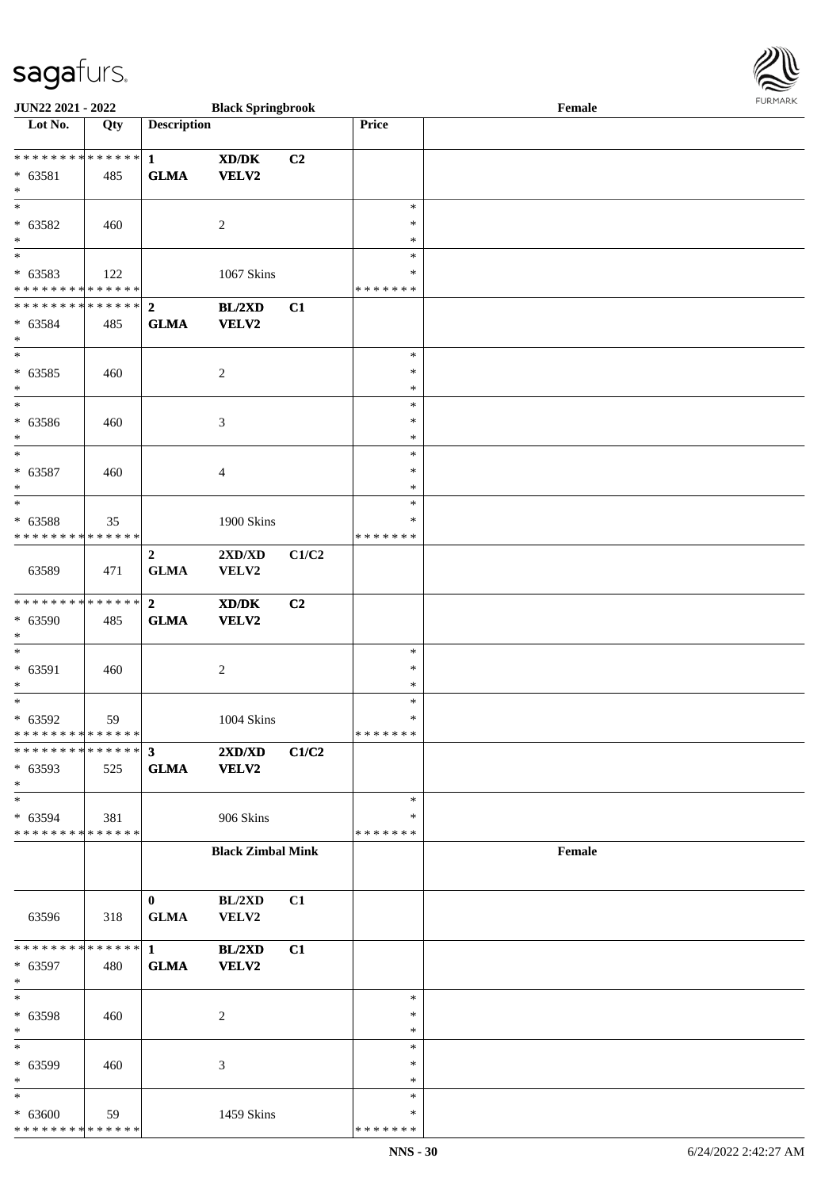| Lot No. | Qty | Description | | | Price | |
|---|---|---|---|---|---|---|
| * * * * * * * * * * * * * * | | 1 | XD/DK | C2 | | |
| * 63581 | 485 | GLMA | VELV2 | | | |
| * | | | | | | |
| * | | | | | * | |
| * 63582 | 460 | | 2 | | * | |
| * | | | | | * | |
| * | | | | | * | |
| * 63583 | 122 | | 1067 Skins | | * | |
| * * * * * * * * * * * * * * | | | | | * * * * * * * | |
| * * * * * * * * * * * * * * | | 2 | BL/2XD | C1 | | |
| * 63584 | 485 | GLMA | VELV2 | | | |
| * | | | | | | |
| * | | | | | * | |
| * 63585 | 460 | | 2 | | * | |
| * | | | | | * | |
| * | | | | | * | |
| * 63586 | 460 | | 3 | | * | |
| * | | | | | * | |
| * | | | | | * | |
| * 63587 | 460 | | 4 | | * | |
| * | | | | | * | |
| * | | | | | * | |
| * 63588 | 35 | | 1900 Skins | | * | |
| * * * * * * * * * * * * * * | | | | | * * * * * * * | |
| 63589 | 471 | 2 GLMA | 2XD/XD VELV2 | C1/C2 | | |
| * * * * * * * * * * * * * * | | 2 | XD/DK | C2 | | |
| * 63590 | 485 | GLMA | VELV2 | | | |
| * | | | | | | |
| * | | | | | * | |
| * 63591 | 460 | | 2 | | * | |
| * | | | | | * | |
| * | | | | | * | |
| * 63592 | 59 | | 1004 Skins | | * | |
| * * * * * * * * * * * * * * | | | | | * * * * * * * | |
| * * * * * * * * * * * * * * | | 3 | 2XD/XD | C1/C2 | | |
| * 63593 | 525 | GLMA | VELV2 | | | |
| * | | | | | | |
| * | | | | | * | |
| * 63594 | 381 | | 906 Skins | | * | |
| * * * * * * * * * * * * * * | | | | | * * * * * * * | |
| | | | **Black Zimbal Mink** | | | **Female** |
| 63596 | 318 | 0 GLMA | BL/2XD VELV2 | C1 | | |
| * * * * * * * * * * * * * * | | 1 | BL/2XD | C1 | | |
| * 63597 | 480 | GLMA | VELV2 | | | |
| * | | | | | | |
| * | | | | | * | |
| * 63598 | 460 | | 2 | | * | |
| * | | | | | * | |
| * | | | | | * | |
| * 63599 | 460 | | 3 | | * | |
| * | | | | | * | |
| * | | | | | * | |
| * 63600 | 59 | | 1459 Skins | | * | |
| * * * * * * * * * * * * * * | | | | | * * * * * * * | |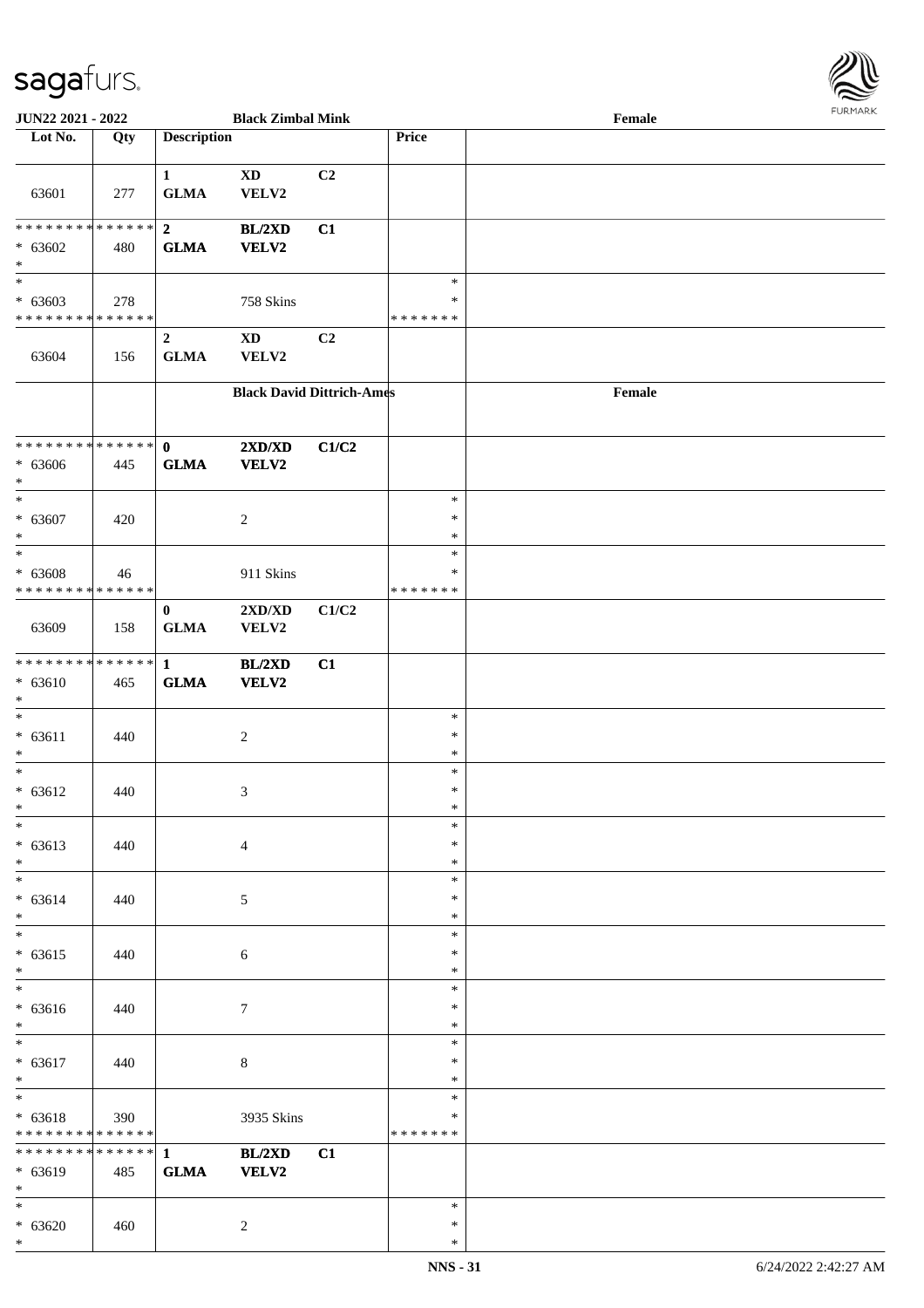**JUN22 2021 - 2022** **Black Zimbal Mink** **Female**

| Lot No. | Qty | Description | | | Price | |
|---|---|---|---|---|---|---|
| 63601 | 277 | **1** **GLMA** | **XD** **VELV2** | **C2** | | |
| * * * * * * * * * * * * * * * 63602 * | 480 | **2** **GLMA** | **BL/2XD** **VELV2** | **C1** | | |
| * * 63603 * * * * * * * * * * * * * * | 278 | | 758 Skins | | * * * * * * * * * | |
| 63604 | 156 | **2** **GLMA** | **XD** **VELV2** | **C2** | | |
| | | **Black David Dittrich-Ames** | | | | **Female** |
| * * * * * * * * * * * * * * * 63606 * | 445 | **0** **GLMA** | **2XD/XD** **VELV2** | **C1/C2** | | |
| * * 63607 * | 420 | | 2 | | * * * | |
| * * 63608 * * * * * * * * * * * * * * | 46 | | 911 Skins | | * * * * * * * * * | |
| 63609 | 158 | **0** **GLMA** | **2XD/XD** **VELV2** | **C1/C2** | | |
| * * * * * * * * * * * * * * * 63610 * | 465 | **1** **GLMA** | **BL/2XD** **VELV2** | **C1** | | |
| * * 63611 * | 440 | | 2 | | * * * | |
| * * 63612 * | 440 | | 3 | | * * * | |
| * * 63613 * | 440 | | 4 | | * * * | |
| * * 63614 * | 440 | | 5 | | * * * | |
| * * 63615 * | 440 | | 6 | | * * * | |
| * * 63616 * | 440 | | 7 | | * * * | |
| * * 63617 * | 440 | | 8 | | * * * | |
| * * 63618 * * * * * * * * * * * * * * | 390 | | 3935 Skins | | * * * * * * * * * | |
| * * * * * * * * * * * * * * * 63619 * | 485 | **1** **GLMA** | **BL/2XD** **VELV2** | **C1** | | |
| * * 63620 * | 460 | | 2 | | * * * | |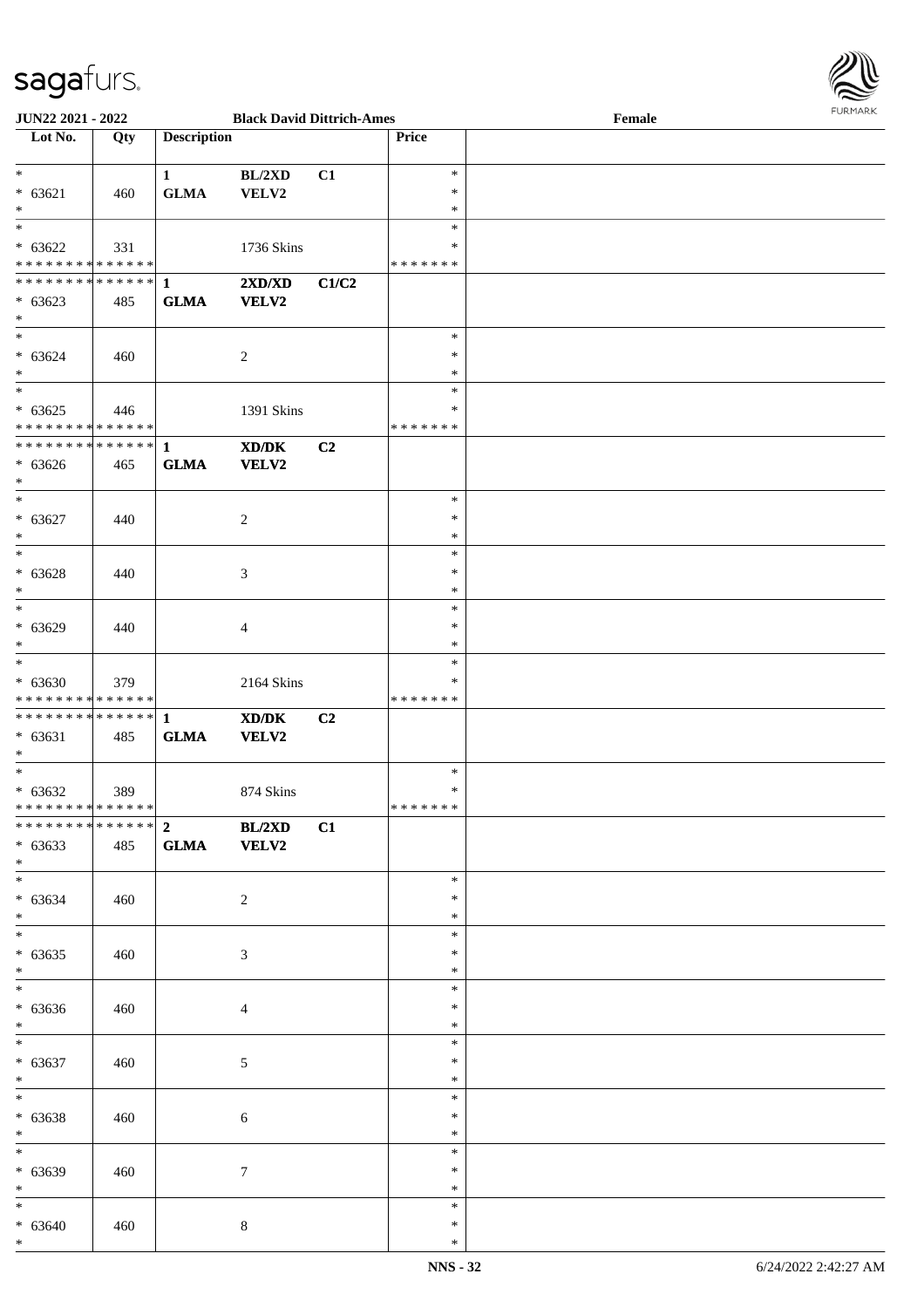| Lot No. | Qty | Description | | | Price | |
|---|---|---|---|---|---|---|
| * | | 1 | BL/2XD | C1 | * | |
| * 63621 | 460 | GLMA | VELV2 | | * | |
| * | | | | | * | |
| * | | | | | * | |
| * 63622 | 331 | | 1736 Skins | | * | |
| * * * * * * * * * * * * * * | | | | | * * * * * * * | |
| * * * * * * * * * * * * * * | | 1 | 2XD/XD | C1/C2 | | |
| * 63623 | 485 | GLMA | VELV2 | | | |
| * | | | | | | |
| * | | | | | * | |
| * 63624 | 460 | | 2 | | * | |
| * | | | | | * | |
| * | | | | | * | |
| * 63625 | 446 | | 1391 Skins | | * | |
| * * * * * * * * * * * * * * | | | | | * * * * * * * | |
| * * * * * * * * * * * * * * | | 1 | XD/DK | C2 | | |
| * 63626 | 465 | GLMA | VELV2 | | | |
| * | | | | | | |
| * | | | | | * | |
| * 63627 | 440 | | 2 | | * | |
| * | | | | | * | |
| * | | | | | * | |
| * 63628 | 440 | | 3 | | * | |
| * | | | | | * | |
| * | | | | | * | |
| * 63629 | 440 | | 4 | | * | |
| * | | | | | * | |
| * | | | | | * | |
| * 63630 | 379 | | 2164 Skins | | * | |
| * * * * * * * * * * * * * * | | | | | * * * * * * * | |
| * * * * * * * * * * * * * * | | 1 | XD/DK | C2 | | |
| * 63631 | 485 | GLMA | VELV2 | | | |
| * | | | | | | |
| * | | | | | * | |
| * 63632 | 389 | | 874 Skins | | * | |
| * * * * * * * * * * * * * * | | | | | * * * * * * * | |
| * * * * * * * * * * * * * * | | 2 | BL/2XD | C1 | | |
| * 63633 | 485 | GLMA | VELV2 | | | |
| * | | | | | | |
| * | | | | | * | |
| * 63634 | 460 | | 2 | | * | |
| * | | | | | * | |
| * | | | | | * | |
| * 63635 | 460 | | 3 | | * | |
| * | | | | | * | |
| * | | | | | * | |
| * 63636 | 460 | | 4 | | * | |
| * | | | | | * | |
| * | | | | | * | |
| * 63637 | 460 | | 5 | | * | |
| * | | | | | * | |
| * | | | | | * | |
| * 63638 | 460 | | 6 | | * | |
| * | | | | | * | |
| * | | | | | * | |
| * 63639 | 460 | | 7 | | * | |
| * | | | | | * | |
| * | | | | | * | |
| * 63640 | 460 | | 8 | | * | |
| * | | | | | * | |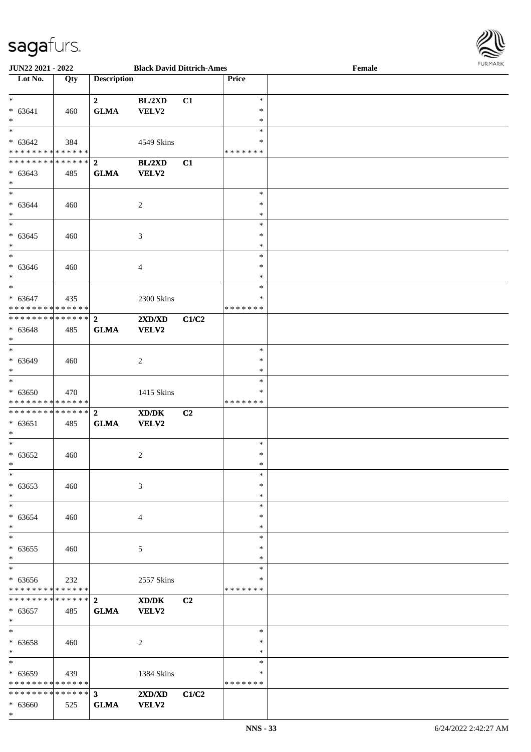| Lot No. | Qty | Description | | | Price | |
|---|---|---|---|---|---|---|
| * | | 2 | BL/2XD | C1 | * | |
| * 63641 | 460 | GLMA | VELV2 | | * | |
| * | | | | | * | |
| * | | | | | * | |
| * 63642 | 384 | | 4549 Skins | | * | |
| * * * * * * * * * * * * * * | | | | | * * * * * * * | |
| * * * * * * * * * * * * * * | | 2 | BL/2XD | C1 | | |
| * 63643 | 485 | GLMA | VELV2 | | | |
| * | | | | | | |
| * | | | | | * | |
| * 63644 | 460 | | 2 | | * | |
| * | | | | | * | |
| * | | | | | * | |
| * 63645 | 460 | | 3 | | * | |
| * | | | | | * | |
| * | | | | | * | |
| * 63646 | 460 | | 4 | | * | |
| * | | | | | * | |
| * | | | | | * | |
| * 63647 | 435 | | 2300 Skins | | * | |
| * * * * * * * * * * * * * * | | | | | * * * * * * * | |
| * * * * * * * * * * * * * * | | 2 | 2XD/XD | C1/C2 | | |
| * 63648 | 485 | GLMA | VELV2 | | | |
| * | | | | | | |
| * | | | | | * | |
| * 63649 | 460 | | 2 | | * | |
| * | | | | | * | |
| * | | | | | * | |
| * 63650 | 470 | | 1415 Skins | | * | |
| * * * * * * * * * * * * * * | | | | | * * * * * * * | |
| * * * * * * * * * * * * * * | | 2 | XD/DK | C2 | | |
| * 63651 | 485 | GLMA | VELV2 | | | |
| * | | | | | | |
| * | | | | | * | |
| * 63652 | 460 | | 2 | | * | |
| * | | | | | * | |
| * | | | | | * | |
| * 63653 | 460 | | 3 | | * | |
| * | | | | | * | |
| * | | | | | * | |
| * 63654 | 460 | | 4 | | * | |
| * | | | | | * | |
| * | | | | | * | |
| * 63655 | 460 | | 5 | | * | |
| * | | | | | * | |
| * | | | | | * | |
| * 63656 | 232 | | 2557 Skins | | * | |
| * * * * * * * * * * * * * * | | | | | * * * * * * * | |
| * * * * * * * * * * * * * * | | 2 | XD/DK | C2 | | |
| * 63657 | 485 | GLMA | VELV2 | | | |
| * | | | | | | |
| * | | | | | * | |
| * 63658 | 460 | | 2 | | * | |
| * | | | | | * | |
| * | | | | | * | |
| * 63659 | 439 | | 1384 Skins | | * | |
| * * * * * * * * * * * * * * | | | | | * * * * * * * | |
| * * * * * * * * * * * * * * | | 3 | 2XD/XD | C1/C2 | | |
| * 63660 | 525 | GLMA | VELV2 | | | |
| * | | | | | | |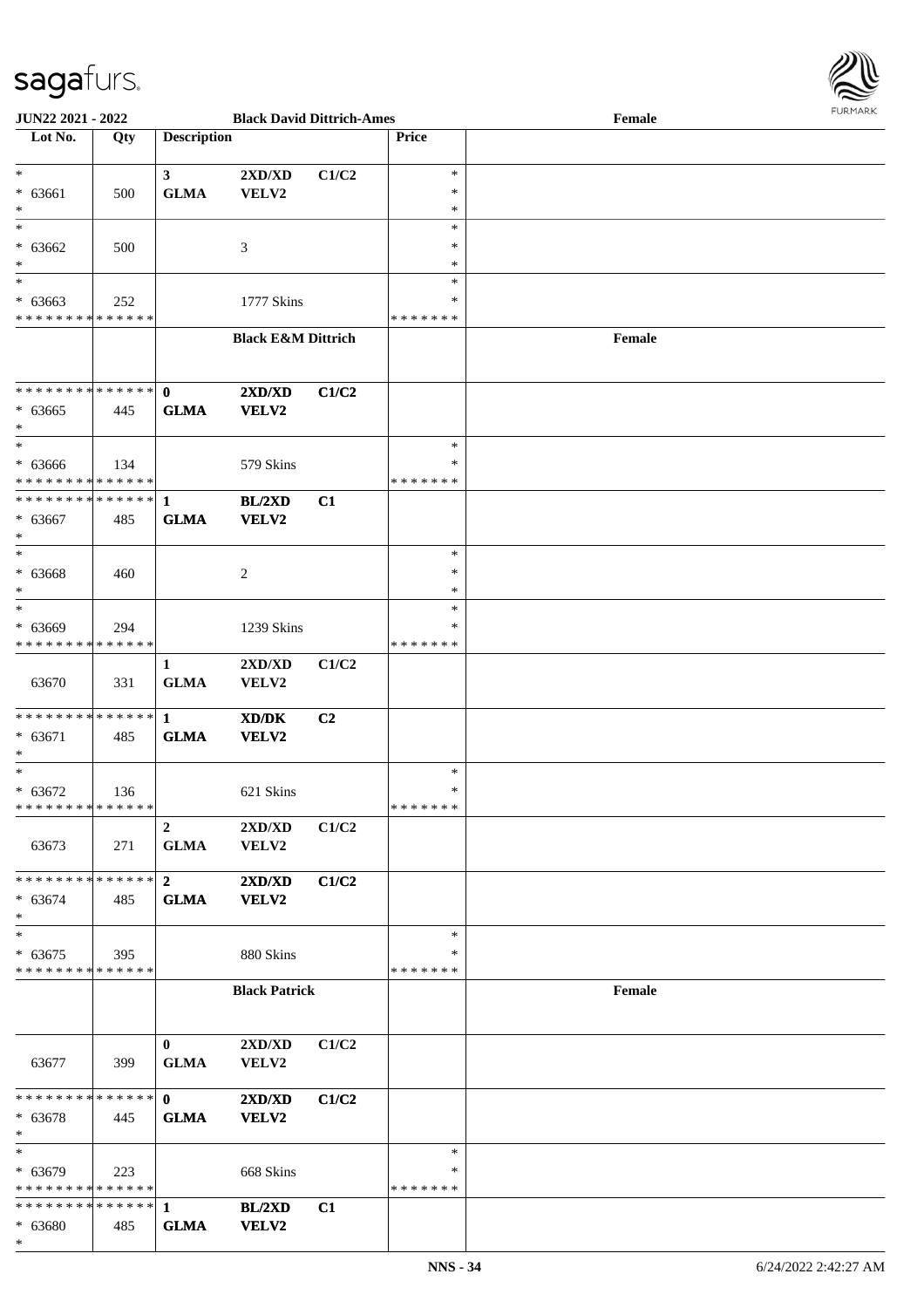| Lot No. | Qty | Description | | | Price | |
|---|---|---|---|---|---|---|
| * | | 3 | 2XD/XD | C1/C2 | * | |
| * 63661 | 500 | GLMA | VELV2 | | * | |
| * | | | | | * | |
| * | | | | | * | |
| * 63662 | 500 | | 3 | | * | |
| * | | | | | * | |
| * | | | | | * | |
| * 63663 | 252 | | 1777 Skins | | * | |
| * * * * * * * * * * * * * * | | | | | * * * * * * * | |
| | | | **Black E&M Dittrich** | | | **Female** |
| * * * * * * * * * * * * * * | | **0** | **2XD/XD** | **C1/C2** | | |
| * 63665 | 445 | **GLMA** | **VELV2** | | | |
| * | | | | | | |
| * | | | | | * | |
| * 63666 | 134 | | 579 Skins | | * | |
| * * * * * * * * * * * * * * | | | | | * * * * * * * | |
| * * * * * * * * * * * * * * | | **1** | **BL/2XD** | **C1** | | |
| * 63667 | 485 | **GLMA** | **VELV2** | | | |
| * | | | | | | |
| * | | | | | * | |
| * 63668 | 460 | | 2 | | * | |
| * | | | | | * | |
| * | | | | | * | |
| * 63669 | 294 | | 1239 Skins | | * | |
| * * * * * * * * * * * * * * | | | | | * * * * * * * | |
| 63670 | 331 | 1 GLMA | 2XD/XD VELV2 | C1/C2 | | |
| * * * * * * * * * * * * * * | | **1** | **XD/DK** | **C2** | | |
| * 63671 | 485 | **GLMA** | **VELV2** | | | |
| * | | | | | | |
| * | | | | | * | |
| * 63672 | 136 | | 621 Skins | | * | |
| * * * * * * * * * * * * * * | | | | | * * * * * * * | |
| 63673 | 271 | 2 GLMA | 2XD/XD VELV2 | C1/C2 | | |
| * * * * * * * * * * * * * * | | **2** | **2XD/XD** | **C1/C2** | | |
| * 63674 | 485 | **GLMA** | **VELV2** | | | |
| * | | | | | | |
| * | | | | | * | |
| * 63675 | 395 | | 880 Skins | | * | |
| * * * * * * * * * * * * * * | | | | | * * * * * * * | |
| | | | **Black Patrick** | | | **Female** |
| 63677 | 399 | 0 GLMA | 2XD/XD VELV2 | C1/C2 | | |
| * * * * * * * * * * * * * * | | **0** | **2XD/XD** | **C1/C2** | | |
| * 63678 | 445 | **GLMA** | **VELV2** | | | |
| * | | | | | | |
| * | | | | | * | |
| * 63679 | 223 | | 668 Skins | | * | |
| * * * * * * * * * * * * * * | | | | | * * * * * * * | |
| * * * * * * * * * * * * * * | | **1** | **BL/2XD** | **C1** | | |
| * 63680 | 485 | **GLMA** | **VELV2** | | | |
| * | | | | | | |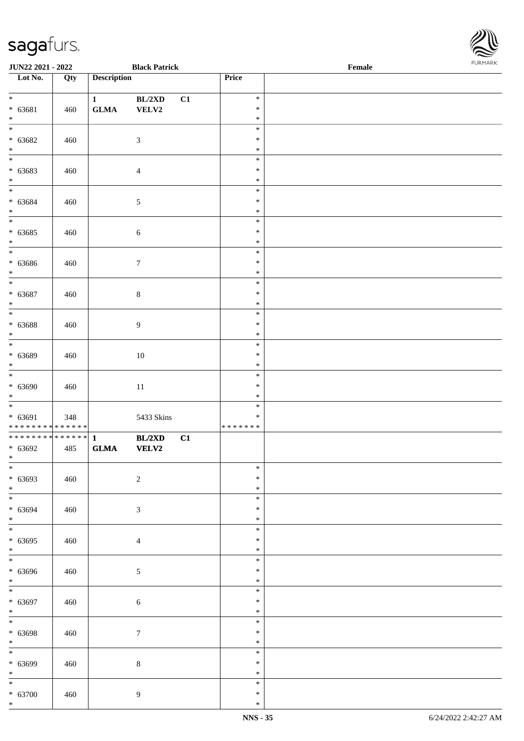JUN22 2021 - 2022 Black Patrick Female

| Lot No. | Qty | Description | | | Price | |
|---|---|---|---|---|---|---|
| * <br> * 63681 <br> * | 460 | 1 <br> GLMA | BL/2XD <br> VELV2 | C1 | * <br> * <br> * | |
| * <br> * 63682 <br> * | 460 | | 3 | | * <br> * <br> * | |
| * <br> * 63683 <br> * | 460 | | 4 | | * <br> * <br> * | |
| * <br> * 63684 <br> * | 460 | | 5 | | * <br> * <br> * | |
| * <br> * 63685 <br> * | 460 | | 6 | | * <br> * <br> * | |
| * <br> * 63686 <br> * | 460 | | 7 | | * <br> * <br> * | |
| * <br> * 63687 <br> * | 460 | | 8 | | * <br> * <br> * | |
| * <br> * 63688 <br> * | 460 | | 9 | | * <br> * <br> * | |
| * <br> * 63689 <br> * | 460 | | 10 | | * <br> * <br> * | |
| * <br> * 63690 <br> * | 460 | | 11 | | * <br> * <br> * | |
| * <br> * 63691 <br> * * * * * * * * * * * * * * | 348 | | 5433 Skins | | * <br> * <br> * * * * * * * | |
| * * * * * * * * * * * * * * <br> * 63692 <br> * | 485 | **1** <br> **GLMA** | **BL/2XD** <br> **VELV2** | **C1** | | |
| * <br> * 63693 <br> * | 460 | | 2 | | * <br> * <br> * | |
| * <br> * 63694 <br> * | 460 | | 3 | | * <br> * <br> * | |
| * <br> * 63695 <br> * | 460 | | 4 | | * <br> * <br> * | |
| * <br> * 63696 <br> * | 460 | | 5 | | * <br> * <br> * | |
| * <br> * 63697 <br> * | 460 | | 6 | | * <br> * <br> * | |
| * <br> * 63698 <br> * | 460 | | 7 | | * <br> * <br> * | |
| * <br> * 63699 <br> * | 460 | | 8 | | * <br> * <br> * | |
| * <br> * 63700 <br> * | 460 | | 9 | | * <br> * <br> * | |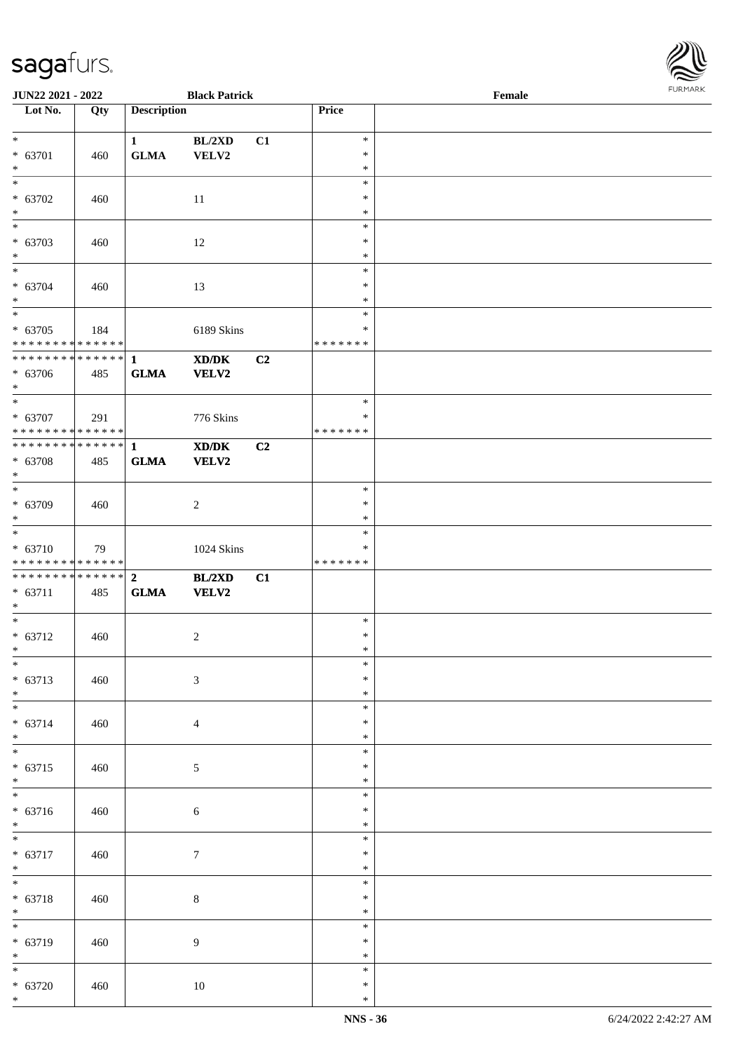| Lot No. | Qty | Description | | | Price | |
|---|---|---|---|---|---|---|
| *<br>* 63701<br>* | 460 | 1<br>GLMA | BL/2XD<br>VELV2 | C1 | *<br>*<br>* | |
| *<br>* 63702<br>* | 460 | | 11 | | *<br>*<br>* | |
| *<br>* 63703<br>* | 460 | | 12 | | *<br>*<br>* | |
| *<br>* 63704<br>* | 460 | | 13 | | *<br>*<br>* | |
| *<br>* 63705<br>* * * * * * * * * * * * * * | 184 | | 6189 Skins | | *<br>*<br>* * * * * * * | |
| * * * * * * * * * * * * * *<br>* 63706<br>* | 485 | **1**<br>**GLMA** | **XD/DK**<br>**VELV2** | **C2** | | |
| *<br>* 63707<br>* * * * * * * * * * * * * * | 291 | | 776 Skins | | *<br>*<br>* * * * * * * | |
| * * * * * * * * * * * * * *<br>* 63708<br>* | 485 | **1**<br>**GLMA** | **XD/DK**<br>**VELV2** | **C2** | | |
| *<br>* 63709<br>* | 460 | | 2 | | *<br>*<br>* | |
| *<br>* 63710<br>* * * * * * * * * * * * * * | 79 | | 1024 Skins | | *<br>*<br>* * * * * * * | |
| * * * * * * * * * * * * * *<br>* 63711<br>* | 485 | **2**<br>**GLMA** | **BL/2XD**<br>**VELV2** | **C1** | | |
| *<br>* 63712<br>* | 460 | | 2 | | *<br>*<br>* | |
| *<br>* 63713<br>* | 460 | | 3 | | *<br>*<br>* | |
| *<br>* 63714<br>* | 460 | | 4 | | *<br>*<br>* | |
| *<br>* 63715<br>* | 460 | | 5 | | *<br>*<br>* | |
| *<br>* 63716<br>* | 460 | | 6 | | *<br>*<br>* | |
| *<br>* 63717<br>* | 460 | | 7 | | *<br>*<br>* | |
| *<br>* 63718<br>* | 460 | | 8 | | *<br>*<br>* | |
| *<br>* 63719<br>* | 460 | | 9 | | *<br>*<br>* | |
| *<br>* 63720<br>* | 460 | | 10 | | *<br>*<br>* | |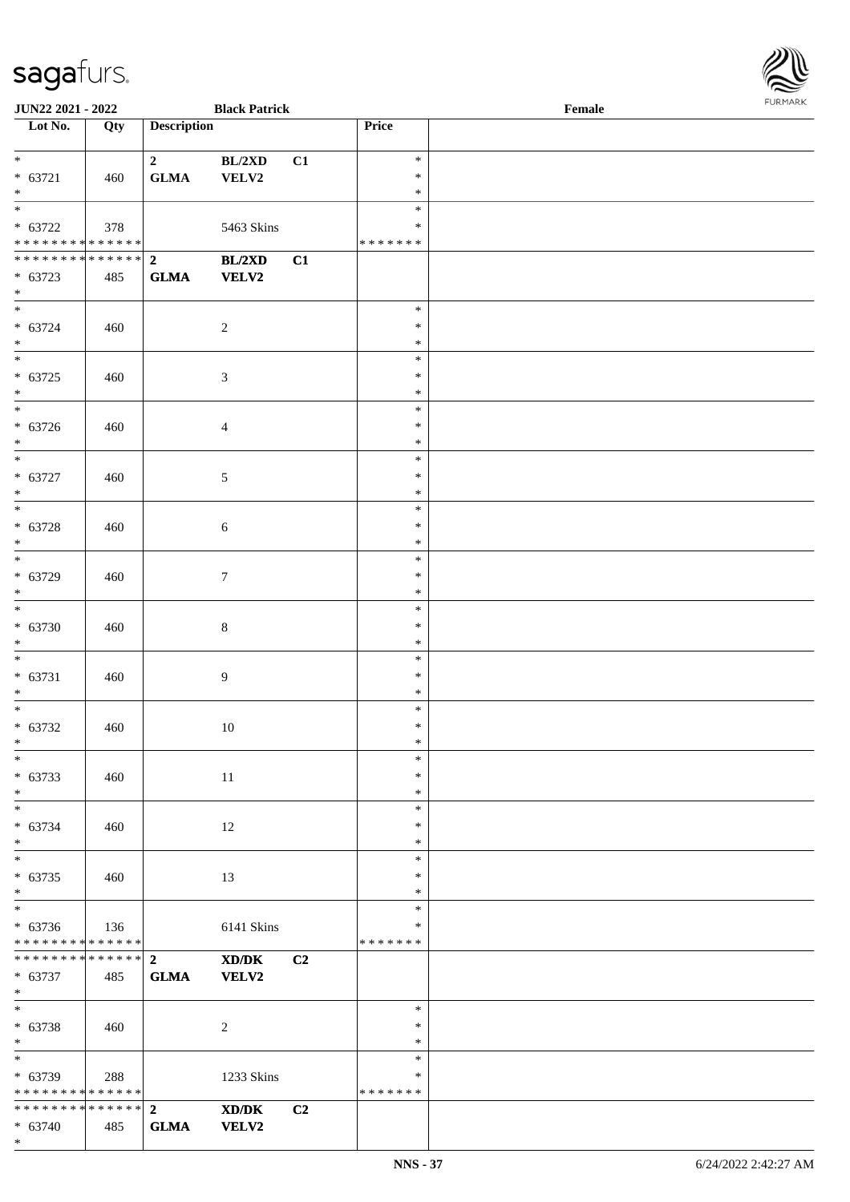| Lot No. | Qty | Description | | | Price | |
|---|---|---|---|---|---|---|
| * | | 2 | BL/2XD | C1 | * | |
| * 63721 | 460 | GLMA | VELV2 | | * | |
| * | | | | | * | |
| * | | | | | * | |
| * 63722 | 378 | | 5463 Skins | | * | |
| * * * * * * * * * * * * * * | | | | | * * * * * * * | |
| * * * * * * * * * * * * * * | | **2** | **BL/2XD** | **C1** | | |
| * 63723 | 485 | **GLMA** | **VELV2** | | | |
| * | | | | | | |
| * | | | | | * | |
| * 63724 | 460 | | 2 | | * | |
| * | | | | | * | |
| * | | | | | * | |
| * 63725 | 460 | | 3 | | * | |
| * | | | | | * | |
| * | | | | | * | |
| * 63726 | 460 | | 4 | | * | |
| * | | | | | * | |
| * | | | | | * | |
| * 63727 | 460 | | 5 | | * | |
| * | | | | | * | |
| * | | | | | * | |
| * 63728 | 460 | | 6 | | * | |
| * | | | | | * | |
| * | | | | | * | |
| * 63729 | 460 | | 7 | | * | |
| * | | | | | * | |
| * | | | | | * | |
| * 63730 | 460 | | 8 | | * | |
| * | | | | | * | |
| * | | | | | * | |
| * 63731 | 460 | | 9 | | * | |
| * | | | | | * | |
| * | | | | | * | |
| * 63732 | 460 | | 10 | | * | |
| * | | | | | * | |
| * | | | | | * | |
| * 63733 | 460 | | 11 | | * | |
| * | | | | | * | |
| * | | | | | * | |
| * 63734 | 460 | | 12 | | * | |
| * | | | | | * | |
| * | | | | | * | |
| * 63735 | 460 | | 13 | | * | |
| * | | | | | * | |
| * | | | | | * | |
| * 63736 | 136 | | 6141 Skins | | * | |
| * * * * * * * * * * * * * * | | | | | * * * * * * * | |
| * * * * * * * * * * * * * * | | **2** | **XD/DK** | **C2** | | |
| * 63737 | 485 | **GLMA** | **VELV2** | | | |
| * | | | | | | |
| * | | | | | * | |
| * 63738 | 460 | | 2 | | * | |
| * | | | | | * | |
| * | | | | | * | |
| * 63739 | 288 | | 1233 Skins | | * | |
| * * * * * * * * * * * * * * | | | | | * * * * * * * | |
| * * * * * * * * * * * * * * | | **2** | **XD/DK** | **C2** | | |
| * 63740 | 485 | **GLMA** | **VELV2** | | | |
| * | | | | | | |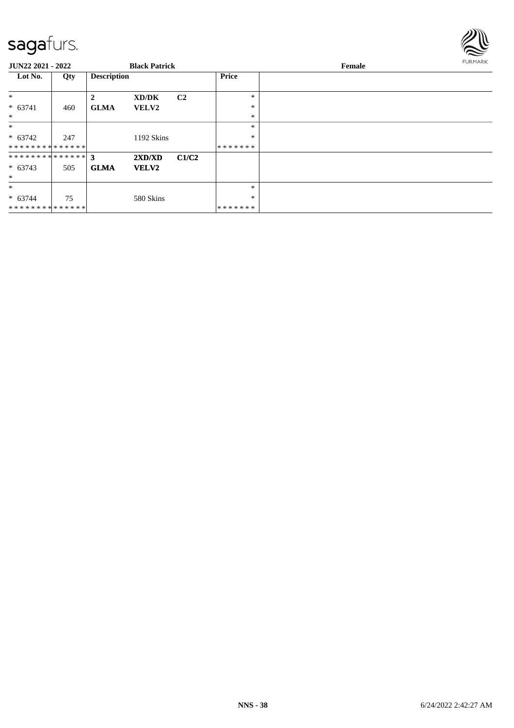JUN22 2021 - 2022 | Black Patrick | Female

| Lot No. | Qty | Description | | | Price |
|---|---|---|---|---|---|
| * | | 2 | XD/DK | C2 | * |
| * 63741 | 460 | GLMA | VELV2 | | * |
| * | | | | | * |
| * | | | | | * |
| * 63742 | 247 | | 1192 Skins | | * |
| * * * * * * * * * * * * * * | | | | | * * * * * * * |
| * * * * * * * * * * * * * * | | 3 | 2XD/XD | C1/C2 | |
| * 63743 | 505 | GLMA | VELV2 | | |
| * | | | | | |
| * | | | | | * |
| * 63744 | 75 | | 580 Skins | | * |
| * * * * * * * * * * * * * * | | | | | * * * * * * * |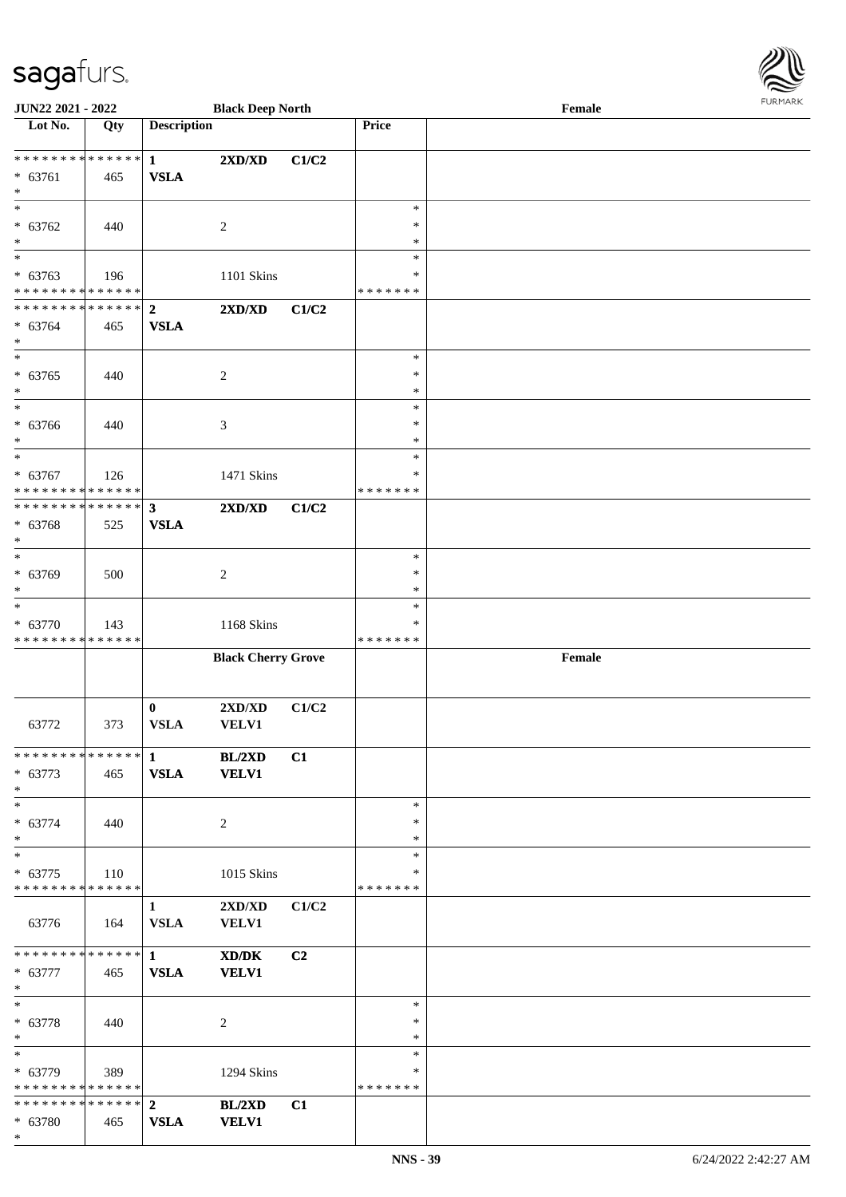| Lot No. | Qty | Description | | | Price | |
|---|---|---|---|---|---|---|
| | | | **Black Deep North** | | | Female |
| * * * * * * * * * * * * * * | | **1** | **2XD/XD** | **C1/C2** | | |
| * 63761 | 465 | **VSLA** | | | | |
| * | | | | | | |
| * | | | | | * | |
| * 63762 | 440 | | 2 | | * | |
| * | | | | | * | |
| * | | | | | * | |
| * 63763 | 196 | | 1101 Skins | | * | |
| * * * * * * * * * * * * * * | | | | | * * * * * * * | |
| * * * * * * * * * * * * * * | | **2** | **2XD/XD** | **C1/C2** | | |
| * 63764 | 465 | **VSLA** | | | | |
| * | | | | | | |
| * | | | | | * | |
| * 63765 | 440 | | 2 | | * | |
| * | | | | | * | |
| * | | | | | * | |
| * 63766 | 440 | | 3 | | * | |
| * | | | | | * | |
| * | | | | | * | |
| * 63767 | 126 | | 1471 Skins | | * | |
| * * * * * * * * * * * * * * | | | | | * * * * * * * | |
| * * * * * * * * * * * * * * | | **3** | **2XD/XD** | **C1/C2** | | |
| * 63768 | 525 | **VSLA** | | | | |
| * | | | | | | |
| * | | | | | * | |
| * 63769 | 500 | | 2 | | * | |
| * | | | | | * | |
| * | | | | | * | |
| * 63770 | 143 | | 1168 Skins | | * | |
| * * * * * * * * * * * * * * | | | | | * * * * * * * | |
| | | | **Black Cherry Grove** | | | **Female** |
| 63772 | 373 | **0** **VSLA** | **2XD/XD** **VELV1** | **C1/C2** | | |
| * * * * * * * * * * * * * * | | **1** | **BL/2XD** | **C1** | | |
| * 63773 | 465 | **VSLA** | **VELV1** | | | |
| * | | | | | | |
| * | | | | | * | |
| * 63774 | 440 | | 2 | | * | |
| * | | | | | * | |
| * | | | | | * | |
| * 63775 | 110 | | 1015 Skins | | * | |
| * * * * * * * * * * * * * * | | | | | * * * * * * * | |
| 63776 | 164 | **1** **VSLA** | **2XD/XD** **VELV1** | **C1/C2** | | |
| * * * * * * * * * * * * * * | | **1** | **XD/DK** | **C2** | | |
| * 63777 | 465 | **VSLA** | **VELV1** | | | |
| * | | | | | | |
| * | | | | | * | |
| * 63778 | 440 | | 2 | | * | |
| * | | | | | * | |
| * | | | | | * | |
| * 63779 | 389 | | 1294 Skins | | * | |
| * * * * * * * * * * * * * * | | | | | * * * * * * * | |
| * * * * * * * * * * * * * * | | **2** | **BL/2XD** | **C1** | | |
| * 63780 | 465 | **VSLA** | **VELV1** | | | |
| * | | | | | | |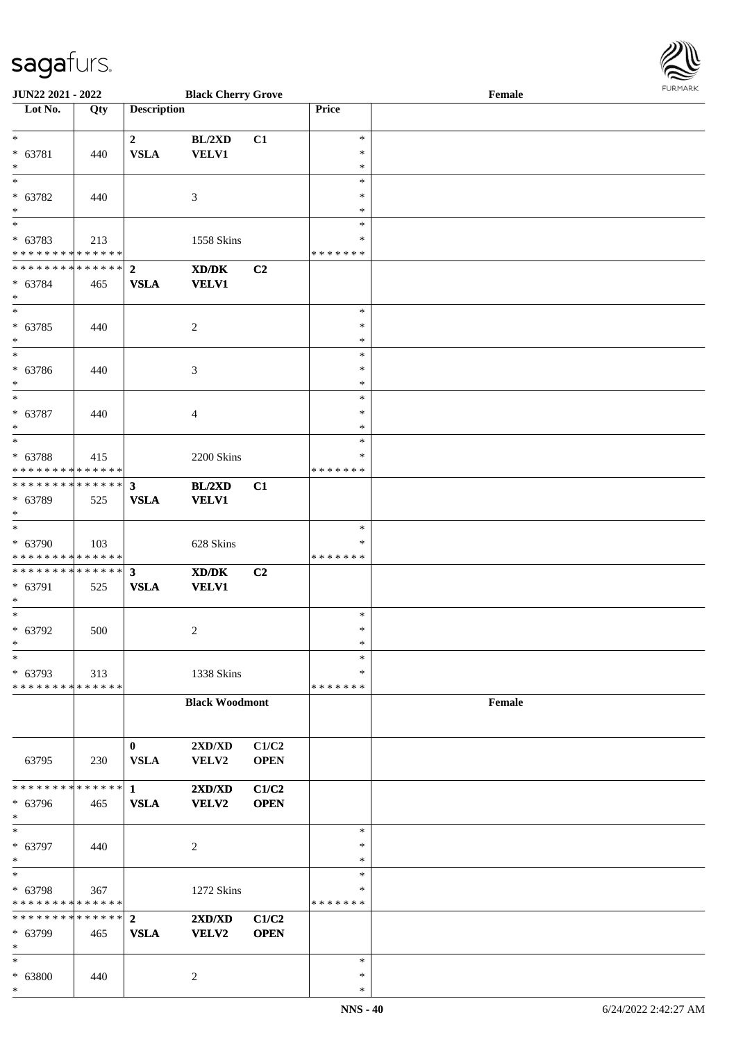| Lot No. | Qty | Description | | | Price | |
|---|---|---|---|---|---|---|
| * | | 2 | BL/2XD | C1 | * | |
| * 63781 | 440 | VSLA | VELV1 | | * | |
| * | | | | | * | |
| * | | | | | * | |
| * 63782 | 440 | | 3 | | * | |
| * | | | | | * | |
| * | | | | | * | |
| * 63783 | 213 | | 1558 Skins | | * | |
| * * * * * * * * * * * * * * | | | | | * * * * * * * | |
| * * * * * * * * * * * * * * | | 2 | XD/DK | C2 | | |
| * 63784 | 465 | VSLA | VELV1 | | | |
| * | | | | | | |
| * | | | | | * | |
| * 63785 | 440 | | 2 | | * | |
| * | | | | | * | |
| * | | | | | * | |
| * 63786 | 440 | | 3 | | * | |
| * | | | | | * | |
| * | | | | | * | |
| * 63787 | 440 | | 4 | | * | |
| * | | | | | * | |
| * | | | | | * | |
| * 63788 | 415 | | 2200 Skins | | * | |
| * * * * * * * * * * * * * * | | | | | * * * * * * * | |
| * * * * * * * * * * * * * * | | 3 | BL/2XD | C1 | | |
| * 63789 | 525 | VSLA | VELV1 | | | |
| * | | | | | | |
| * | | | | | * | |
| * 63790 | 103 | | 628 Skins | | * | |
| * * * * * * * * * * * * * * | | | | | * * * * * * * | |
| * * * * * * * * * * * * * * | | 3 | XD/DK | C2 | | |
| * 63791 | 525 | VSLA | VELV1 | | | |
| * | | | | | | |
| * | | | | | * | |
| * 63792 | 500 | | 2 | | * | |
| * | | | | | * | |
| * | | | | | * | |
| * 63793 | 313 | | 1338 Skins | | * | |
| * * * * * * * * * * * * * * | | | | | * * * * * * * | |
| | | | Black Woodmont | | | Female |
| 63795 | 230 | 0 VSLA | 2XD/XD VELV2 | C1/C2 OPEN | | |
| * * * * * * * * * * * * * * | | 1 | 2XD/XD | C1/C2 | | |
| * 63796 | 465 | VSLA | VELV2 | OPEN | | |
| * | | | | | | |
| * | | | | | * | |
| * 63797 | 440 | | 2 | | * | |
| * | | | | | * | |
| * | | | | | * | |
| * 63798 | 367 | | 1272 Skins | | * | |
| * * * * * * * * * * * * * * | | | | | * * * * * * * | |
| * * * * * * * * * * * * * * | | 2 | 2XD/XD | C1/C2 | | |
| * 63799 | 465 | VSLA | VELV2 | OPEN | | |
| * | | | | | | |
| * | | | | | * | |
| * 63800 | 440 | | 2 | | * | |
| * | | | | | * | |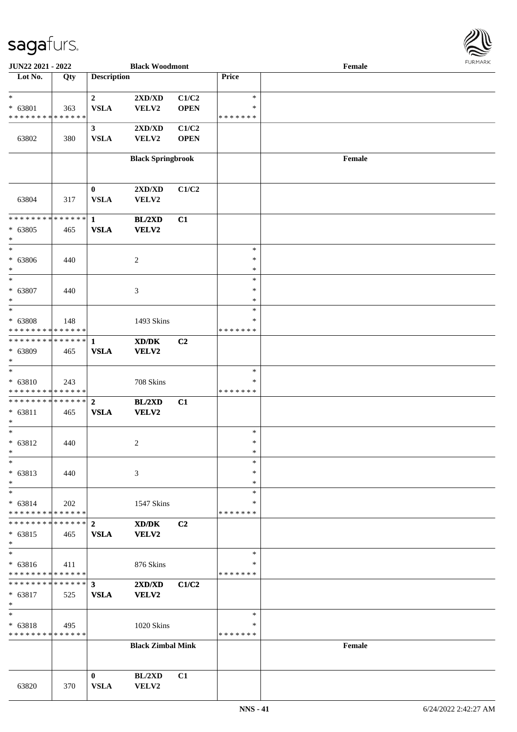| Lot No. | Qty | Description | | | Price | Black Woodmont — Female |
|---|---|---|---|---|---|---|
| * | | 2 | 2XD/XD | C1/C2 | * | |
| * 63801 | 363 | VSLA | VELV2 | OPEN | * | |
| * * * * * * * * * * * * * * | | | | | * * * * * * * | |
| | | 3 | 2XD/XD | C1/C2 | | |
| 63802 | 380 | VSLA | VELV2 | OPEN | | |
| | | | **Black Springbrook** | | | **Female** |
| | | 0 | 2XD/XD | C1/C2 | | |
| 63804 | 317 | VSLA | VELV2 | | | |
| * * * * * * * * * * * * * * | | 1 | BL/2XD | C1 | | |
| * 63805 | 465 | VSLA | VELV2 | | | |
| * | | | | | | |
| * | | | | | * | |
| * 63806 | 440 | | 2 | | * | |
| * | | | | | * | |
| * | | | | | * | |
| * 63807 | 440 | | 3 | | * | |
| * | | | | | * | |
| * | | | | | * | |
| * 63808 | 148 | | 1493 Skins | | * | |
| * * * * * * * * * * * * * * | | | | | * * * * * * * | |
| * * * * * * * * * * * * * * | | 1 | XD/DK | C2 | | |
| * 63809 | 465 | VSLA | VELV2 | | | |
| * | | | | | | |
| * | | | | | * | |
| * 63810 | 243 | | 708 Skins | | * | |
| * * * * * * * * * * * * * * | | | | | * * * * * * * | |
| * * * * * * * * * * * * * * | | 2 | BL/2XD | C1 | | |
| * 63811 | 465 | VSLA | VELV2 | | | |
| * | | | | | | |
| * | | | | | * | |
| * 63812 | 440 | | 2 | | * | |
| * | | | | | * | |
| * | | | | | * | |
| * 63813 | 440 | | 3 | | * | |
| * | | | | | * | |
| * | | | | | * | |
| * 63814 | 202 | | 1547 Skins | | * | |
| * * * * * * * * * * * * * * | | | | | * * * * * * * | |
| * * * * * * * * * * * * * * | | 2 | XD/DK | C2 | | |
| * 63815 | 465 | VSLA | VELV2 | | | |
| * | | | | | | |
| * | | | | | * | |
| * 63816 | 411 | | 876 Skins | | * | |
| * * * * * * * * * * * * * * | | | | | * * * * * * * | |
| * * * * * * * * * * * * * * | | 3 | 2XD/XD | C1/C2 | | |
| * 63817 | 525 | VSLA | VELV2 | | | |
| * | | | | | | |
| * | | | | | * | |
| * 63818 | 495 | | 1020 Skins | | * | |
| * * * * * * * * * * * * * * | | | | | * * * * * * * | |
| | | | **Black Zimbal Mink** | | | **Female** |
| | | 0 | BL/2XD | C1 | | |
| 63820 | 370 | VSLA | VELV2 | | | |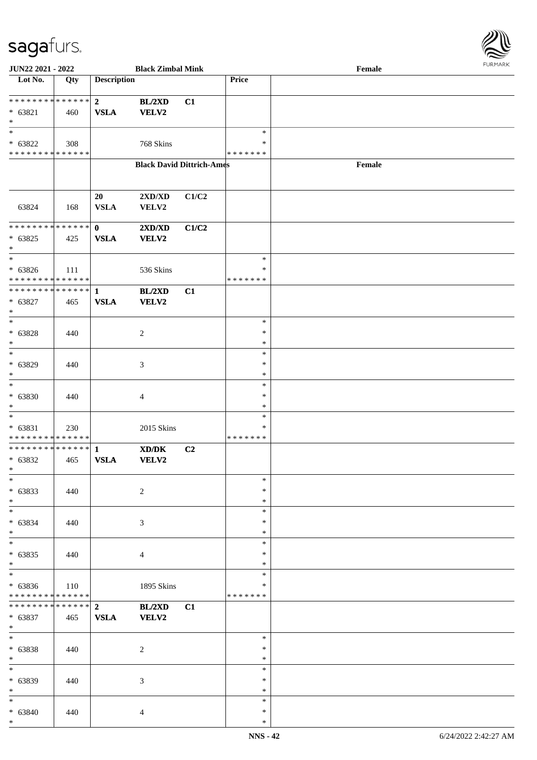| Lot No. | Qty | Description | | | Price | |
|---|---|---|---|---|---|---|
| * * * * * * * * * * * * * * | | 2 | BL/2XD | C1 | | |
| * 63821 | 460 | VSLA | VELV2 | | | |
| * | | | | | | |
| * | | | | | * | |
| * 63822 | 308 | | 768 Skins | | * | |
| * * * * * * * * * * * * * * | | | | | * * * * * * * | |
| | | | **Black David Dittrich-Ames** | | | Female |
| 63824 | 168 | 20<br>VSLA | 2XD/XD<br>VELV2 | C1/C2 | | |
| * * * * * * * * * * * * * * | | 0 | 2XD/XD | C1/C2 | | |
| * 63825 | 425 | VSLA | VELV2 | | | |
| * | | | | | | |
| * | | | | | * | |
| * 63826 | 111 | | 536 Skins | | * | |
| * * * * * * * * * * * * * * | | | | | * * * * * * * | |
| * * * * * * * * * * * * * * | | 1 | BL/2XD | C1 | | |
| * 63827 | 465 | VSLA | VELV2 | | | |
| * | | | | | | |
| * | | | | | * | |
| * 63828 | 440 | | 2 | | * | |
| * | | | | | * | |
| * | | | | | * | |
| * 63829 | 440 | | 3 | | * | |
| * | | | | | * | |
| * | | | | | * | |
| * 63830 | 440 | | 4 | | * | |
| * | | | | | * | |
| * | | | | | * | |
| * 63831 | 230 | | 2015 Skins | | * | |
| * * * * * * * * * * * * * * | | | | | * * * * * * * | |
| * * * * * * * * * * * * * * | | 1 | XD/DK | C2 | | |
| * 63832 | 465 | VSLA | VELV2 | | | |
| * | | | | | | |
| * | | | | | * | |
| * 63833 | 440 | | 2 | | * | |
| * | | | | | * | |
| * | | | | | * | |
| * 63834 | 440 | | 3 | | * | |
| * | | | | | * | |
| * | | | | | * | |
| * 63835 | 440 | | 4 | | * | |
| * | | | | | * | |
| * | | | | | * | |
| * 63836 | 110 | | 1895 Skins | | * | |
| * * * * * * * * * * * * * * | | | | | * * * * * * * | |
| * * * * * * * * * * * * * * | | 2 | BL/2XD | C1 | | |
| * 63837 | 465 | VSLA | VELV2 | | | |
| * | | | | | | |
| * | | | | | * | |
| * 63838 | 440 | | 2 | | * | |
| * | | | | | * | |
| * | | | | | * | |
| * 63839 | 440 | | 3 | | * | |
| * | | | | | * | |
| * | | | | | * | |
| * 63840 | 440 | | 4 | | * | |
| * | | | | | * | |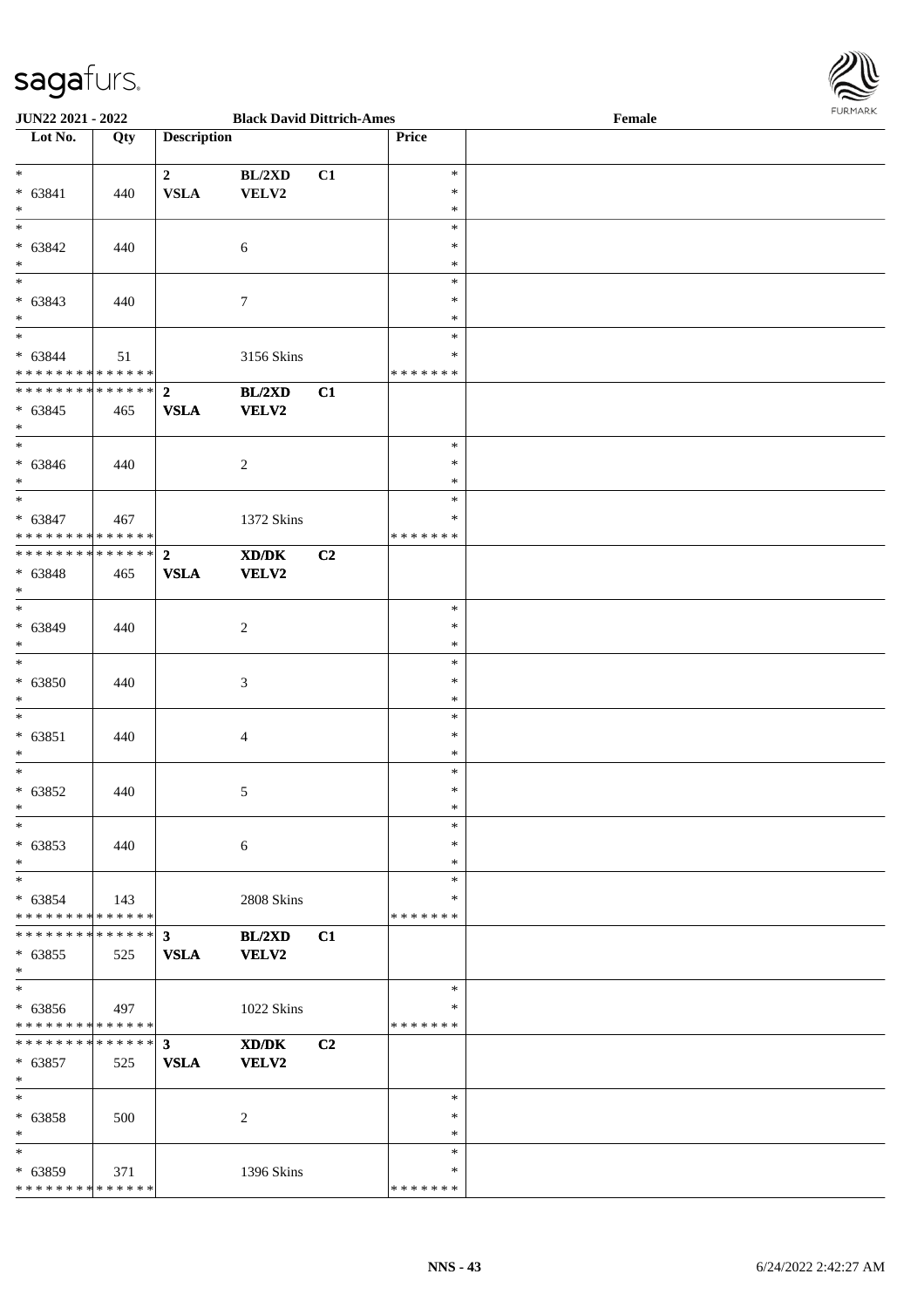**JUN22 2021 - 2022** **Black David Dittrich-Ames** **Female**

| Lot No. | Qty | Description | | | Price | |
|---|---|---|---|---|---|---|
| * | | 2 | BL/2XD | C1 | * | |
| * 63841 | 440 | VSLA | VELV2 | | * | |
| * | | | | | * | |
| * | | | | | * | |
| * 63842 | 440 | | 6 | | * | |
| * | | | | | * | |
| * | | | | | * | |
| * 63843 | 440 | | 7 | | * | |
| * | | | | | * | |
| * | | | | | * | |
| * 63844 | 51 | | 3156 Skins | | * | |
| * * * * * * * * * * * * * * | | | | | * * * * * * * | |
| * * * * * * * * * * * * * * | | 2 | BL/2XD | C1 | | |
| * 63845 | 465 | VSLA | VELV2 | | | |
| * | | | | | | |
| * | | | | | * | |
| * 63846 | 440 | | 2 | | * | |
| * | | | | | * | |
| * | | | | | * | |
| * 63847 | 467 | | 1372 Skins | | * | |
| * * * * * * * * * * * * * * | | | | | * * * * * * * | |
| * * * * * * * * * * * * * * | | 2 | XD/DK | C2 | | |
| * 63848 | 465 | VSLA | VELV2 | | | |
| * | | | | | | |
| * | | | | | * | |
| * 63849 | 440 | | 2 | | * | |
| * | | | | | * | |
| * | | | | | * | |
| * 63850 | 440 | | 3 | | * | |
| * | | | | | * | |
| * | | | | | * | |
| * 63851 | 440 | | 4 | | * | |
| * | | | | | * | |
| * | | | | | * | |
| * 63852 | 440 | | 5 | | * | |
| * | | | | | * | |
| * | | | | | * | |
| * 63853 | 440 | | 6 | | * | |
| * | | | | | * | |
| * | | | | | * | |
| * 63854 | 143 | | 2808 Skins | | * | |
| * * * * * * * * * * * * * * | | | | | * * * * * * * | |
| * * * * * * * * * * * * * * | | 3 | BL/2XD | C1 | | |
| * 63855 | 525 | VSLA | VELV2 | | | |
| * | | | | | | |
| * | | | | | * | |
| * 63856 | 497 | | 1022 Skins | | * | |
| * * * * * * * * * * * * * * | | | | | * * * * * * * | |
| * * * * * * * * * * * * * * | | 3 | XD/DK | C2 | | |
| * 63857 | 525 | VSLA | VELV2 | | | |
| * | | | | | | |
| * | | | | | * | |
| * 63858 | 500 | | 2 | | * | |
| * | | | | | * | |
| * | | | | | * | |
| * 63859 | 371 | | 1396 Skins | | * | |
| * * * * * * * * * * * * * * | | | | | * * * * * * * | |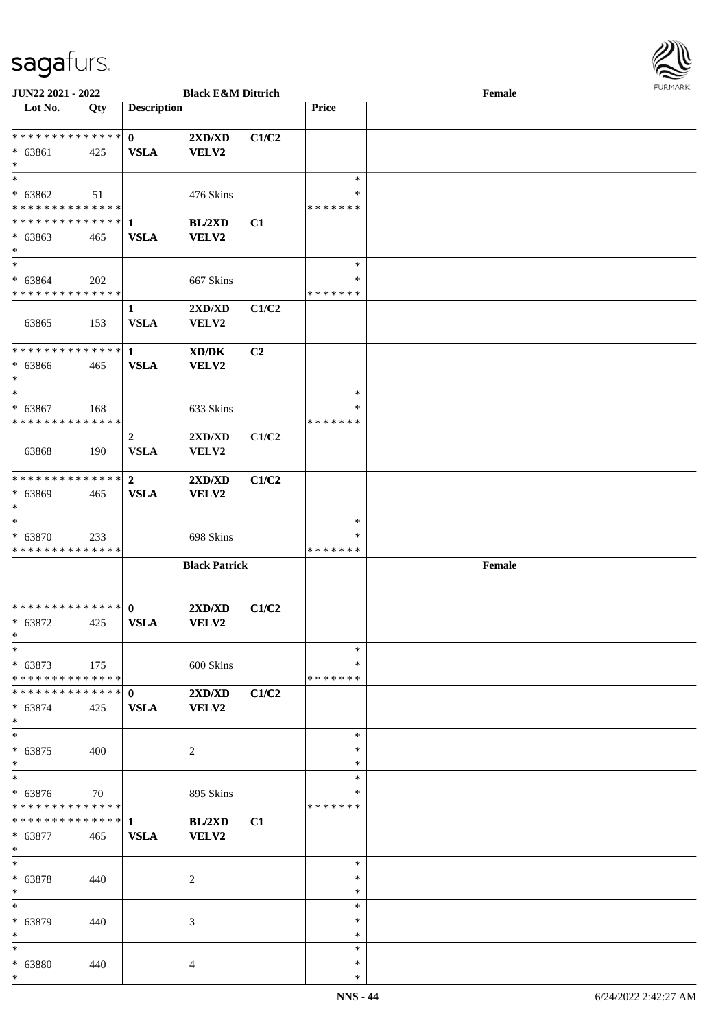| Lot No. | Qty | Description | | | Price | |
|---|---|---|---|---|---|---|
| * * * * * * * * * * * * * * | | 0 | 2XD/XD | C1/C2 | | |
| * 63861 | 425 | VSLA | VELV2 | | | |
| * | | | | | | |
| * | | | | | * | |
| * 63862 | 51 | | 476 Skins | | * | |
| * * * * * * * * * * * * * * | | | | | * * * * * * * | |
| * * * * * * * * * * * * * * | | 1 | BL/2XD | C1 | | |
| * 63863 | 465 | VSLA | VELV2 | | | |
| * | | | | | | |
| * | | | | | * | |
| * 63864 | 202 | | 667 Skins | | * | |
| * * * * * * * * * * * * * * | | | | | * * * * * * * | |
| | | 1 | 2XD/XD | C1/C2 | | |
| 63865 | 153 | VSLA | VELV2 | | | |
| * * * * * * * * * * * * * * | | 1 | XD/DK | C2 | | |
| * 63866 | 465 | VSLA | VELV2 | | | |
| * | | | | | | |
| * | | | | | * | |
| * 63867 | 168 | | 633 Skins | | * | |
| * * * * * * * * * * * * * * | | | | | * * * * * * * | |
| | | 2 | 2XD/XD | C1/C2 | | |
| 63868 | 190 | VSLA | VELV2 | | | |
| * * * * * * * * * * * * * * | | 2 | 2XD/XD | C1/C2 | | |
| * 63869 | 465 | VSLA | VELV2 | | | |
| * | | | | | | |
| * | | | | | * | |
| * 63870 | 233 | | 698 Skins | | * | |
| * * * * * * * * * * * * * * | | | | | * * * * * * * | |
| | | | Black Patrick | | | Female |
| * * * * * * * * * * * * * * | | 0 | 2XD/XD | C1/C2 | | |
| * 63872 | 425 | VSLA | VELV2 | | | |
| * | | | | | | |
| * | | | | | * | |
| * 63873 | 175 | | 600 Skins | | * | |
| * * * * * * * * * * * * * * | | | | | * * * * * * * | |
| * * * * * * * * * * * * * * | | 0 | 2XD/XD | C1/C2 | | |
| * 63874 | 425 | VSLA | VELV2 | | | |
| * | | | | | | |
| * | | | | | * | |
| * 63875 | 400 | | 2 | | * | |
| * | | | | | * | |
| * | | | | | * | |
| * 63876 | 70 | | 895 Skins | | * | |
| * * * * * * * * * * * * * * | | | | | * * * * * * * | |
| * * * * * * * * * * * * * * | | 1 | BL/2XD | C1 | | |
| * 63877 | 465 | VSLA | VELV2 | | | |
| * | | | | | | |
| * | | | | | * | |
| * 63878 | 440 | | 2 | | * | |
| * | | | | | * | |
| * | | | | | * | |
| * 63879 | 440 | | 3 | | * | |
| * | | | | | * | |
| * | | | | | * | |
| * 63880 | 440 | | 4 | | * | |
| * | | | | | * | |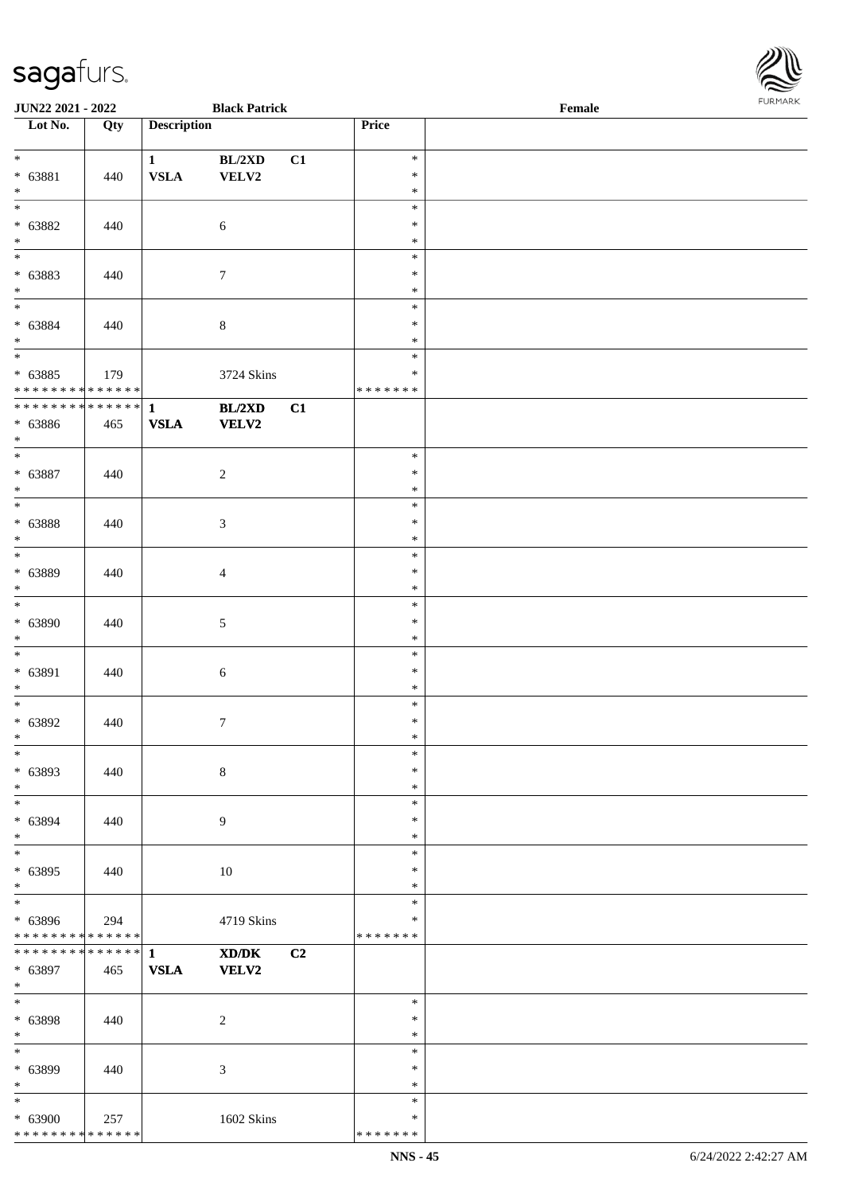JUN22 2021 - 2022 Black Patrick Female

| Lot No. | Qty | Description | | | Price | |
|---|---|---|---|---|---|---|
| * * 63881 * | 440 | 1 VSLA | BL/2XD VELV2 | C1 | * * * | |
| * * 63882 * | 440 | | 6 | | * * * | |
| * * 63883 * | 440 | | 7 | | * * * | |
| * * 63884 * | 440 | | 8 | | * * * | |
| * * 63885 * * * * * * * * * * * * * * | 179 | | 3724 Skins | | * * * * * * * * | |
| * * * * * * * * * * * * * * * 63886 * | 465 | 1 VSLA | BL/2XD VELV2 | C1 | | |
| * * 63887 * | 440 | | 2 | | * * * | |
| * * 63888 * | 440 | | 3 | | * * * | |
| * * 63889 * | 440 | | 4 | | * * * | |
| * * 63890 * | 440 | | 5 | | * * * | |
| * * 63891 * | 440 | | 6 | | * * * | |
| * * 63892 * | 440 | | 7 | | * * * | |
| * * 63893 * | 440 | | 8 | | * * * | |
| * * 63894 * | 440 | | 9 | | * * * | |
| * * 63895 * | 440 | | 10 | | * * * | |
| * * 63896 * * * * * * * * * * * * * * | 294 | | 4719 Skins | | * * * * * * * * | |
| * * * * * * * * * * * * * * * 63897 * | 465 | 1 VSLA | XD/DK VELV2 | C2 | | |
| * * 63898 * | 440 | | 2 | | * * * | |
| * * 63899 * | 440 | | 3 | | * * * | |
| * * 63900 * * * * * * * * * * * * * * | 257 | | 1602 Skins | | * * * * * * * * | |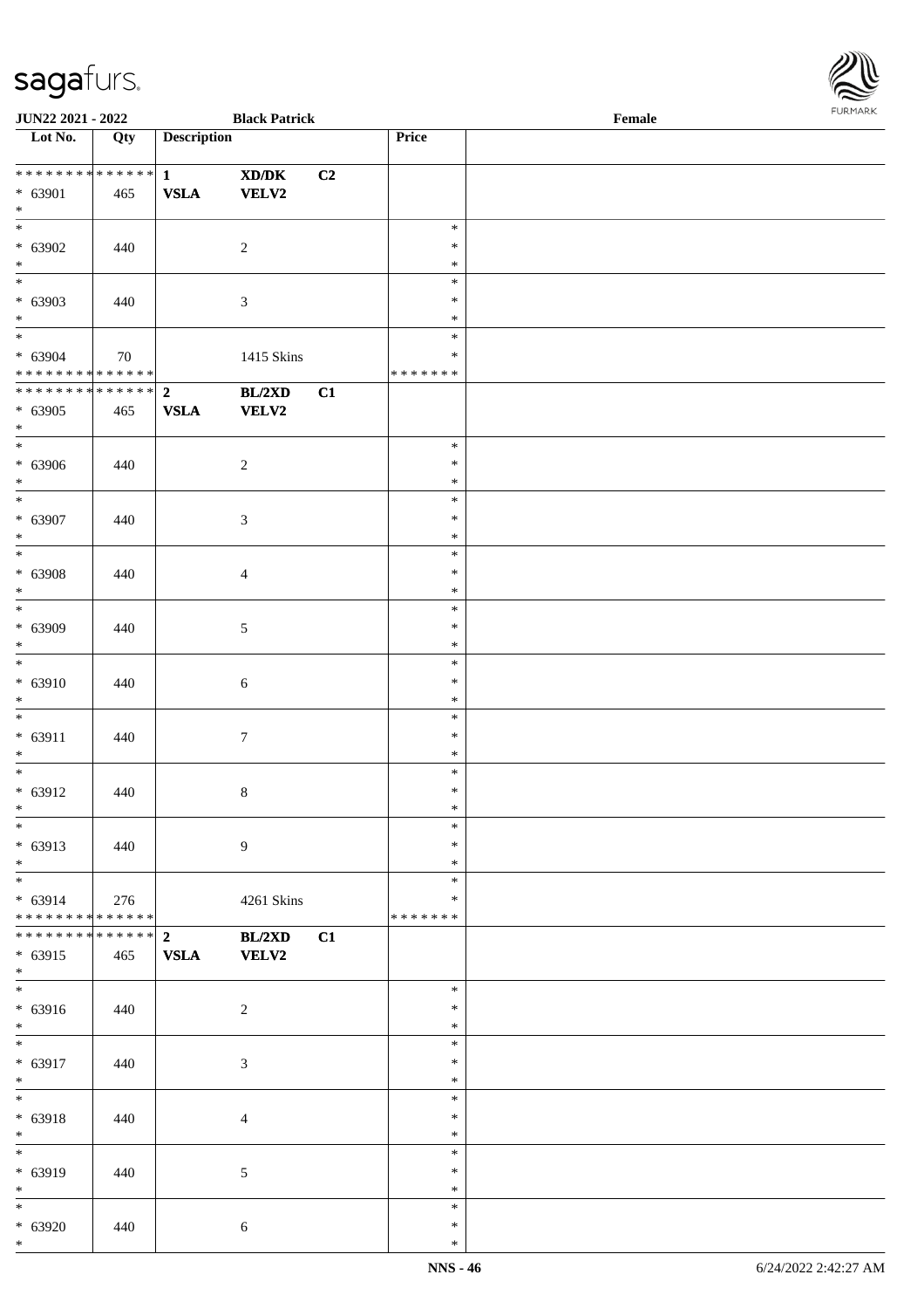JUN22 2021 - 2022 | Black Patrick | Female

| Lot No. | Qty | Description | | | Price | |
|---|---|---|---|---|---|---|
| * * * * * * * * * * * * * * | | 1 | XD/DK | C2 | | |
| * 63901 | 465 | VSLA | VELV2 | | | |
| * | | | | | | |
| * 63902 | 440 | | 2 | | * | |
| * 63903 | 440 | | 3 | | * | |
| * 63904 | 70 | | 1415 Skins | | * * * * * * * | |
| * * * * * * * * * * * * * * | | 2 | BL/2XD | C1 | | |
| * 63905 | 465 | VSLA | VELV2 | | | |
| * 63906 | 440 | | 2 | | * | |
| * 63907 | 440 | | 3 | | * | |
| * 63908 | 440 | | 4 | | * | |
| * 63909 | 440 | | 5 | | * | |
| * 63910 | 440 | | 6 | | * | |
| * 63911 | 440 | | 7 | | * | |
| * 63912 | 440 | | 8 | | * | |
| * 63913 | 440 | | 9 | | * | |
| * 63914 | 276 | | 4261 Skins | | * * * * * * * | |
| * * * * * * * * * * * * * * | | 2 | BL/2XD | C1 | | |
| * 63915 | 465 | VSLA | VELV2 | | | |
| * 63916 | 440 | | 2 | | * | |
| * 63917 | 440 | | 3 | | * | |
| * 63918 | 440 | | 4 | | * | |
| * 63919 | 440 | | 5 | | * | |
| * 63920 | 440 | | 6 | | * | |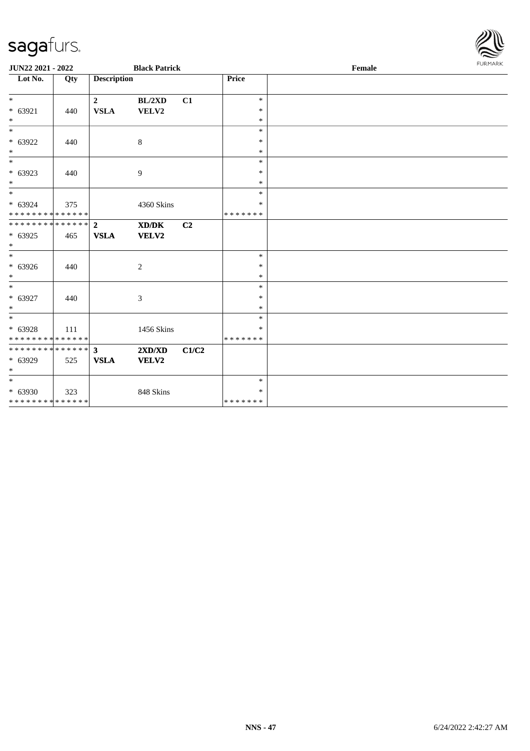JUN22 2021 - 2022 | Black Patrick | Female

| Lot No. | Qty | Description | | | Price | |
|---|---|---|---|---|---|---|
| * | | 2 | BL/2XD | C1 | * | |
| * 63921 | 440 | VSLA | VELV2 | | * | |
| * | | | | | * | |
| * | | | | | * | |
| * 63922 | 440 | | 8 | | * | |
| * | | | | | * | |
| * | | | | | * | |
| * 63923 | 440 | | 9 | | * | |
| * | | | | | * | |
| * | | | | | * | |
| * 63924 | 375 | | 4360 Skins | | * | |
| * * * * * * * * * * * * * * | | | | | * * * * * * * | |
| * * * * * * * * * * * * * * | | 2 | XD/DK | C2 | | |
| * 63925 | 465 | VSLA | VELV2 | | | |
| * | | | | | | |
| * | | | | | * | |
| * 63926 | 440 | | 2 | | * | |
| * | | | | | * | |
| * | | | | | * | |
| * 63927 | 440 | | 3 | | * | |
| * | | | | | * | |
| * | | | | | * | |
| * 63928 | 111 | | 1456 Skins | | * | |
| * * * * * * * * * * * * * * | | | | | * * * * * * * | |
| * * * * * * * * * * * * * * | | 3 | 2XD/XD | C1/C2 | | |
| * 63929 | 525 | VSLA | VELV2 | | | |
| * | | | | | | |
| * | | | | | * | |
| * 63930 | 323 | | 848 Skins | | * | |
| * * * * * * * * * * * * * * | | | | | * * * * * * * | |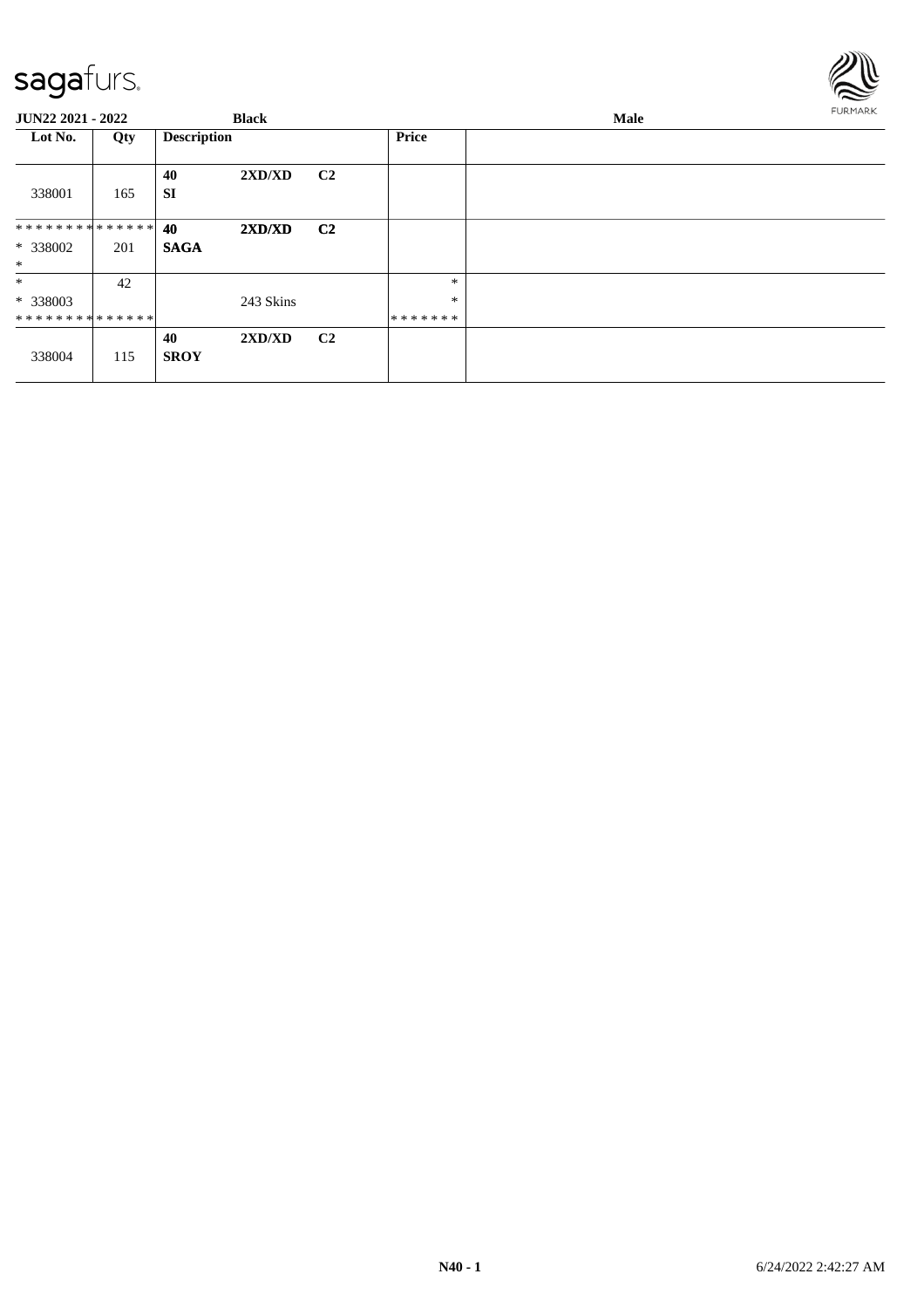sagafurs.

**JUN22 2021 - 2022** **Black** **Male**

| Lot No. | Qty | Description | | | Price | |
|---|---|---|---|---|---|---|
| 338001 | 165 | **40** **SI** | **2XD/XD** | **C2** | | |
| ************** * 338002 * | 201 | **40** **SAGA** | **2XD/XD** | **C2** | | |
| * * 338003 ************** | 42 | | 243 Skins | | * * ******* | |
| 338004 | 115 | **40** **SROY** | **2XD/XD** | **C2** | | |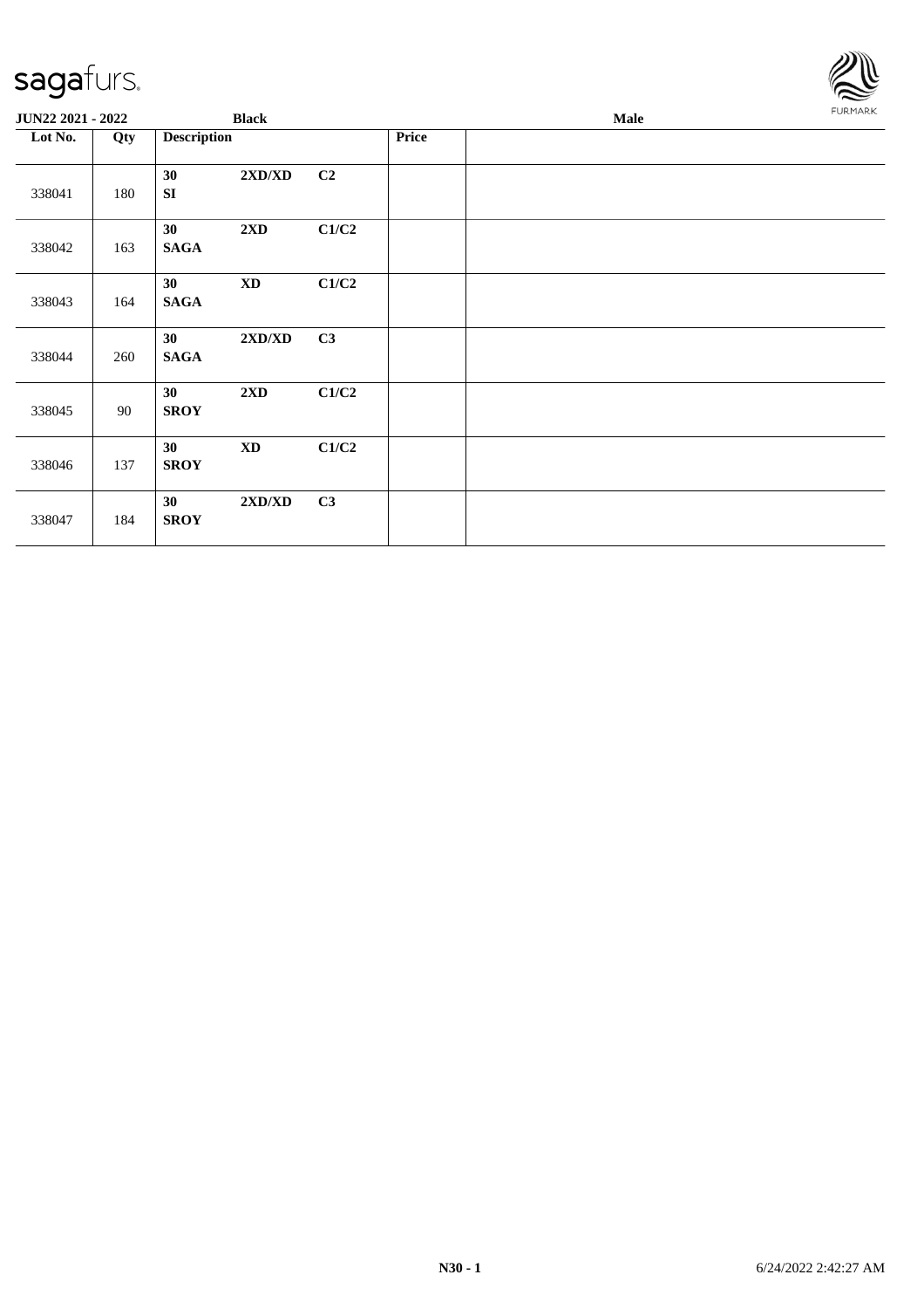| JUN22 2021 - 2022 | | Black | | | | Male |
|---|---|---|---|---|---|---|
| Lot No. | Qty | Description | | | Price | |
| 338041 | 180 | 30 SI | 2XD/XD | C2 | | |
| 338042 | 163 | 30 SAGA | 2XD | C1/C2 | | |
| 338043 | 164 | 30 SAGA | XD | C1/C2 | | |
| 338044 | 260 | 30 SAGA | 2XD/XD | C3 | | |
| 338045 | 90 | 30 SROY | 2XD | C1/C2 | | |
| 338046 | 137 | 30 SROY | XD | C1/C2 | | |
| 338047 | 184 | 30 SROY | 2XD/XD | C3 | | |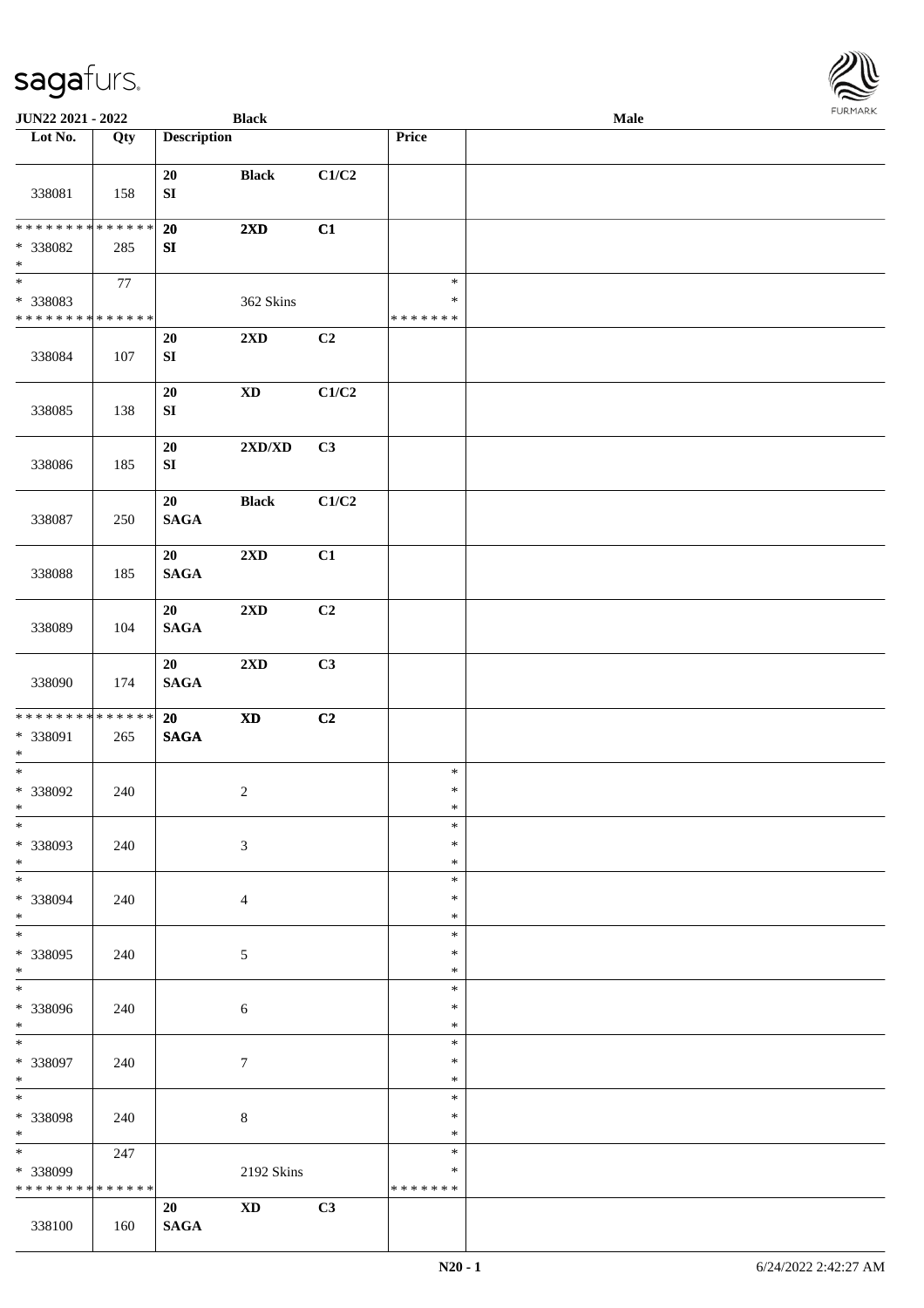| Lot No. | Qty | Description | | | Price | |
|---|---|---|---|---|---|---|
| 338081 | 158 | 20 SI | **Black** | C1/C2 | | |
| * * * * * * * * * * * * * * * 338082 * | 285 | 20 SI | **2XD** | C1 | | |
| * * 338083 * * * * * * * * * * * * * * | 77 | | 362 Skins | | * * * * * * * * * | |
| 338084 | 107 | 20 SI | **2XD** | C2 | | |
| 338085 | 138 | 20 SI | **XD** | C1/C2 | | |
| 338086 | 185 | 20 SI | **2XD/XD** | C3 | | |
| 338087 | 250 | 20 SAGA | **Black** | C1/C2 | | |
| 338088 | 185 | 20 SAGA | **2XD** | C1 | | |
| 338089 | 104 | 20 SAGA | **2XD** | C2 | | |
| 338090 | 174 | 20 SAGA | **2XD** | C3 | | |
| * * * * * * * * * * * * * * * 338091 * | 265 | 20 SAGA | **XD** | C2 | | |
| * * 338092 * | 240 | | 2 | | * * * | |
| * * 338093 * | 240 | | 3 | | * * * | |
| * * 338094 * | 240 | | 4 | | * * * | |
| * * 338095 * | 240 | | 5 | | * * * | |
| * * 338096 * | 240 | | 6 | | * * * | |
| * * 338097 * | 240 | | 7 | | * * * | |
| * * 338098 * | 240 | | 8 | | * * * | |
| * * 338099 * * * * * * * * * * * * * * | 247 | | 2192 Skins | | * * * * * * * * * | |
| 338100 | 160 | 20 SAGA | **XD** | C3 | | |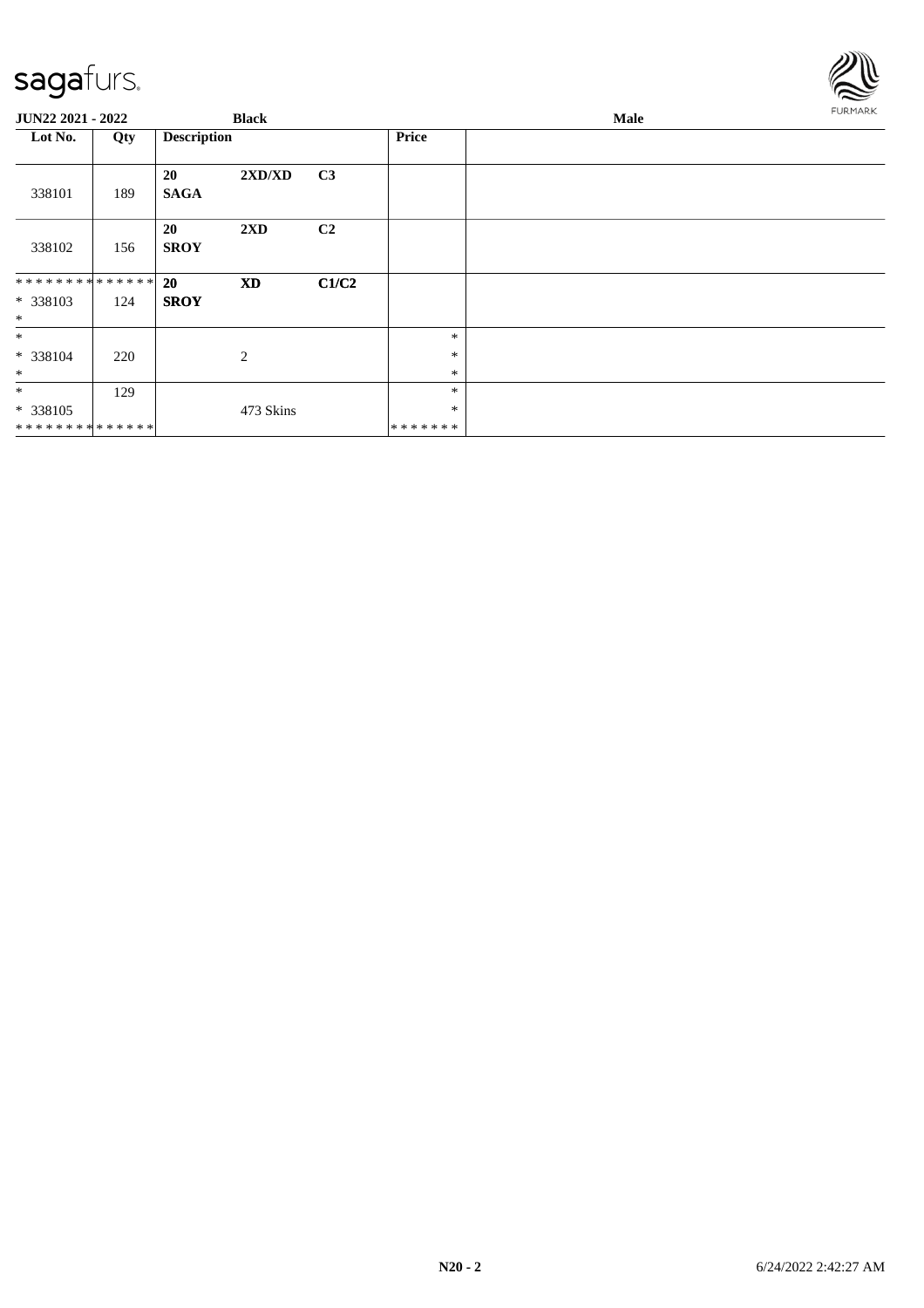| Lot No. | Qty | Description | | | Price | |
|---|---|---|---|---|---|---|
| 338101 | 189 | **20** **SAGA** | **2XD/XD** | **C3** | | |
| 338102 | 156 | **20** **SROY** | **2XD** | **C2** | | |
| * * * * * * * * * * * * * * * 338103 * | 124 | **20** **SROY** | **XD** | **C1/C2** | | |
| * * 338104 * | 220 | | 2 | | * * * | |
| * * 338105 * * * * * * * * * * * * * * | 129 | | 473 Skins | | * * * * * * * * * | |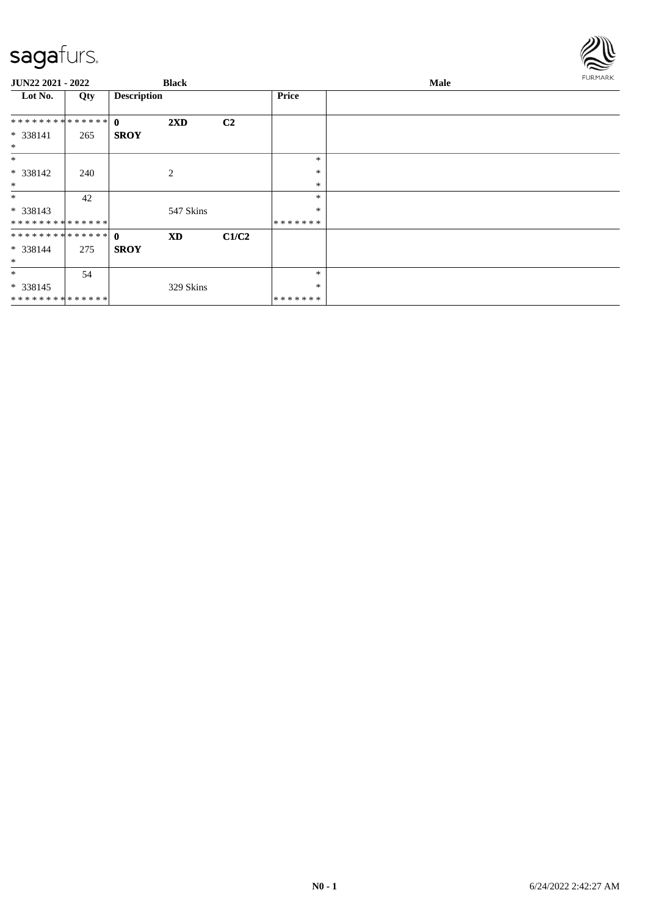**JUN22 2021 - 2022** **Black** **Male**

| Lot No. | Qty | Description | | | Price | |
|---|---|---|---|---|---|---|
| * * * * * * * * * * * * * * | | **0** | **2XD** | **C2** | | |
| * 338141 | 265 | **SROY** | | | | |
| * | | | | | | |
| * | | | | | * | |
| * 338142 | 240 | | 2 | | * | |
| * | | | | | * | |
| * | 42 | | | | * | |
| * 338143 | | | 547 Skins | | * | |
| * * * * * * * * * * * * * * | | | | | * * * * * * * | |
| * * * * * * * * * * * * * * | | **0** | **XD** | **C1/C2** | | |
| * 338144 | 275 | **SROY** | | | | |
| * | | | | | | |
| * | 54 | | | | * | |
| * 338145 | | | 329 Skins | | * | |
| * * * * * * * * * * * * * * | | | | | * * * * * * * | |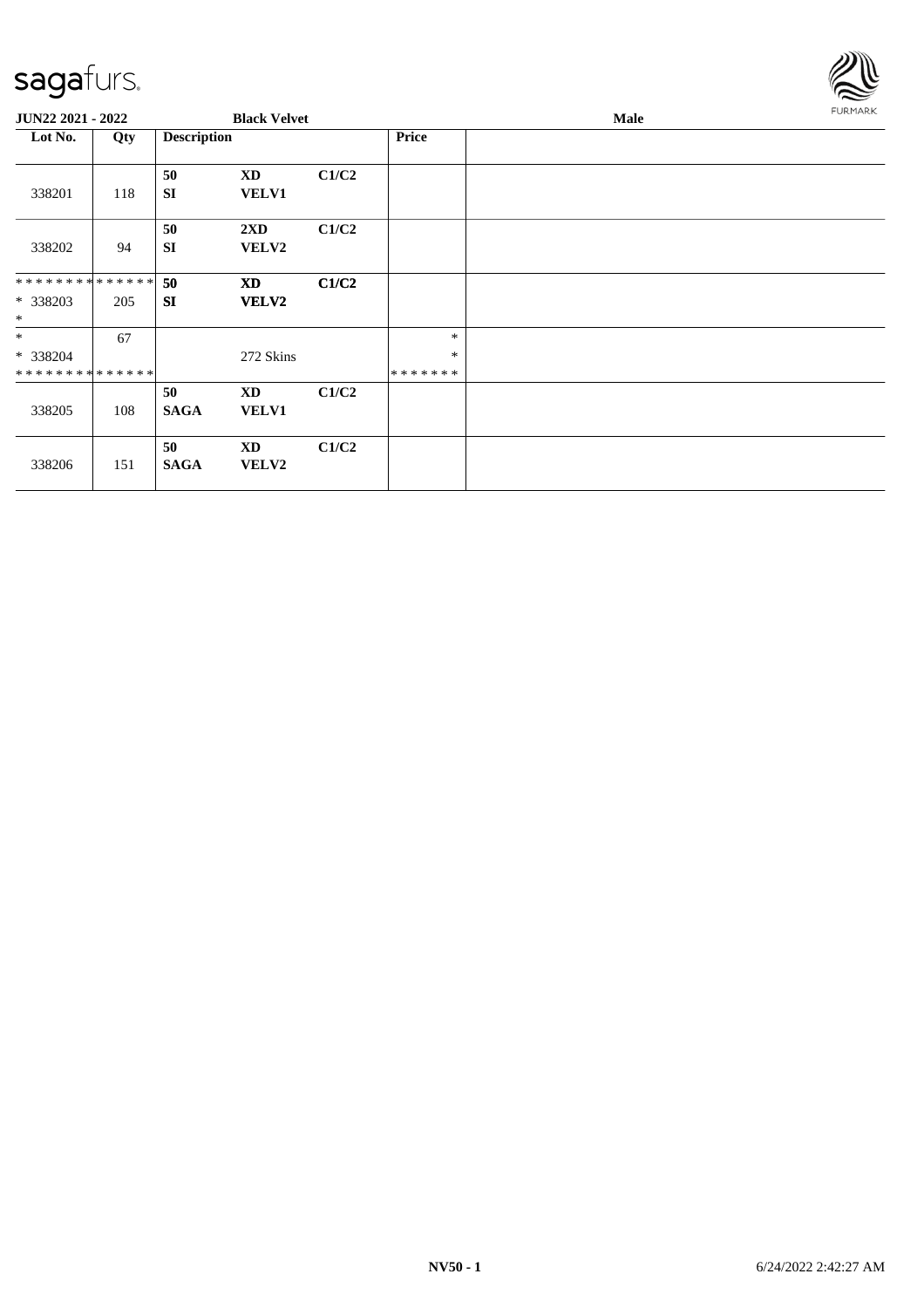**JUN22 2021 - 2022** **Black Velvet** **Male**

| Lot No. | Qty | Description | | | Price | |
|---|---|---|---|---|---|---|
| 338201 | 118 | **50** **SI** | **XD** **VELV1** | **C1/C2** | | |
| 338202 | 94 | **50** **SI** | **2XD** **VELV2** | **C1/C2** | | |
| ************** * 338203 * | 205 | **50** **SI** | **XD** **VELV2** | **C1/C2** | | |
| * * 338204 ************** | 67 | | 272 Skins | | * * ******* | |
| 338205 | 108 | **50** **SAGA** | **XD** **VELV1** | **C1/C2** | | |
| 338206 | 151 | **50** **SAGA** | **XD** **VELV2** | **C1/C2** | | |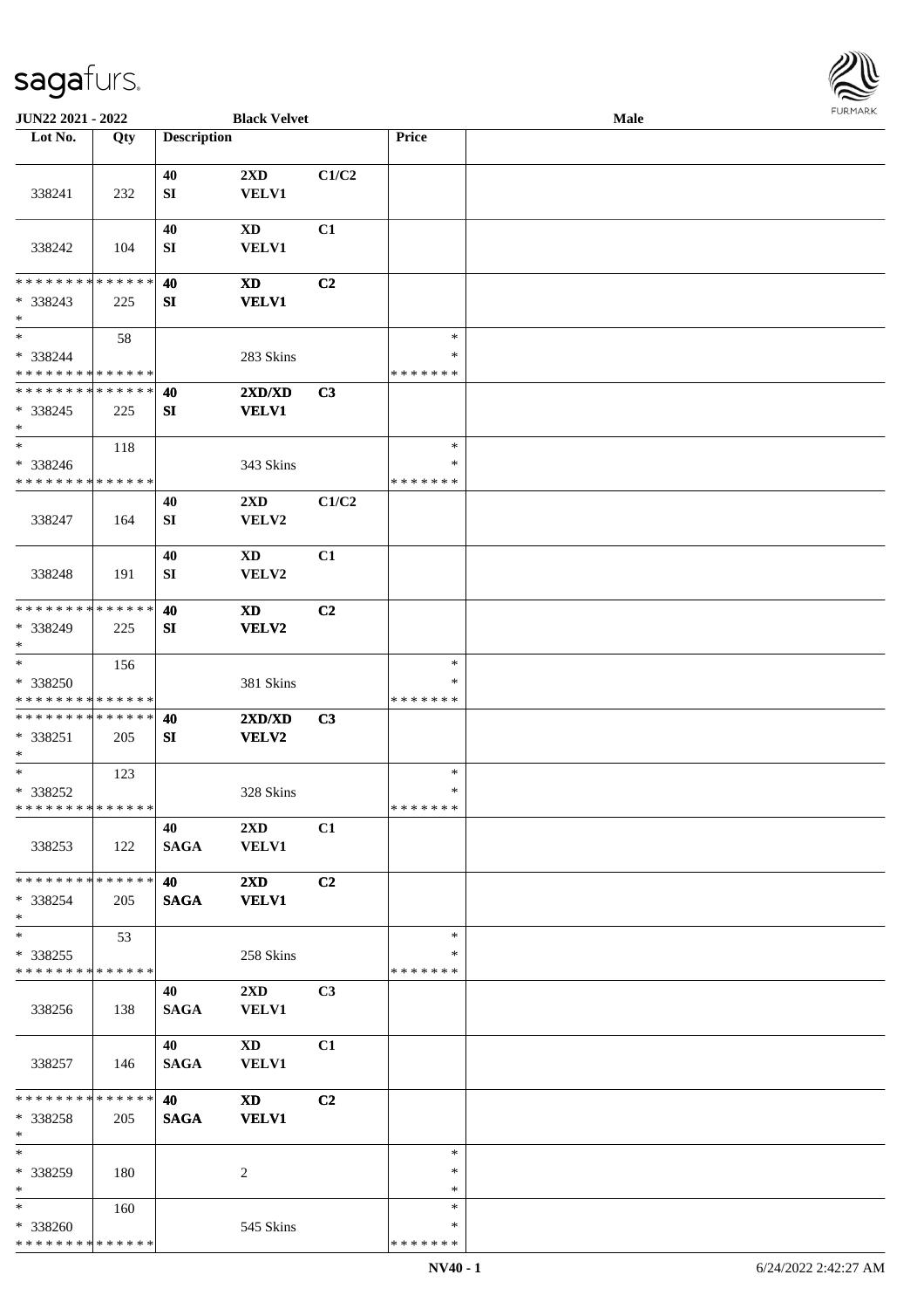JUN22 2021 - 2022 | Black Velvet | Male

| Lot No. | Qty | Description | | | Price | |
|---|---|---|---|---|---|---|
| 338241 | 232 | 40 SI | 2XD VELV1 | C1/C2 | | |
| 338242 | 104 | 40 SI | XD VELV1 | C1 | | |
| * * * * * * * * * * * * * * <br>* 338243<br>* | 225 | 40 SI | XD VELV1 | C2 | | |
| * <br>* 338244<br>* * * * * * * * * * * * * * | 58 | | 283 Skins | | * <br>* <br>* * * * * * * | |
| * * * * * * * * * * * * * * <br>* 338245<br>* | 225 | 40 SI | 2XD/XD VELV1 | C3 | | |
| * <br>* 338246<br>* * * * * * * * * * * * * * | 118 | | 343 Skins | | * <br>* <br>* * * * * * * | |
| 338247 | 164 | 40 SI | 2XD VELV2 | C1/C2 | | |
| 338248 | 191 | 40 SI | XD VELV2 | C1 | | |
| * * * * * * * * * * * * * * <br>* 338249<br>* | 225 | 40 SI | XD VELV2 | C2 | | |
| * <br>* 338250<br>* * * * * * * * * * * * * * | 156 | | 381 Skins | | * <br>* <br>* * * * * * * | |
| * * * * * * * * * * * * * * <br>* 338251<br>* | 205 | 40 SI | 2XD/XD VELV2 | C3 | | |
| * <br>* 338252<br>* * * * * * * * * * * * * * | 123 | | 328 Skins | | * <br>* <br>* * * * * * * | |
| 338253 | 122 | 40 SAGA | 2XD VELV1 | C1 | | |
| * * * * * * * * * * * * * * <br>* 338254<br>* | 205 | 40 SAGA | 2XD VELV1 | C2 | | |
| * <br>* 338255<br>* * * * * * * * * * * * * * | 53 | | 258 Skins | | * <br>* <br>* * * * * * * | |
| 338256 | 138 | 40 SAGA | 2XD VELV1 | C3 | | |
| 338257 | 146 | 40 SAGA | XD VELV1 | C1 | | |
| * * * * * * * * * * * * * * <br>* 338258<br>* | 205 | 40 SAGA | XD VELV1 | C2 | | |
| * <br>* 338259<br>* | 180 | | 2 | | * <br>* <br>* | |
| * <br>* 338260<br>* * * * * * * * * * * * * * | 160 | | 545 Skins | | * <br>* <br>* * * * * * * | |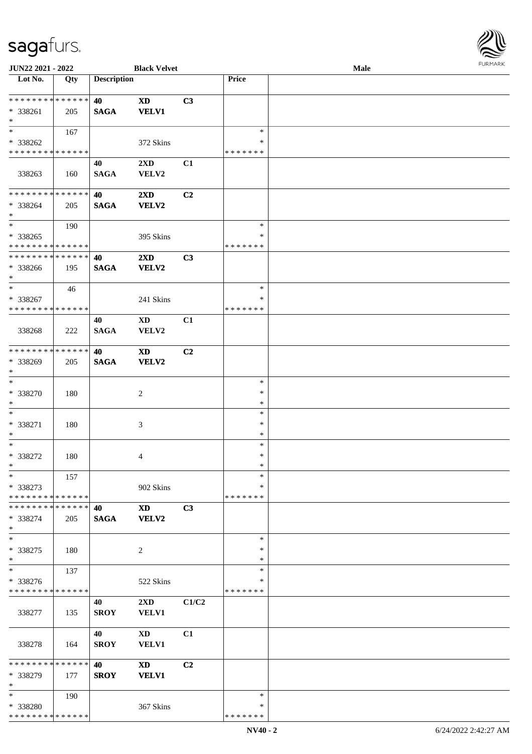**JUN22 2021 - 2022** **Black Velvet** **Male**

| Lot No. | Qty | Description | | | Price | |
|---|---|---|---|---|---|---|
| * * * * * * * * * * * * * * | | 40 | XD | C3 | | |
| * 338261 | 205 | SAGA | VELV1 | | | |
| * | | | | | | |
| * | 167 | | | | * | |
| * 338262 | | | 372 Skins | | * | |
| * * * * * * * * * * * * * * | | | | | * * * * * * * | |
| | | 40 | 2XD | C1 | | |
| 338263 | 160 | SAGA | VELV2 | | | |
| * * * * * * * * * * * * * * | | 40 | 2XD | C2 | | |
| * 338264 | 205 | SAGA | VELV2 | | | |
| * | | | | | | |
| * | 190 | | | | * | |
| * 338265 | | | 395 Skins | | * | |
| * * * * * * * * * * * * * * | | | | | * * * * * * * | |
| * * * * * * * * * * * * * * | | 40 | 2XD | C3 | | |
| * 338266 | 195 | SAGA | VELV2 | | | |
| * | | | | | | |
| * | 46 | | | | * | |
| * 338267 | | | 241 Skins | | * | |
| * * * * * * * * * * * * * * | | | | | * * * * * * * | |
| | | 40 | XD | C1 | | |
| 338268 | 222 | SAGA | VELV2 | | | |
| * * * * * * * * * * * * * * | | 40 | XD | C2 | | |
| * 338269 | 205 | SAGA | VELV2 | | | |
| * | | | | | | |
| * | | | | | * | |
| * 338270 | 180 | | 2 | | * | |
| * | | | | | * | |
| * | | | | | * | |
| * 338271 | 180 | | 3 | | * | |
| * | | | | | * | |
| * | | | | | * | |
| * 338272 | 180 | | 4 | | * | |
| * | | | | | * | |
| * | 157 | | | | * | |
| * 338273 | | | 902 Skins | | * | |
| * * * * * * * * * * * * * * | | | | | * * * * * * * | |
| * * * * * * * * * * * * * * | | 40 | XD | C3 | | |
| * 338274 | 205 | SAGA | VELV2 | | | |
| * | | | | | | |
| * | | | | | * | |
| * 338275 | 180 | | 2 | | * | |
| * | | | | | * | |
| * | 137 | | | | * | |
| * 338276 | | | 522 Skins | | * | |
| * * * * * * * * * * * * * * | | | | | * * * * * * * | |
| | | 40 | 2XD | C1/C2 | | |
| 338277 | 135 | SROY | VELV1 | | | |
| | | 40 | XD | C1 | | |
| 338278 | 164 | SROY | VELV1 | | | |
| * * * * * * * * * * * * * * | | 40 | XD | C2 | | |
| * 338279 | 177 | SROY | VELV1 | | | |
| * | | | | | | |
| * | 190 | | | | * | |
| * 338280 | | | 367 Skins | | * | |
| * * * * * * * * * * * * * * | | | | | * * * * * * * | |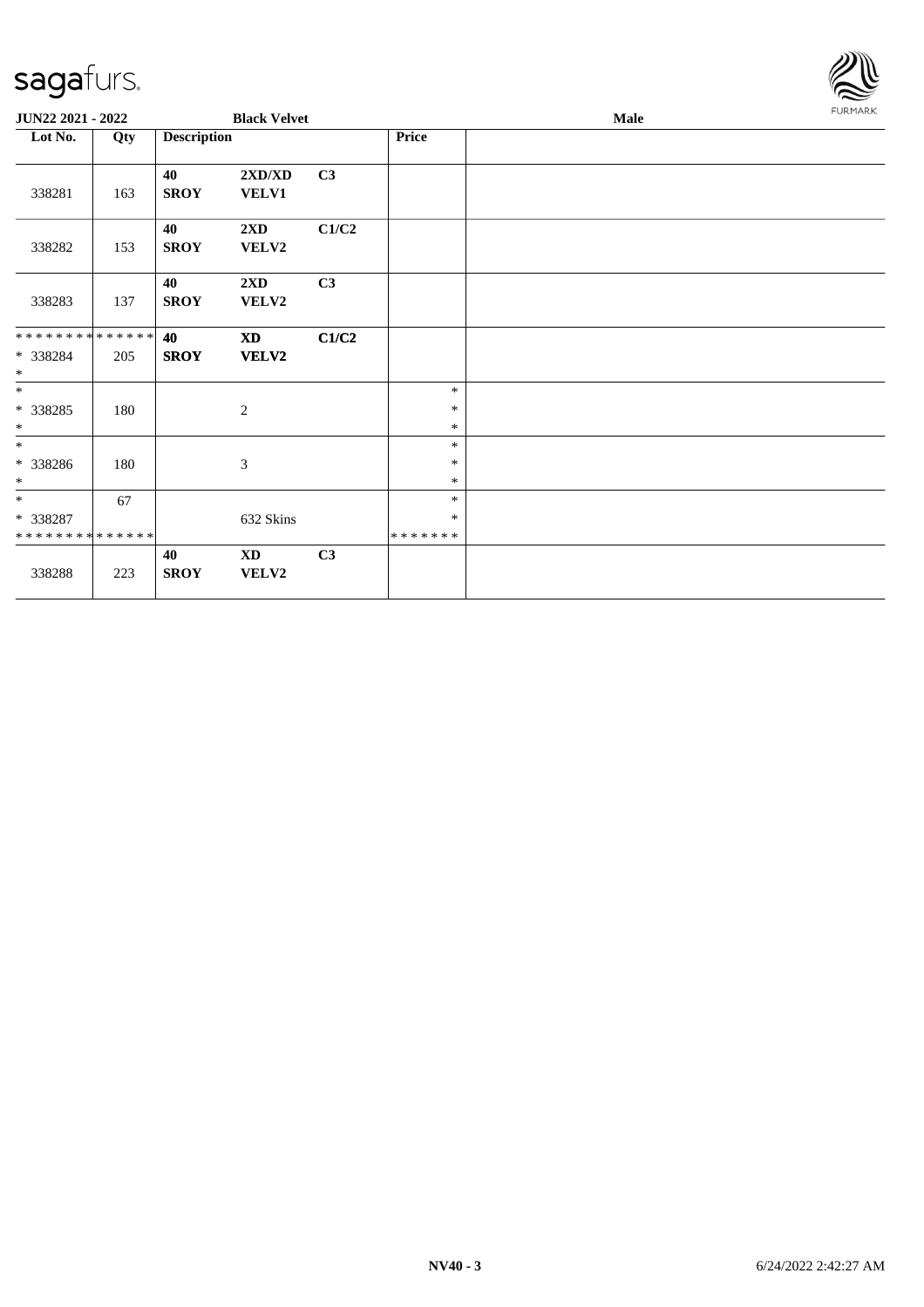**JUN22 2021 - 2022** **Black Velvet** **Male**

| Lot No. | Qty | Description | | | Price | |
|---|---|---|---|---|---|---|
| 338281 | 163 | **40** **SROY** | **2XD/XD** **VELV1** | **C3** | | |
| 338282 | 153 | **40** **SROY** | **2XD** **VELV2** | **C1/C2** | | |
| 338283 | 137 | **40** **SROY** | **2XD** **VELV2** | **C3** | | |
| * * * * * * * * * * * * * * * 338284 * | 205 | **40** **SROY** | **XD** **VELV2** | **C1/C2** | | |
| * * 338285 * | 180 | | 2 | | * * * | |
| * * 338286 * | 180 | | 3 | | * * * | |
| * * 338287 * * * * * * * * * * * * * * | 67 | | 632 Skins | | * * * * * * * * * | |
| 338288 | 223 | **40** **SROY** | **XD** **VELV2** | **C3** | | |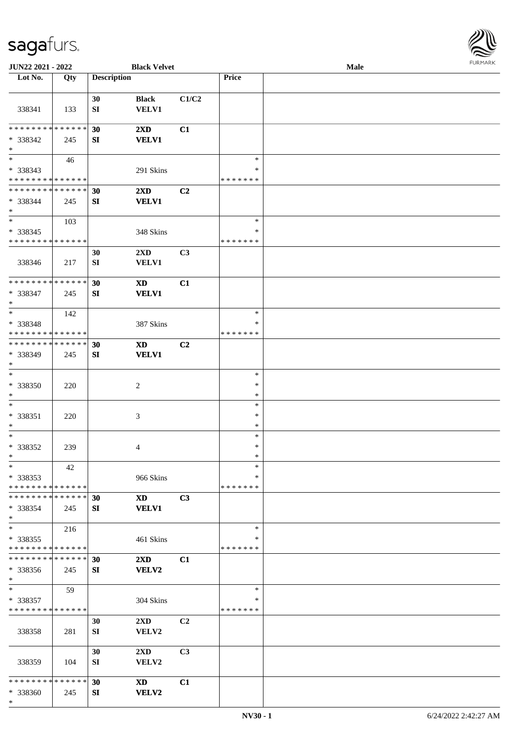sagafurs.

JUN22 2021 - 2022 | Black Velvet | Male

| Lot No. | Qty | Description | | | Price | |
|---|---|---|---|---|---|---|
| 338341 | 133 | 30 SI | Black VELV1 | C1/C2 | | |
| * * * * * * * * * * * * * * * 338342 * | 245 | 30 SI | 2XD VELV1 | C1 | | |
| * * 338343 * * * * * * * * * * * * * * | 46 | | 291 Skins | | * * * * * * * * * | |
| * * * * * * * * * * * * * * * 338344 * | 245 | 30 SI | 2XD VELV1 | C2 | | |
| * * 338345 * * * * * * * * * * * * * * | 103 | | 348 Skins | | * * * * * * * * * | |
| 338346 | 217 | 30 SI | 2XD VELV1 | C3 | | |
| * * * * * * * * * * * * * * * 338347 * | 245 | 30 SI | XD VELV1 | C1 | | |
| * * 338348 * * * * * * * * * * * * * * | 142 | | 387 Skins | | * * * * * * * * * | |
| * * * * * * * * * * * * * * * 338349 * | 245 | 30 SI | XD VELV1 | C2 | | |
| * * 338350 * | 220 | | 2 | | * * * | |
| * * 338351 * | 220 | | 3 | | * * * | |
| * * 338352 * | 239 | | 4 | | * * * | |
| * * 338353 * * * * * * * * * * * * * * | 42 | | 966 Skins | | * * * * * * * * * | |
| * * * * * * * * * * * * * * * 338354 * | 245 | 30 SI | XD VELV1 | C3 | | |
| * * 338355 * * * * * * * * * * * * * * | 216 | | 461 Skins | | * * * * * * * * * | |
| * * * * * * * * * * * * * * * 338356 * | 245 | 30 SI | 2XD VELV2 | C1 | | |
| * * 338357 * * * * * * * * * * * * * * | 59 | | 304 Skins | | * * * * * * * * * | |
| 338358 | 281 | 30 SI | 2XD VELV2 | C2 | | |
| 338359 | 104 | 30 SI | 2XD VELV2 | C3 | | |
| * * * * * * * * * * * * * * * 338360 * | 245 | 30 SI | XD VELV2 | C1 | | |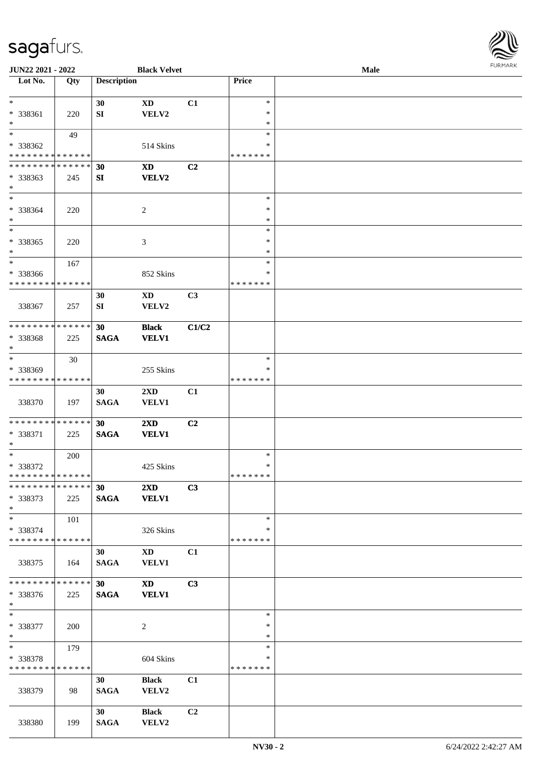**JUN22 2021 - 2022** **Black Velvet** **Male**

| Lot No. | Qty | Description | | | Price | |
|---|---|---|---|---|---|---|
| * | | 30 | XD | C1 | * | |
| * 338361 | 220 | SI | VELV2 | | * | |
| * | | | | | * | |
| * | 49 | | | | * | |
| * 338362 | | | 514 Skins | | * | |
| * * * * * * * * * * * * * * | | | | | * * * * * * * | |
| * * * * * * * * * * * * * * | | 30 | XD | C2 | | |
| * 338363 | 245 | SI | VELV2 | | | |
| * | | | | | | |
| * | | | | | * | |
| * 338364 | 220 | | 2 | | * | |
| * | | | | | * | |
| * | | | | | * | |
| * 338365 | 220 | | 3 | | * | |
| * | | | | | * | |
| * | 167 | | | | * | |
| * 338366 | | | 852 Skins | | * | |
| * * * * * * * * * * * * * * | | | | | * * * * * * * | |
| | | 30 | XD | C3 | | |
| 338367 | 257 | SI | VELV2 | | | |
| * * * * * * * * * * * * * * | | 30 | Black | C1/C2 | | |
| * 338368 | 225 | SAGA | VELV1 | | | |
| * | | | | | | |
| * | 30 | | | | * | |
| * 338369 | | | 255 Skins | | * | |
| * * * * * * * * * * * * * * | | | | | * * * * * * * | |
| | | 30 | 2XD | C1 | | |
| 338370 | 197 | SAGA | VELV1 | | | |
| * * * * * * * * * * * * * * | | 30 | 2XD | C2 | | |
| * 338371 | 225 | SAGA | VELV1 | | | |
| * | | | | | | |
| * | 200 | | | | * | |
| * 338372 | | | 425 Skins | | * | |
| * * * * * * * * * * * * * * | | | | | * * * * * * * | |
| * * * * * * * * * * * * * * | | 30 | 2XD | C3 | | |
| * 338373 | 225 | SAGA | VELV1 | | | |
| * | | | | | | |
| * | 101 | | | | * | |
| * 338374 | | | 326 Skins | | * | |
| * * * * * * * * * * * * * * | | | | | * * * * * * * | |
| | | 30 | XD | C1 | | |
| 338375 | 164 | SAGA | VELV1 | | | |
| * * * * * * * * * * * * * * | | 30 | XD | C3 | | |
| * 338376 | 225 | SAGA | VELV1 | | | |
| * | | | | | | |
| * | | | | | * | |
| * 338377 | 200 | | 2 | | * | |
| * | | | | | * | |
| * | 179 | | | | * | |
| * 338378 | | | 604 Skins | | * | |
| * * * * * * * * * * * * * * | | | | | * * * * * * * | |
| | | 30 | Black | C1 | | |
| 338379 | 98 | SAGA | VELV2 | | | |
| | | 30 | Black | C2 | | |
| 338380 | 199 | SAGA | VELV2 | | | |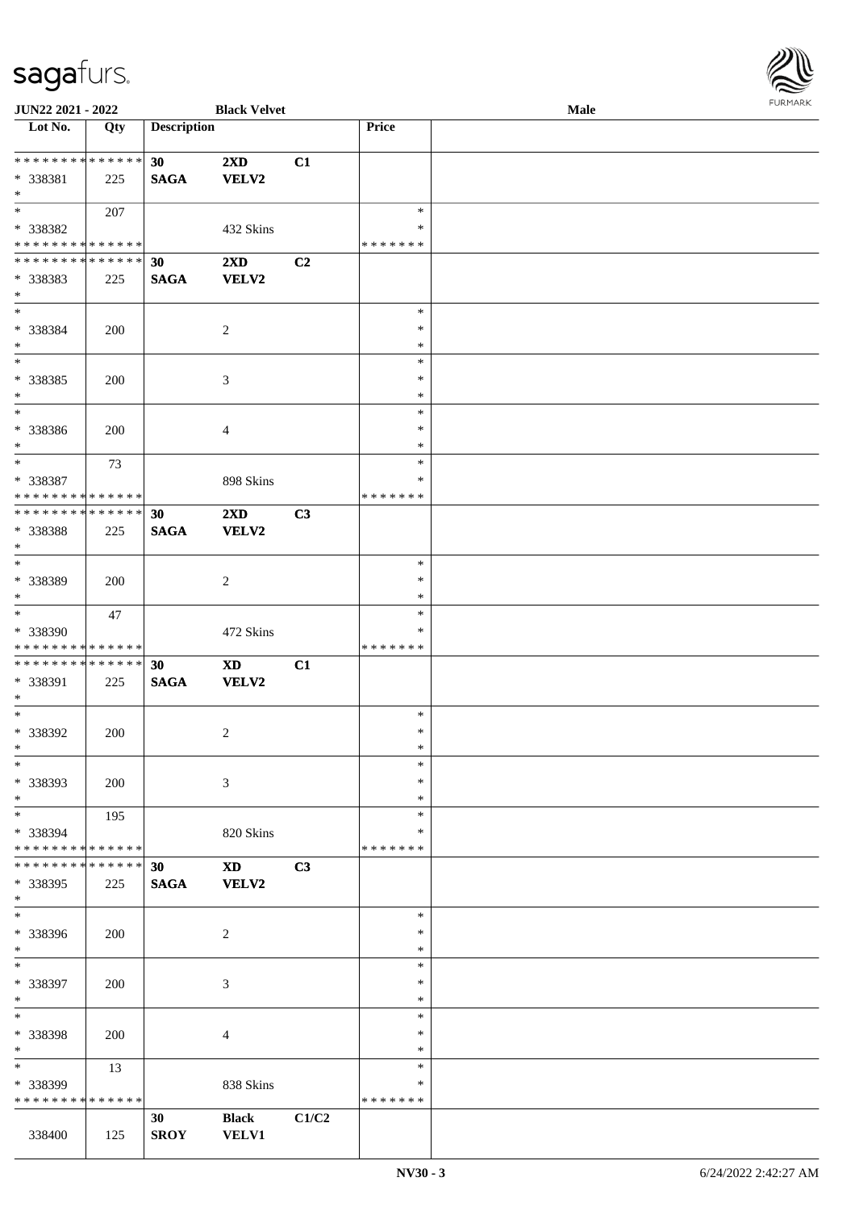JUN22 2021 - 2022 Black Velvet Male

| Lot No. | Qty | Description | | | Price | |
|---|---|---|---|---|---|---|
| * * * * * * * * * * * * * * | | 30 | 2XD | C1 | | |
| * 338381 | 225 | SAGA | VELV2 | | | |
| * | | | | | | |
| * | 207 | | | | * | |
| * 338382 | | | 432 Skins | | * | |
| * * * * * * * * * * * * * * | | | | | * * * * * * * | |
| * * * * * * * * * * * * * * | | 30 | 2XD | C2 | | |
| * 338383 | 225 | SAGA | VELV2 | | | |
| * | | | | | | |
| * | | | | | * | |
| * 338384 | 200 | | 2 | | * | |
| * | | | | | * | |
| * | | | | | * | |
| * 338385 | 200 | | 3 | | * | |
| * | | | | | * | |
| * | | | | | * | |
| * 338386 | 200 | | 4 | | * | |
| * | | | | | * | |
| * | 73 | | | | * | |
| * 338387 | | | 898 Skins | | * | |
| * * * * * * * * * * * * * * | | | | | * * * * * * * | |
| * * * * * * * * * * * * * * | | 30 | 2XD | C3 | | |
| * 338388 | 225 | SAGA | VELV2 | | | |
| * | | | | | | |
| * | | | | | * | |
| * 338389 | 200 | | 2 | | * | |
| * | | | | | * | |
| * | 47 | | | | * | |
| * 338390 | | | 472 Skins | | * | |
| * * * * * * * * * * * * * * | | | | | * * * * * * * | |
| * * * * * * * * * * * * * * | | 30 | XD | C1 | | |
| * 338391 | 225 | SAGA | VELV2 | | | |
| * | | | | | | |
| * | | | | | * | |
| * 338392 | 200 | | 2 | | * | |
| * | | | | | * | |
| * | | | | | * | |
| * 338393 | 200 | | 3 | | * | |
| * | | | | | * | |
| * | 195 | | | | * | |
| * 338394 | | | 820 Skins | | * | |
| * * * * * * * * * * * * * * | | | | | * * * * * * * | |
| * * * * * * * * * * * * * * | | 30 | XD | C3 | | |
| * 338395 | 225 | SAGA | VELV2 | | | |
| * | | | | | | |
| * | | | | | * | |
| * 338396 | 200 | | 2 | | * | |
| * | | | | | * | |
| * | | | | | * | |
| * 338397 | 200 | | 3 | | * | |
| * | | | | | * | |
| * | | | | | * | |
| * 338398 | 200 | | 4 | | * | |
| * | | | | | * | |
| * | 13 | | | | * | |
| * 338399 | | | 838 Skins | | * | |
| * * * * * * * * * * * * * * | | | | | * * * * * * * | |
| | | 30 | Black | C1/C2 | | |
| 338400 | 125 | SROY | VELV1 | | | |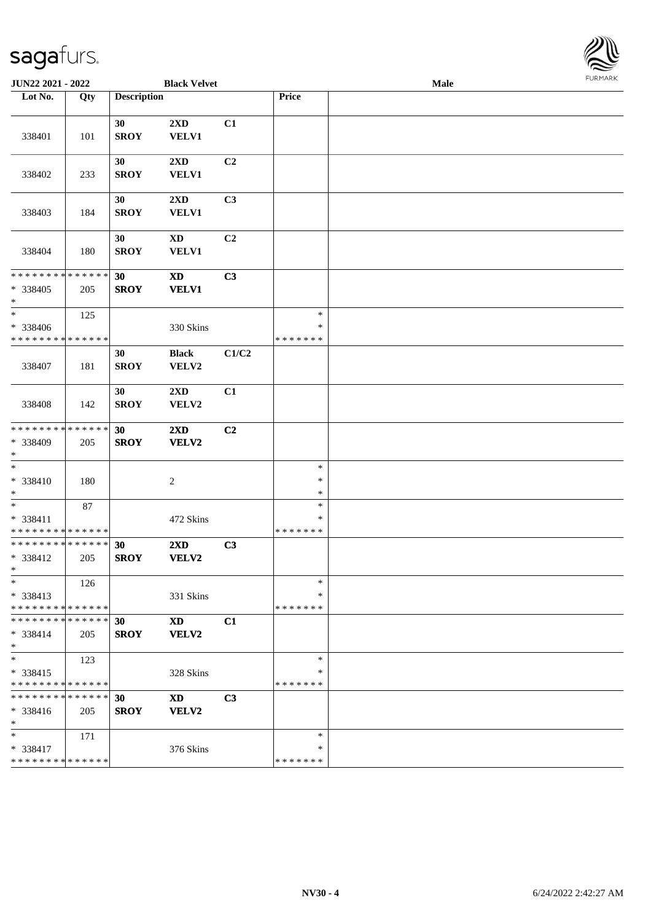| Lot No. | Qty | Description | | | Price | |
|---|---|---|---|---|---|---|
| 338401 | 101 | 30 SROY | 2XD VELV1 | C1 | | |
| 338402 | 233 | 30 SROY | 2XD VELV1 | C2 | | |
| 338403 | 184 | 30 SROY | 2XD VELV1 | C3 | | |
| 338404 | 180 | 30 SROY | XD VELV1 | C2 | | |
| * * * * * * * * * * * * * * * 338405 * | 205 | **30 SROY** | **XD VELV1** | **C3** | | |
| * * 338406 * * * * * * * * * * * * * * | 125 | | 330 Skins | | * * * * * * * * * | |
| 338407 | 181 | 30 SROY | Black VELV2 | C1/C2 | | |
| 338408 | 142 | 30 SROY | 2XD VELV2 | C1 | | |
| * * * * * * * * * * * * * * * 338409 * | 205 | **30 SROY** | **2XD VELV2** | **C2** | | |
| * * 338410 * | 180 | | 2 | | * * * | |
| * * 338411 * * * * * * * * * * * * * * | 87 | | 472 Skins | | * * * * * * * * * | |
| * * * * * * * * * * * * * * * 338412 * | 205 | **30 SROY** | **2XD VELV2** | **C3** | | |
| * * 338413 * * * * * * * * * * * * * * | 126 | | 331 Skins | | * * * * * * * * * | |
| * * * * * * * * * * * * * * * 338414 * | 205 | **30 SROY** | **XD VELV2** | **C1** | | |
| * * 338415 * * * * * * * * * * * * * * | 123 | | 328 Skins | | * * * * * * * * * | |
| * * * * * * * * * * * * * * * 338416 * | 205 | **30 SROY** | **XD VELV2** | **C3** | | |
| * * 338417 * * * * * * * * * * * * * * | 171 | | 376 Skins | | * * * * * * * * * | |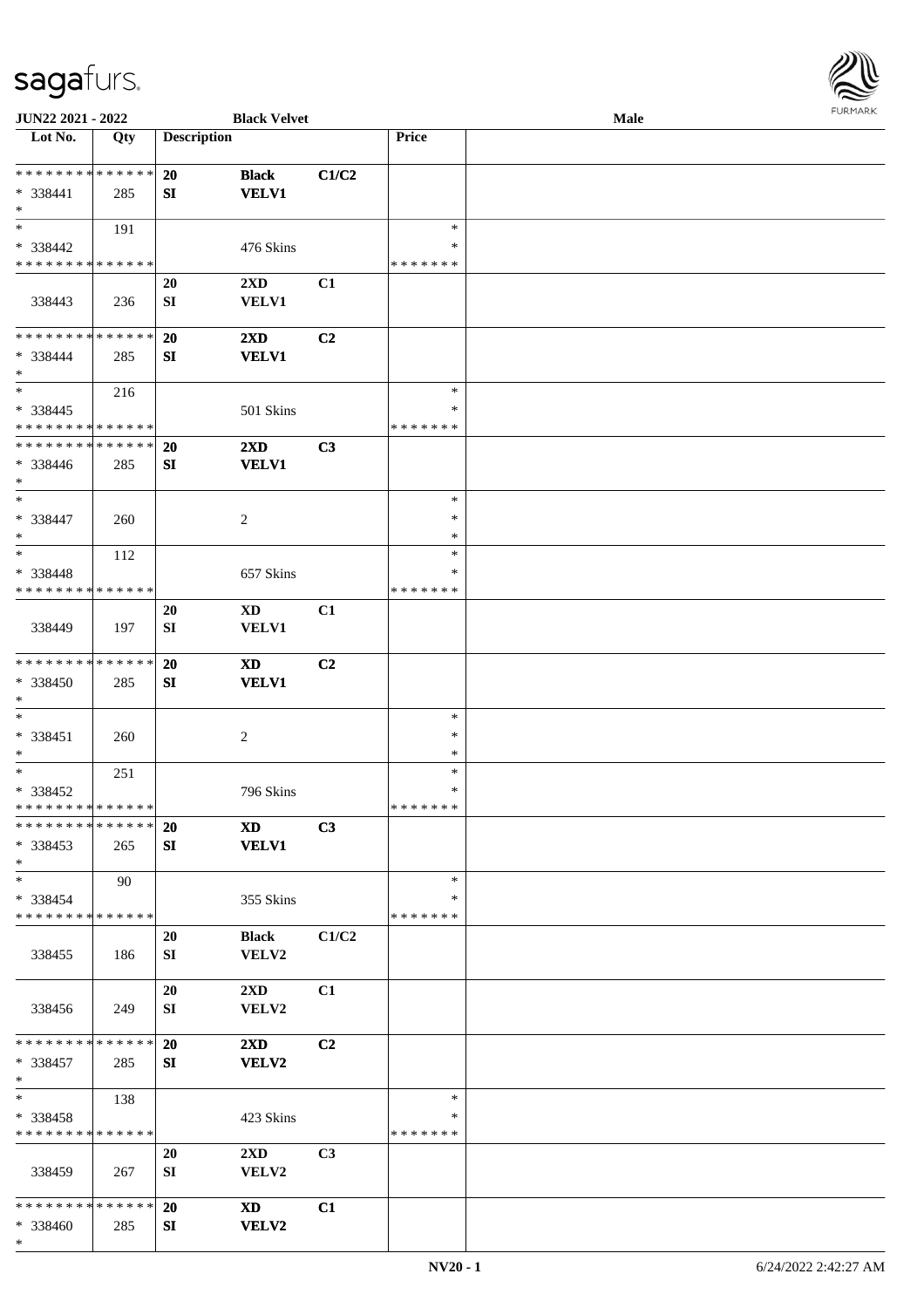**JUN22 2021 - 2022** **Black Velvet** **Male**

| Lot No. | Qty | Description | | | Price | |
|---|---|---|---|---|---|---|
| * * * * * * * * * * * * * * | | **20** | **Black** | **C1/C2** | | |
| * 338441 | 285 | **SI** | **VELV1** | | | |
| * | | | | | | |
| * | 191 | | | | * | |
| * 338442 | | | 476 Skins | | * | |
| * * * * * * * * * * * * * * | | | | | * * * * * * * | |
| | | 20 | 2XD | C1 | | |
| 338443 | 236 | SI | VELV1 | | | |
| * * * * * * * * * * * * * * | | **20** | **2XD** | **C2** | | |
| * 338444 | 285 | **SI** | **VELV1** | | | |
| * | | | | | | |
| * | 216 | | | | * | |
| * 338445 | | | 501 Skins | | * | |
| * * * * * * * * * * * * * * | | | | | * * * * * * * | |
| * * * * * * * * * * * * * * | | **20** | **2XD** | **C3** | | |
| * 338446 | 285 | **SI** | **VELV1** | | | |
| * | | | | | | |
| * | | | | | * | |
| * 338447 | 260 | | 2 | | * | |
| * | | | | | * | |
| * | 112 | | | | * | |
| * 338448 | | | 657 Skins | | * | |
| * * * * * * * * * * * * * * | | | | | * * * * * * * | |
| | | 20 | XD | C1 | | |
| 338449 | 197 | SI | VELV1 | | | |
| * * * * * * * * * * * * * * | | **20** | **XD** | **C2** | | |
| * 338450 | 285 | **SI** | **VELV1** | | | |
| * | | | | | | |
| * | | | | | * | |
| * 338451 | 260 | | 2 | | * | |
| * | | | | | * | |
| * | 251 | | | | * | |
| * 338452 | | | 796 Skins | | * | |
| * * * * * * * * * * * * * * | | | | | * * * * * * * | |
| * * * * * * * * * * * * * * | | **20** | **XD** | **C3** | | |
| * 338453 | 265 | **SI** | **VELV1** | | | |
| * | | | | | | |
| * | 90 | | | | * | |
| * 338454 | | | 355 Skins | | * | |
| * * * * * * * * * * * * * * | | | | | * * * * * * * | |
| | | 20 | Black | C1/C2 | | |
| 338455 | 186 | SI | VELV2 | | | |
| | | 20 | 2XD | C1 | | |
| 338456 | 249 | SI | VELV2 | | | |
| * * * * * * * * * * * * * * | | **20** | **2XD** | **C2** | | |
| * 338457 | 285 | **SI** | **VELV2** | | | |
| * | | | | | | |
| * | 138 | | | | * | |
| * 338458 | | | 423 Skins | | * | |
| * * * * * * * * * * * * * * | | | | | * * * * * * * | |
| | | 20 | 2XD | C3 | | |
| 338459 | 267 | SI | VELV2 | | | |
| * * * * * * * * * * * * * * | | **20** | **XD** | **C1** | | |
| * 338460 | 285 | **SI** | **VELV2** | | | |
| * | | | | | | |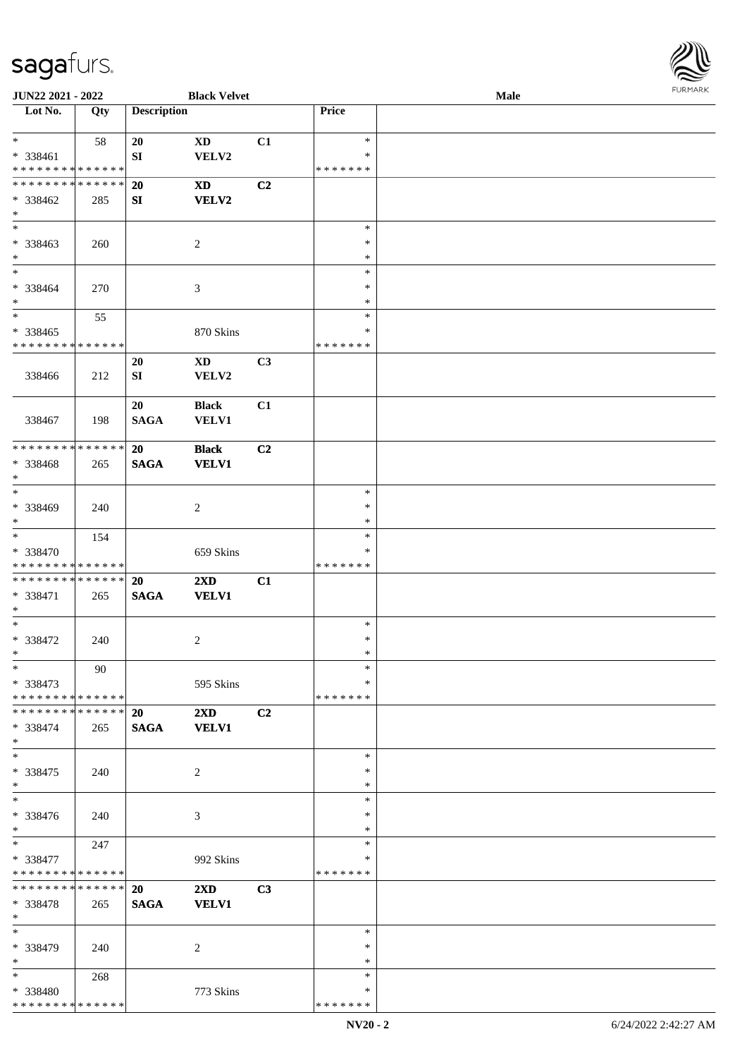| Lot No. | Qty | Description | | | Price | |
|---|---|---|---|---|---|---|
| * | 58 | 20 | XD | C1 | * | |
| * 338461 | | SI | VELV2 | | * | |
| * * * * * * * * * * * * * * | | | | | * * * * * * * | |
| * * * * * * * * * * * * * * | | 20 | XD | C2 | | |
| * 338462 | 285 | SI | VELV2 | | | |
| * | | | | | | |
| * | | | | | * | |
| * 338463 | 260 | | 2 | | * | |
| * | | | | | * | |
| * | | | | | * | |
| * 338464 | 270 | | 3 | | * | |
| * | | | | | * | |
| * | 55 | | | | * | |
| * 338465 | | | 870 Skins | | * | |
| * * * * * * * * * * * * * * | | | | | * * * * * * * | |
| | | 20 | XD | C3 | | |
| 338466 | 212 | SI | VELV2 | | | |
| | | 20 | Black | C1 | | |
| 338467 | 198 | SAGA | VELV1 | | | |
| * * * * * * * * * * * * * * | | 20 | Black | C2 | | |
| * 338468 | 265 | SAGA | VELV1 | | | |
| * | | | | | | |
| * | | | | | * | |
| * 338469 | 240 | | 2 | | * | |
| * | | | | | * | |
| * | 154 | | | | * | |
| * 338470 | | | 659 Skins | | * | |
| * * * * * * * * * * * * * * | | | | | * * * * * * * | |
| * * * * * * * * * * * * * * | | 20 | 2XD | C1 | | |
| * 338471 | 265 | SAGA | VELV1 | | | |
| * | | | | | | |
| * | | | | | * | |
| * 338472 | 240 | | 2 | | * | |
| * | | | | | * | |
| * | 90 | | | | * | |
| * 338473 | | | 595 Skins | | * | |
| * * * * * * * * * * * * * * | | | | | * * * * * * * | |
| * * * * * * * * * * * * * * | | 20 | 2XD | C2 | | |
| * 338474 | 265 | SAGA | VELV1 | | | |
| * | | | | | | |
| * | | | | | * | |
| * 338475 | 240 | | 2 | | * | |
| * | | | | | * | |
| * | | | | | * | |
| * 338476 | 240 | | 3 | | * | |
| * | | | | | * | |
| * | 247 | | | | * | |
| * 338477 | | | 992 Skins | | * | |
| * * * * * * * * * * * * * * | | | | | * * * * * * * | |
| * * * * * * * * * * * * * * | | 20 | 2XD | C3 | | |
| * 338478 | 265 | SAGA | VELV1 | | | |
| * | | | | | | |
| * | | | | | * | |
| * 338479 | 240 | | 2 | | * | |
| * | | | | | * | |
| * | 268 | | | | * | |
| * 338480 | | | 773 Skins | | * | |
| * * * * * * * * * * * * * * | | | | | * * * * * * * | |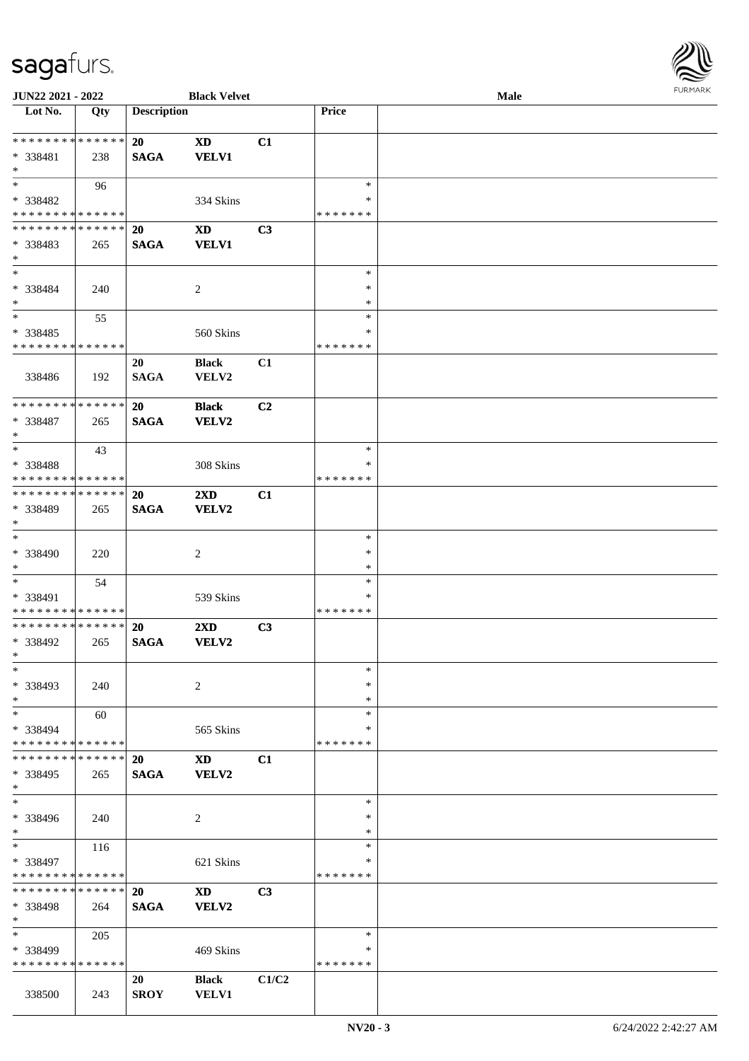JUN22 2021 - 2022 | Black Velvet | Male

| Lot No. | Qty | Description | | | Price | |
|---|---|---|---|---|---|---|
| * * * * * * * * * * * * * * | | 20 | XD | C1 | | |
| * 338481 | 238 | SAGA | VELV1 | | | |
| * | | | | | | |
| * | 96 | | | | * | |
| * 338482 | | | 334 Skins | | * | |
| * * * * * * * * * * * * * * | | | | | * * * * * * * | |
| * * * * * * * * * * * * * * | | 20 | XD | C3 | | |
| * 338483 | 265 | SAGA | VELV1 | | | |
| * | | | | | | |
| * | | | | | * | |
| * 338484 | 240 | | 2 | | * | |
| * | | | | | * | |
| * | 55 | | | | * | |
| * 338485 | | | 560 Skins | | * | |
| * * * * * * * * * * * * * * | | | | | * * * * * * * | |
| 338486 | 192 | 20 SAGA | Black VELV2 | C1 | | |
| * * * * * * * * * * * * * * | | 20 | Black | C2 | | |
| * 338487 | 265 | SAGA | VELV2 | | | |
| * | | | | | | |
| * | 43 | | | | * | |
| * 338488 | | | 308 Skins | | * | |
| * * * * * * * * * * * * * * | | | | | * * * * * * * | |
| * * * * * * * * * * * * * * | | 20 | 2XD | C1 | | |
| * 338489 | 265 | SAGA | VELV2 | | | |
| * | | | | | | |
| * | | | | | * | |
| * 338490 | 220 | | 2 | | * | |
| * | | | | | * | |
| * | 54 | | | | * | |
| * 338491 | | | 539 Skins | | * | |
| * * * * * * * * * * * * * * | | | | | * * * * * * * | |
| * * * * * * * * * * * * * * | | 20 | 2XD | C3 | | |
| * 338492 | 265 | SAGA | VELV2 | | | |
| * | | | | | | |
| * | | | | | * | |
| * 338493 | 240 | | 2 | | * | |
| * | | | | | * | |
| * | 60 | | | | * | |
| * 338494 | | | 565 Skins | | * | |
| * * * * * * * * * * * * * * | | | | | * * * * * * * | |
| * * * * * * * * * * * * * * | | 20 | XD | C1 | | |
| * 338495 | 265 | SAGA | VELV2 | | | |
| * | | | | | | |
| * | | | | | * | |
| * 338496 | 240 | | 2 | | * | |
| * | | | | | * | |
| * | 116 | | | | * | |
| * 338497 | | | 621 Skins | | * | |
| * * * * * * * * * * * * * * | | | | | * * * * * * * | |
| * * * * * * * * * * * * * * | | 20 | XD | C3 | | |
| * 338498 | 264 | SAGA | VELV2 | | | |
| * | | | | | | |
| * | 205 | | | | * | |
| * 338499 | | | 469 Skins | | * | |
| * * * * * * * * * * * * * * | | | | | * * * * * * * | |
| 338500 | 243 | 20 SROY | Black VELV1 | C1/C2 | | |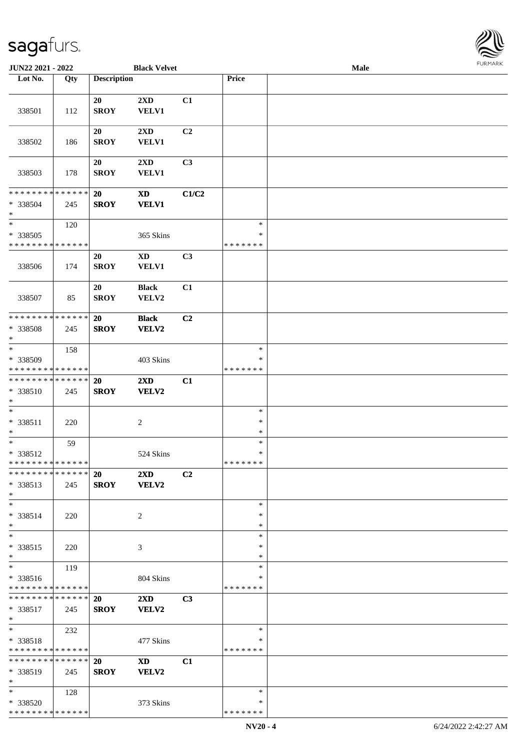JUN22 2021 - 2022 Black Velvet Male

| Lot No. | Qty | Description | | | Price | |
|---|---|---|---|---|---|---|
| 338501 | 112 | 20 SROY | 2XD VELV1 | C1 | | |
| 338502 | 186 | 20 SROY | 2XD VELV1 | C2 | | |
| 338503 | 178 | 20 SROY | 2XD VELV1 | C3 | | |
| * * * * * * * * * * * * * * 338504 * | 245 | 20 SROY | XD VELV1 | C1/C2 | | |
| * * 338505 * * * * * * * * * * * * * * | 120 | | 365 Skins | | * * * * * * * * * | |
| 338506 | 174 | 20 SROY | XD VELV1 | C3 | | |
| 338507 | 85 | 20 SROY | Black VELV2 | C1 | | |
| * * * * * * * * * * * * * * 338508 * | 245 | 20 SROY | Black VELV2 | C2 | | |
| * * 338509 * * * * * * * * * * * * * * | 158 | | 403 Skins | | * * * * * * * * * | |
| * * * * * * * * * * * * * * 338510 * | 245 | 20 SROY | 2XD VELV2 | C1 | | |
| * * 338511 * | 220 | | 2 | | * * * | |
| * * 338512 * * * * * * * * * * * * * * | 59 | | 524 Skins | | * * * * * * * * * | |
| * * * * * * * * * * * * * * 338513 * | 245 | 20 SROY | 2XD VELV2 | C2 | | |
| * * 338514 * | 220 | | 2 | | * * * | |
| * * 338515 * | 220 | | 3 | | * * * | |
| * * 338516 * * * * * * * * * * * * * * | 119 | | 804 Skins | | * * * * * * * * * | |
| * * * * * * * * * * * * * * 338517 * | 245 | 20 SROY | 2XD VELV2 | C3 | | |
| * * 338518 * * * * * * * * * * * * * * | 232 | | 477 Skins | | * * * * * * * * * | |
| * * * * * * * * * * * * * * 338519 * | 245 | 20 SROY | XD VELV2 | C1 | | |
| * * 338520 * * * * * * * * * * * * * * | 128 | | 373 Skins | | * * * * * * * * * | |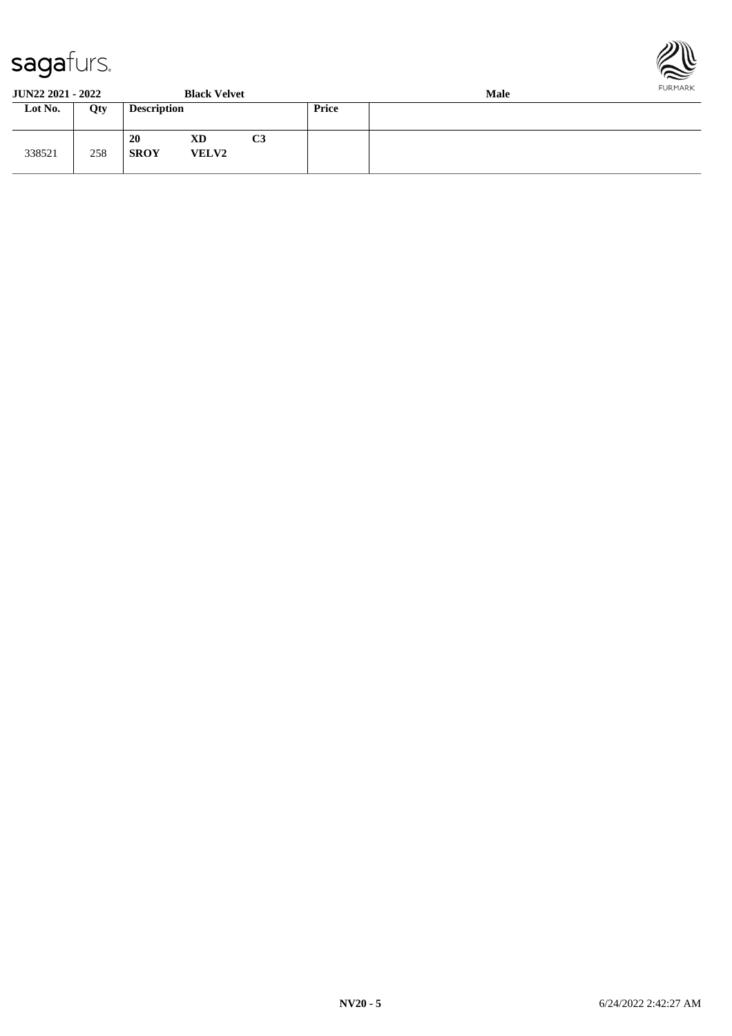**JUN22 2021 - 2022** **Black Velvet** **Male**

| Lot No. | Qty | Description | | | Price | |
|---|---|---|---|---|---|---|
| 338521 | 258 | **20** **SROY** | **XD** **VELV2** | **C3** | | |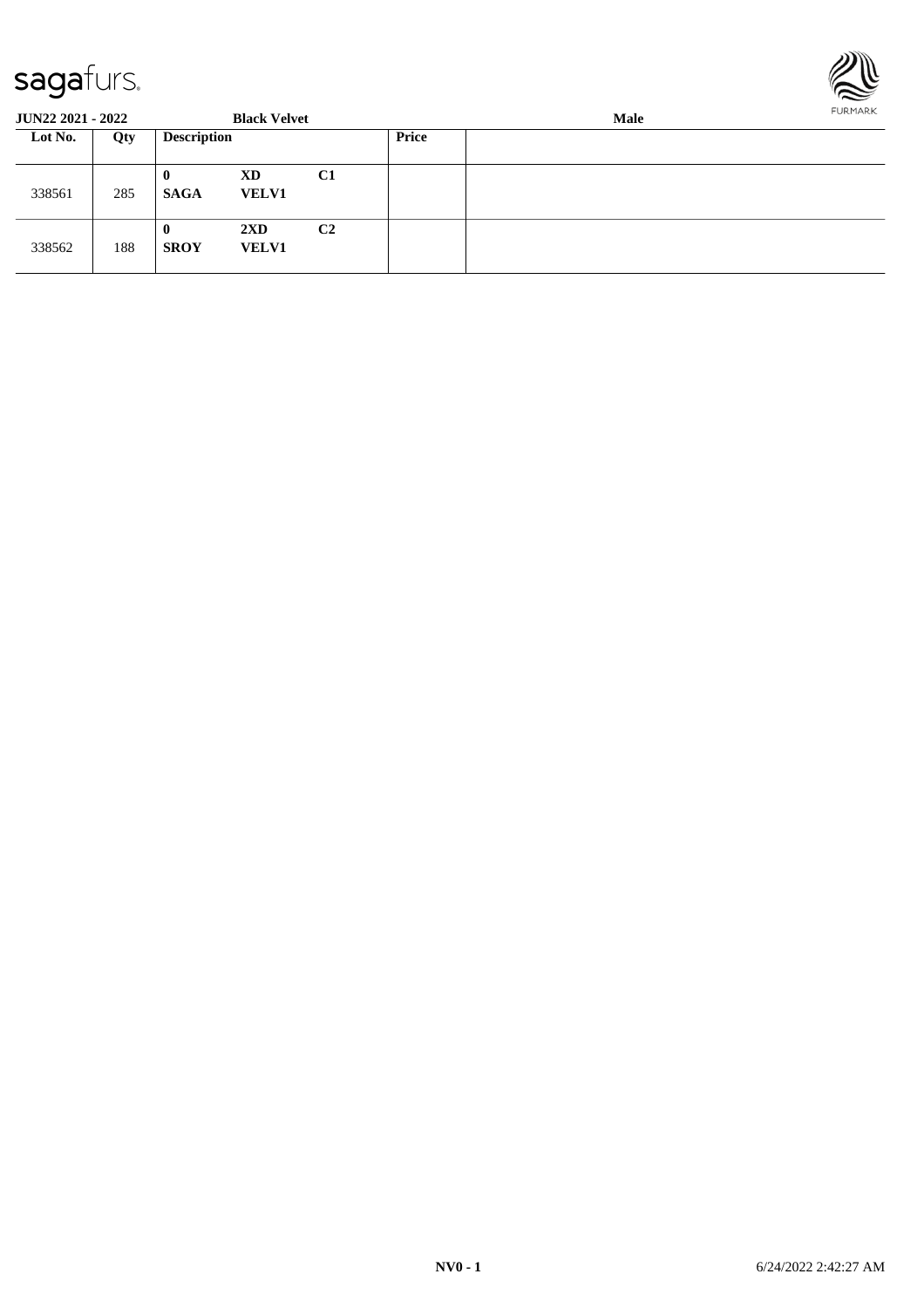**JUN22 2021 - 2022** **Black Velvet** **Male**

| Lot No. | Qty | Description | | | Price | |
|---|---|---|---|---|---|---|
| 338561 | 285 | **0** **SAGA** | **XD** **VELV1** | **C1** | | |
| 338562 | 188 | **0** **SROY** | **2XD** **VELV1** | **C2** | | |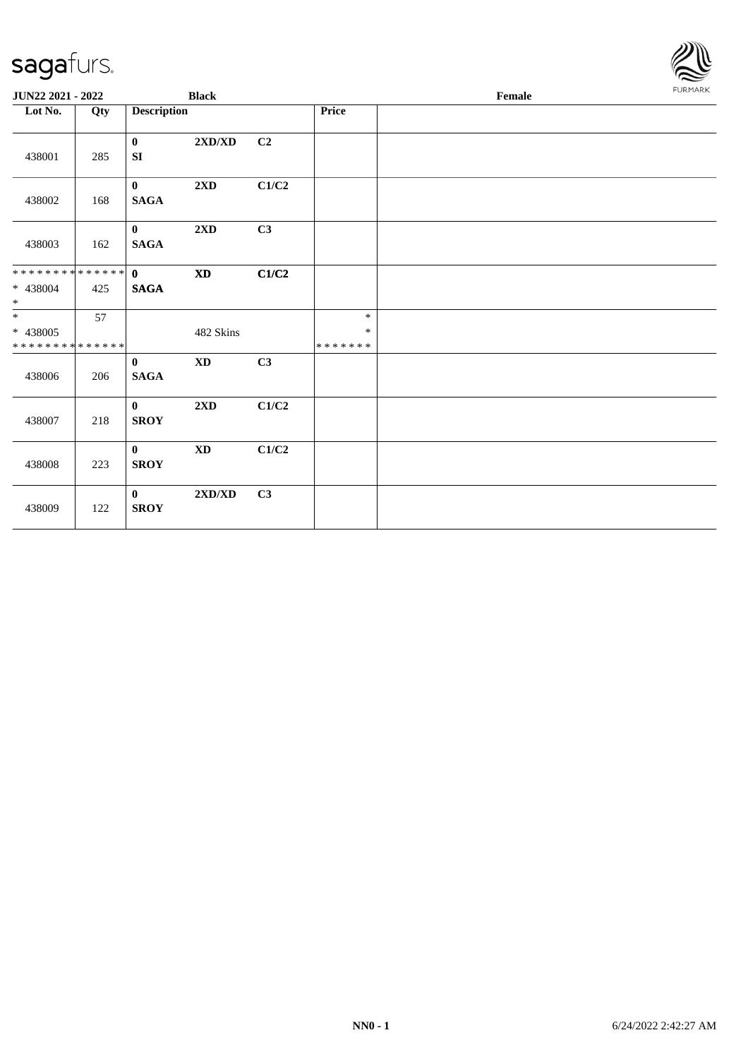JUN22 2021 - 2022 | Black | Female

| Lot No. | Qty | Description | | | Price | |
|---|---|---|---|---|---|---|
| 438001 | 285 | **0** **SI** | **2XD/XD** | **C2** | | |
| 438002 | 168 | **0** **SAGA** | **2XD** | **C1/C2** | | |
| 438003 | 162 | **0** **SAGA** | **2XD** | **C3** | | |
| * * * * * * * * * * * * * * * 438004 * | 425 | **0** **SAGA** | **XD** | **C1/C2** | | |
| * * 438005 * * * * * * * * * * * * * * | 57 | | 482 Skins | | * * * * * * * * * | |
| 438006 | 206 | **0** **SAGA** | **XD** | **C3** | | |
| 438007 | 218 | **0** **SROY** | **2XD** | **C1/C2** | | |
| 438008 | 223 | **0** **SROY** | **XD** | **C1/C2** | | |
| 438009 | 122 | **0** **SROY** | **2XD/XD** | **C3** | | |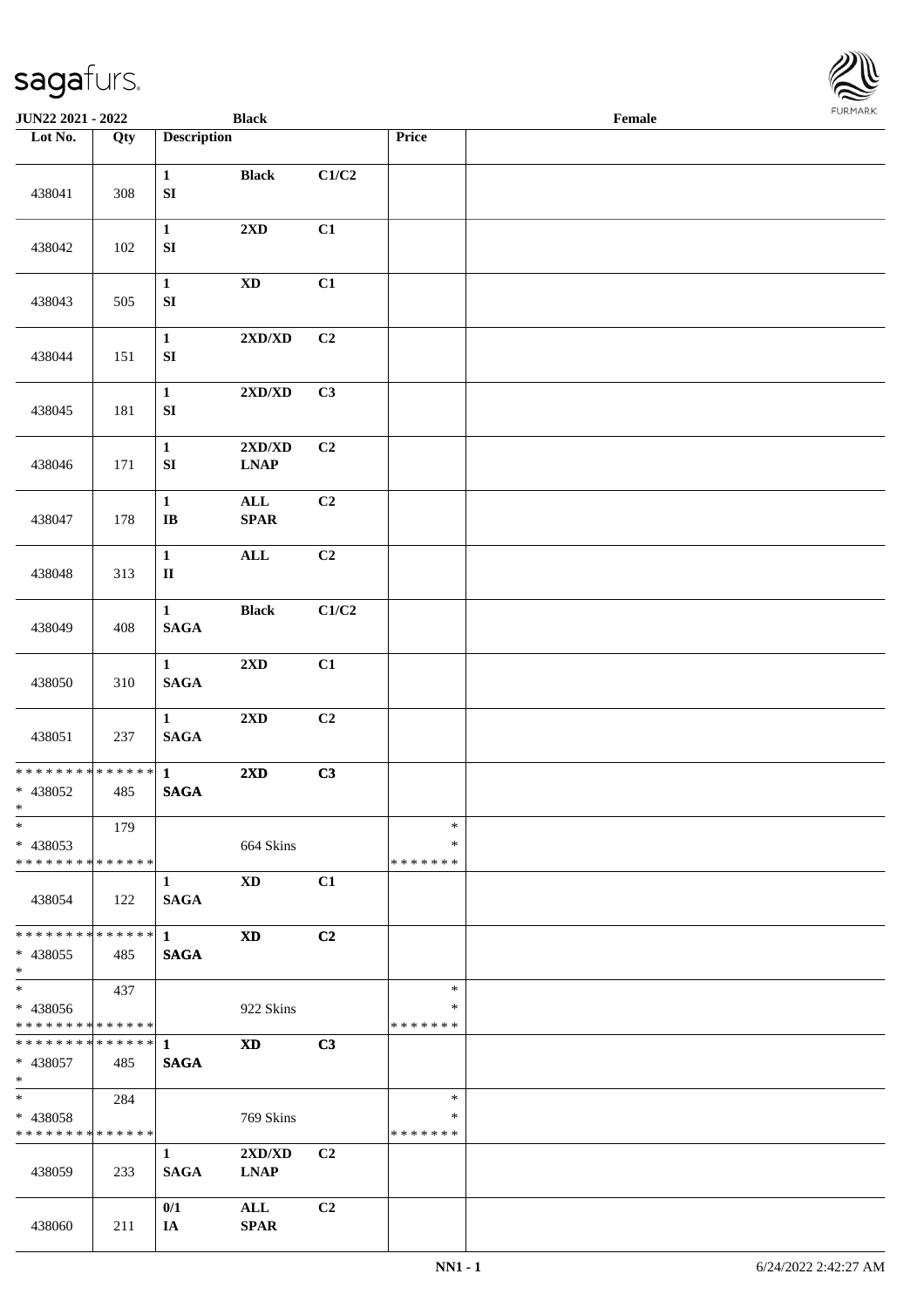JUN22 2021 - 2022 | Black | Female

| Lot No. | Qty | Description | | | Price | |
|---|---|---|---|---|---|---|
| 438041 | 308 | 1 SI | Black | C1/C2 | | |
| 438042 | 102 | 1 SI | 2XD | C1 | | |
| 438043 | 505 | 1 SI | XD | C1 | | |
| 438044 | 151 | 1 SI | 2XD/XD | C2 | | |
| 438045 | 181 | 1 SI | 2XD/XD | C3 | | |
| 438046 | 171 | 1 SI | 2XD/XD LNAP | C2 | | |
| 438047 | 178 | 1 IB | ALL SPAR | C2 | | |
| 438048 | 313 | 1 II | ALL | C2 | | |
| 438049 | 408 | 1 SAGA | Black | C1/C2 | | |
| 438050 | 310 | 1 SAGA | 2XD | C1 | | |
| 438051 | 237 | 1 SAGA | 2XD | C2 | | |
| * * * * * * * * * * * * * * * 438052 * | 485 | 1 SAGA | 2XD | C3 | | |
| * * 438053 * * * * * * * * * * * * * * | 179 | | 664 Skins | | * * * * * * * * | |
| 438054 | 122 | 1 SAGA | XD | C1 | | |
| * * * * * * * * * * * * * * * 438055 * | 485 | 1 SAGA | XD | C2 | | |
| * * 438056 * * * * * * * * * * * * * * | 437 | | 922 Skins | | * * * * * * * * | |
| * * * * * * * * * * * * * * * 438057 * | 485 | 1 SAGA | XD | C3 | | |
| * * 438058 * * * * * * * * * * * * * * | 284 | | 769 Skins | | * * * * * * * * | |
| 438059 | 233 | 1 SAGA | 2XD/XD LNAP | C2 | | |
| 438060 | 211 | 0/1 IA | ALL SPAR | C2 | | |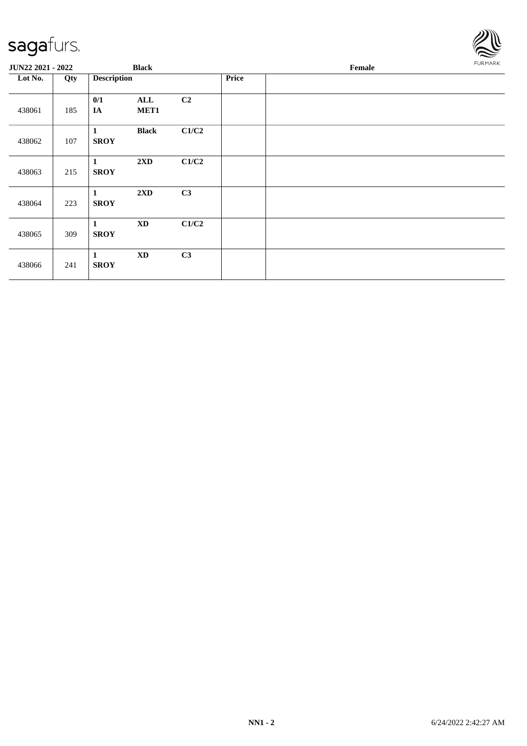sagafurs.

**JUN22 2021 - 2022** **Black** **Female**

| Lot No. | Qty | Description | | | Price | |
|---|---|---|---|---|---|---|
| 438061 | 185 | **0/1** **IA** | **ALL** **MET1** | **C2** | | |
| 438062 | 107 | **1** **SROY** | **Black** | **C1/C2** | | |
| 438063 | 215 | **1** **SROY** | **2XD** | **C1/C2** | | |
| 438064 | 223 | **1** **SROY** | **2XD** | **C3** | | |
| 438065 | 309 | **1** **SROY** | **XD** | **C1/C2** | | |
| 438066 | 241 | **1** **SROY** | **XD** | **C3** | | |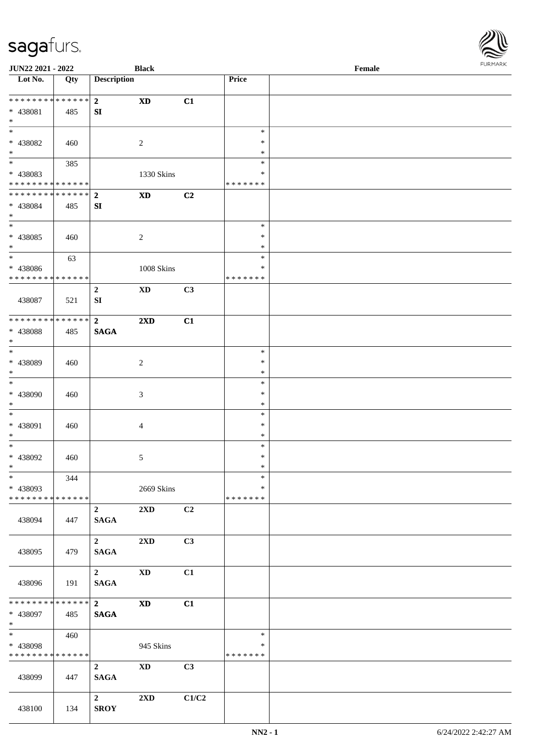JUN22 2021 - 2022 Black Female

| Lot No. | Qty | Description | | | Price | |
|---|---|---|---|---|---|---|
| * * * * * * * * * * * * * * | | **2** | **XD** | **C1** | | |
| * 438081 | 485 | **SI** | | | | |
| * | | | | | | |
| * | | | | | * | |
| * 438082 | 460 | | 2 | | * | |
| * | | | | | * | |
| * | 385 | | | | * | |
| * 438083 | | | 1330 Skins | | * | |
| * * * * * * * * * * * * * * | | | | | * * * * * * * | |
| * * * * * * * * * * * * * * | | **2** | **XD** | **C2** | | |
| * 438084 | 485 | **SI** | | | | |
| * | | | | | | |
| * | | | | | * | |
| * 438085 | 460 | | 2 | | * | |
| * | | | | | * | |
| * | 63 | | | | * | |
| * 438086 | | | 1008 Skins | | * | |
| * * * * * * * * * * * * * * | | | | | * * * * * * * | |
| 438087 | 521 | **2** **SI** | **XD** | **C3** | | |
| * * * * * * * * * * * * * * | | **2** | **2XD** | **C1** | | |
| * 438088 | 485 | **SAGA** | | | | |
| * | | | | | | |
| * | | | | | * | |
| * 438089 | 460 | | 2 | | * | |
| * | | | | | * | |
| * | | | | | * | |
| * 438090 | 460 | | 3 | | * | |
| * | | | | | * | |
| * | | | | | * | |
| * 438091 | 460 | | 4 | | * | |
| * | | | | | * | |
| * | | | | | * | |
| * 438092 | 460 | | 5 | | * | |
| * | | | | | * | |
| * | 344 | | | | * | |
| * 438093 | | | 2669 Skins | | * | |
| * * * * * * * * * * * * * * | | | | | * * * * * * * | |
| 438094 | 447 | **2** **SAGA** | **2XD** | **C2** | | |
| 438095 | 479 | **2** **SAGA** | **2XD** | **C3** | | |
| 438096 | 191 | **2** **SAGA** | **XD** | **C1** | | |
| * * * * * * * * * * * * * * | | **2** | **XD** | **C1** | | |
| * 438097 | 485 | **SAGA** | | | | |
| * | | | | | | |
| * | 460 | | | | * | |
| * 438098 | | | 945 Skins | | * | |
| * * * * * * * * * * * * * * | | | | | * * * * * * * | |
| 438099 | 447 | **2** **SAGA** | **XD** | **C3** | | |
| 438100 | 134 | **2** **SROY** | **2XD** | **C1/C2** | | |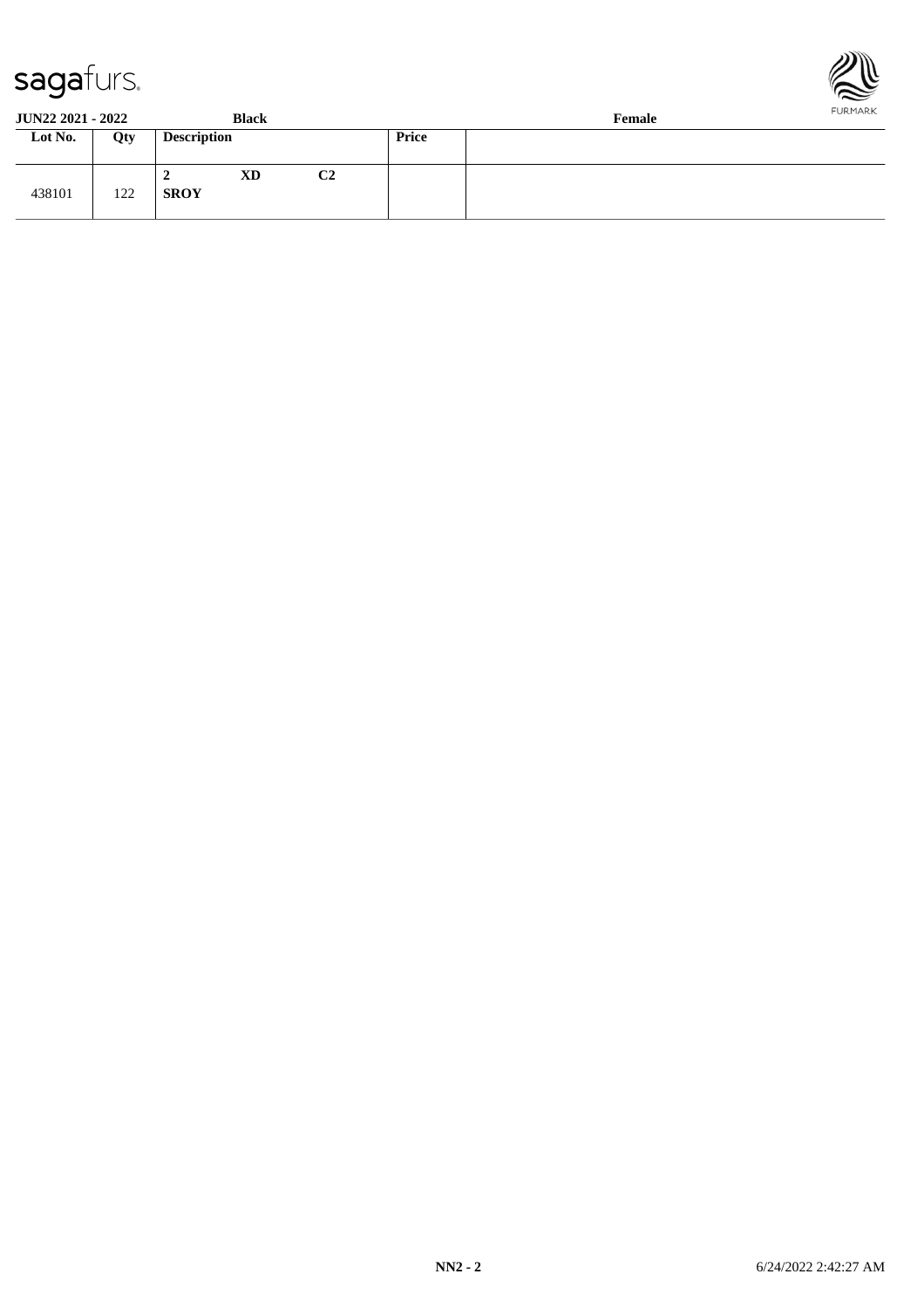**JUN22 2021 - 2022** **Black** **Female**

| Lot No. | Qty | Description | Price | |
|---|---|---|---|---|
| 438101 | 122 | **2 XD C2** **SROY** | | |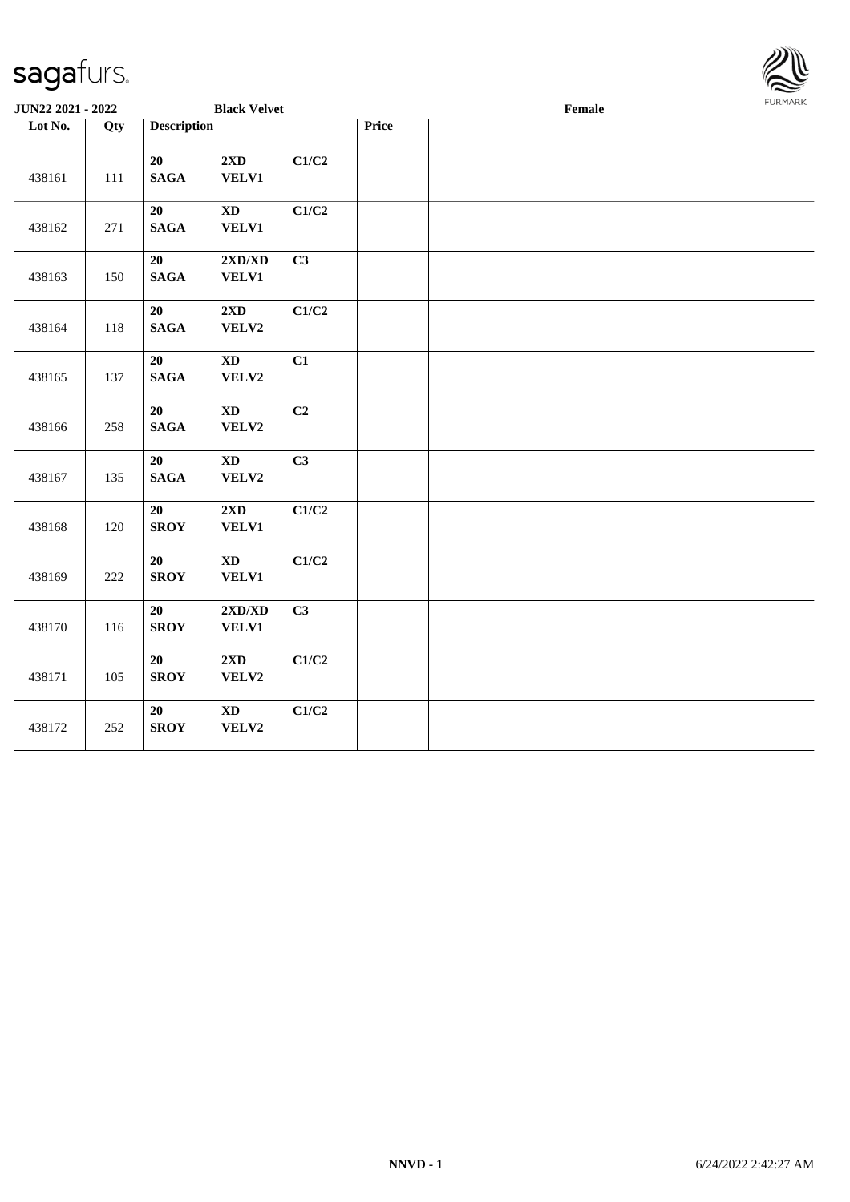| JUN22 2021 - 2022 | | Black Velvet | | | | Female |
|---|---|---|---|---|---|---|
| **Lot No.** | **Qty** | **Description** | | | **Price** | |
| 438161 | 111 | **20 SAGA** | **2XD VELV1** | **C1/C2** | | |
| 438162 | 271 | **20 SAGA** | **XD VELV1** | **C1/C2** | | |
| 438163 | 150 | **20 SAGA** | **2XD/XD VELV1** | **C3** | | |
| 438164 | 118 | **20 SAGA** | **2XD VELV2** | **C1/C2** | | |
| 438165 | 137 | **20 SAGA** | **XD VELV2** | **C1** | | |
| 438166 | 258 | **20 SAGA** | **XD VELV2** | **C2** | | |
| 438167 | 135 | **20 SAGA** | **XD VELV2** | **C3** | | |
| 438168 | 120 | **20 SROY** | **2XD VELV1** | **C1/C2** | | |
| 438169 | 222 | **20 SROY** | **XD VELV1** | **C1/C2** | | |
| 438170 | 116 | **20 SROY** | **2XD/XD VELV1** | **C3** | | |
| 438171 | 105 | **20 SROY** | **2XD VELV2** | **C1/C2** | | |
| 438172 | 252 | **20 SROY** | **XD VELV2** | **C1/C2** | | |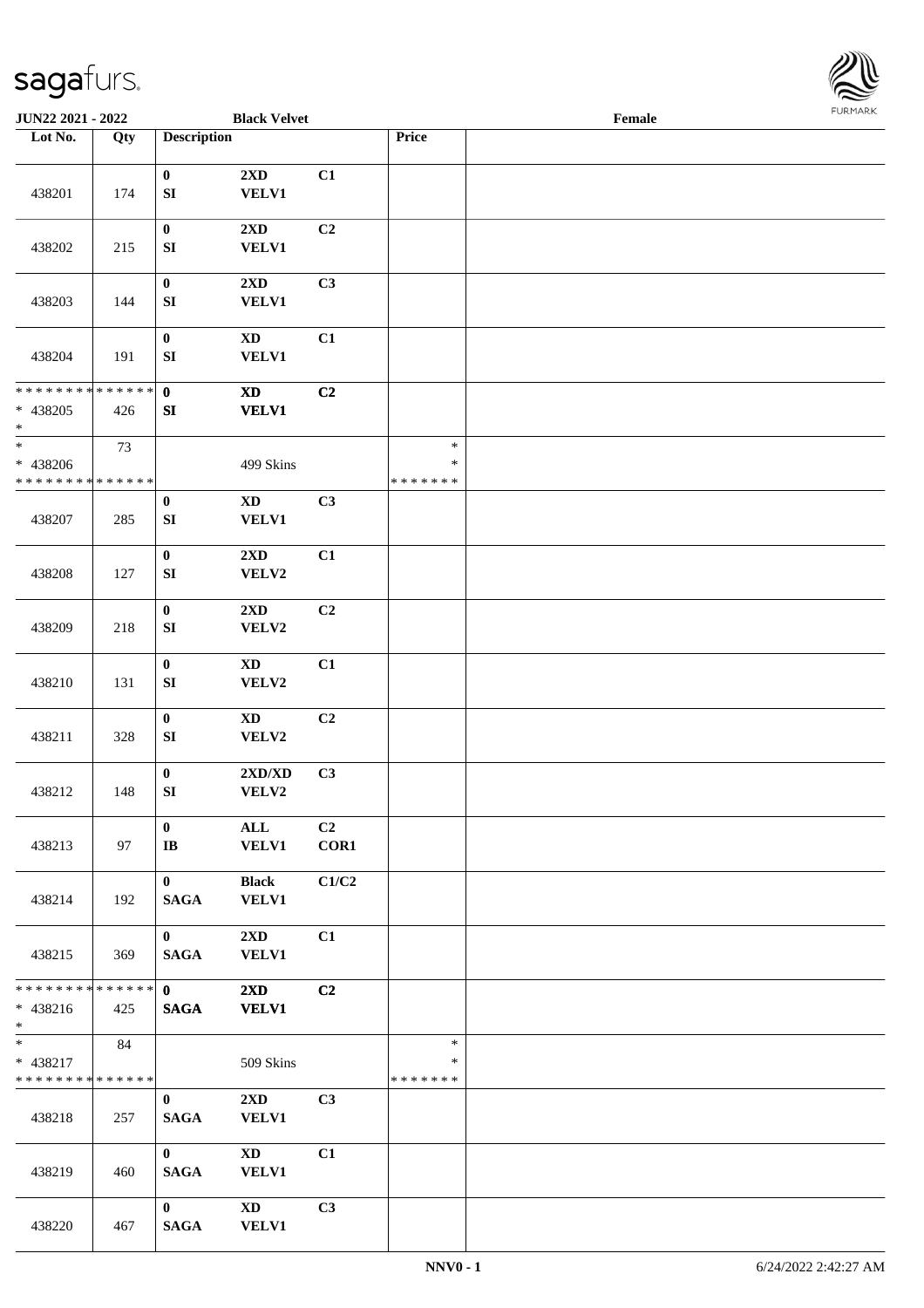| Lot No. | Qty | Description | | | Price | |
|---|---|---|---|---|---|---|
| 438201 | 174 | 0<br>SI | 2XD<br>VELV1 | C1 | | |
| 438202 | 215 | 0<br>SI | 2XD<br>VELV1 | C2 | | |
| 438203 | 144 | 0<br>SI | 2XD<br>VELV1 | C3 | | |
| 438204 | 191 | 0<br>SI | XD<br>VELV1 | C1 | | |
| * * * * * * * * * * * * * *<br>* 438205<br>* | 426 | 0<br>SI | XD<br>VELV1 | C2 | | |
| *<br>* 438206<br>* * * * * * * * * * * * * * | 73 | | 499 Skins | | *<br>*<br>* * * * * * * | |
| 438207 | 285 | 0<br>SI | XD<br>VELV1 | C3 | | |
| 438208 | 127 | 0<br>SI | 2XD<br>VELV2 | C1 | | |
| 438209 | 218 | 0<br>SI | 2XD<br>VELV2 | C2 | | |
| 438210 | 131 | 0<br>SI | XD<br>VELV2 | C1 | | |
| 438211 | 328 | 0<br>SI | XD<br>VELV2 | C2 | | |
| 438212 | 148 | 0<br>SI | 2XD/XD<br>VELV2 | C3 | | |
| 438213 | 97 | 0<br>IB | ALL<br>VELV1 | C2<br>COR1 | | |
| 438214 | 192 | 0<br>SAGA | Black<br>VELV1 | C1/C2 | | |
| 438215 | 369 | 0<br>SAGA | 2XD<br>VELV1 | C1 | | |
| * * * * * * * * * * * * * *<br>* 438216<br>* | 425 | 0<br>SAGA | 2XD<br>VELV1 | C2 | | |
| *<br>* 438217<br>* * * * * * * * * * * * * * | 84 | | 509 Skins | | *<br>*<br>* * * * * * * | |
| 438218 | 257 | 0<br>SAGA | 2XD<br>VELV1 | C3 | | |
| 438219 | 460 | 0<br>SAGA | XD<br>VELV1 | C1 | | |
| 438220 | 467 | 0<br>SAGA | XD<br>VELV1 | C3 | | |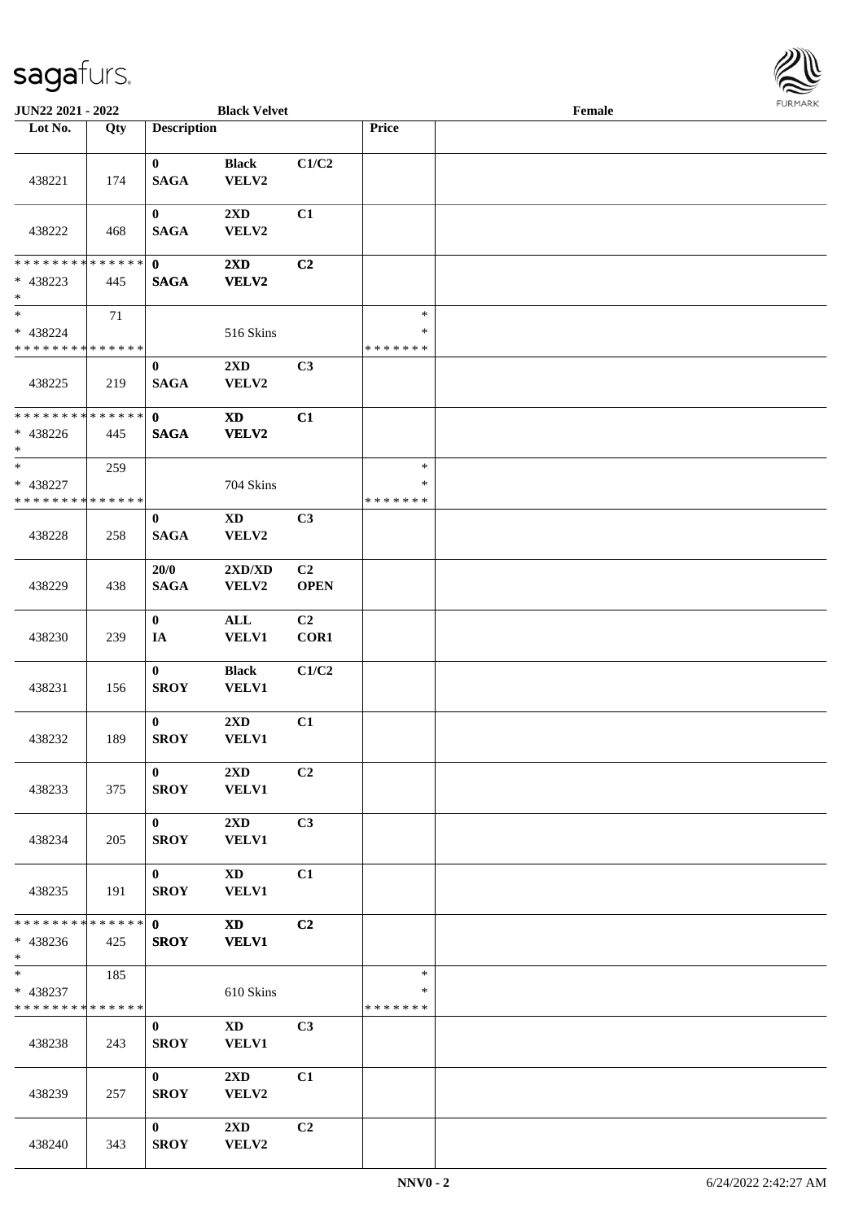**JUN22 2021 - 2022** **Black Velvet** **Female**

| Lot No. | Qty | Description | | | Price | |
|---|---|---|---|---|---|---|
| 438221 | 174 | **0** **SAGA** | **Black** **VELV2** | **C1/C2** | | |
| 438222 | 468 | **0** **SAGA** | **2XD** **VELV2** | **C1** | | |
| * * * * * * * * * * * * * * * 438223 * | 445 | **0** **SAGA** | **2XD** **VELV2** | **C2** | | |
| * * 438224 * * * * * * * * * * * * * * | 71 | | 516 Skins | | * * * * * * * * * | |
| 438225 | 219 | **0** **SAGA** | **2XD** **VELV2** | **C3** | | |
| * * * * * * * * * * * * * * * 438226 * | 445 | **0** **SAGA** | **XD** **VELV2** | **C1** | | |
| * * 438227 * * * * * * * * * * * * * * | 259 | | 704 Skins | | * * * * * * * * * | |
| 438228 | 258 | **0** **SAGA** | **XD** **VELV2** | **C3** | | |
| 438229 | 438 | **20/0** **SAGA** | **2XD/XD** **VELV2** | **C2** **OPEN** | | |
| 438230 | 239 | **0** **IA** | **ALL** **VELV1** | **C2** **COR1** | | |
| 438231 | 156 | **0** **SROY** | **Black** **VELV1** | **C1/C2** | | |
| 438232 | 189 | **0** **SROY** | **2XD** **VELV1** | **C1** | | |
| 438233 | 375 | **0** **SROY** | **2XD** **VELV1** | **C2** | | |
| 438234 | 205 | **0** **SROY** | **2XD** **VELV1** | **C3** | | |
| 438235 | 191 | **0** **SROY** | **XD** **VELV1** | **C1** | | |
| * * * * * * * * * * * * * * * 438236 * | 425 | **0** **SROY** | **XD** **VELV1** | **C2** | | |
| * * 438237 * * * * * * * * * * * * * * | 185 | | 610 Skins | | * * * * * * * * * | |
| 438238 | 243 | **0** **SROY** | **XD** **VELV1** | **C3** | | |
| 438239 | 257 | **0** **SROY** | **2XD** **VELV2** | **C1** | | |
| 438240 | 343 | **0** **SROY** | **2XD** **VELV2** | **C2** | | |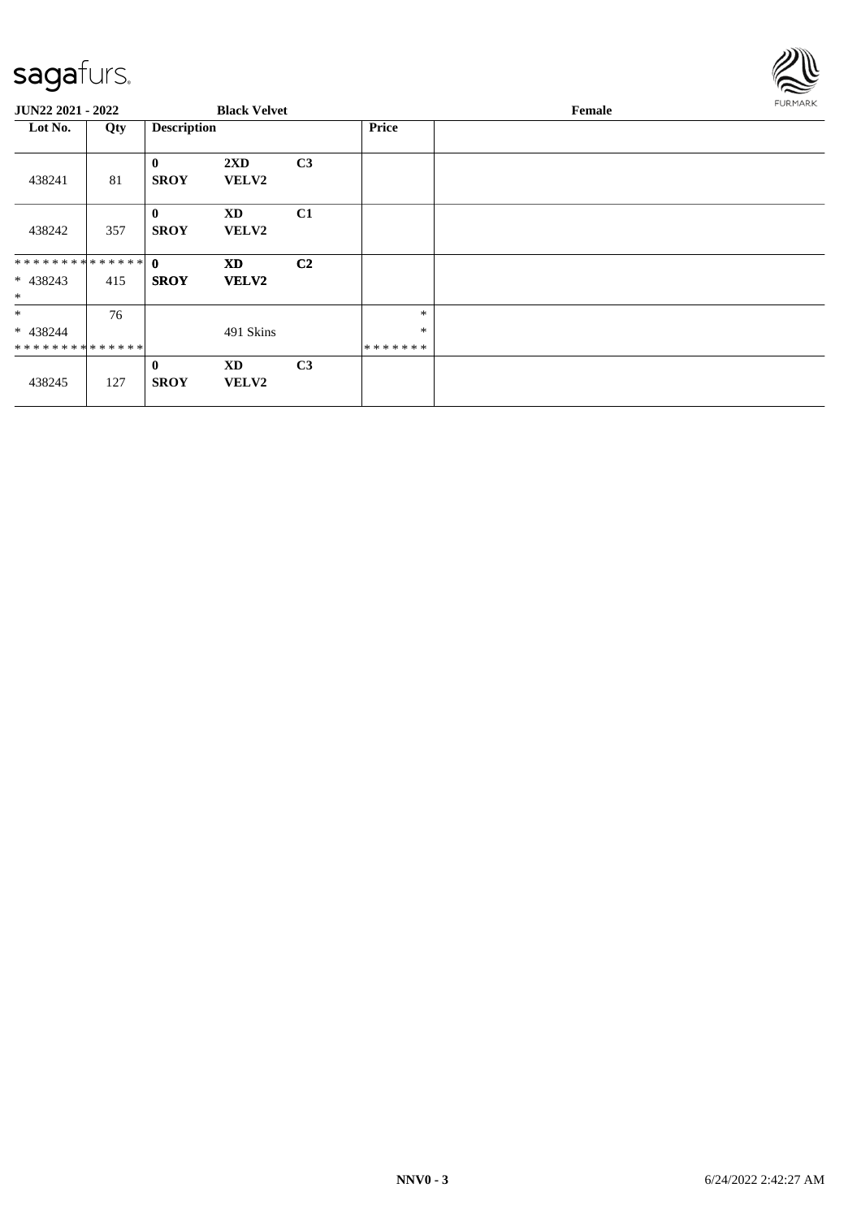| JUN22 2021 - 2022 | | Black Velvet | | | | Female |
|---|---|---|---|---|---|---|
| **Lot No.** | **Qty** | **Description** | | | **Price** | |
| 438241 | 81 | **0** **SROY** | **2XD** **VELV2** | **C3** | | |
| 438242 | 357 | **0** **SROY** | **XD** **VELV2** | **C1** | | |
| ************** * 438243 * | 415 | **0** **SROY** | **XD** **VELV2** | **C2** | | |
| * * 438244 ************** | 76 | | 491 Skins | | * * ******* | |
| 438245 | 127 | **0** **SROY** | **XD** **VELV2** | **C3** | | |

NNV0 - 3 6/24/2022 2:42:27 AM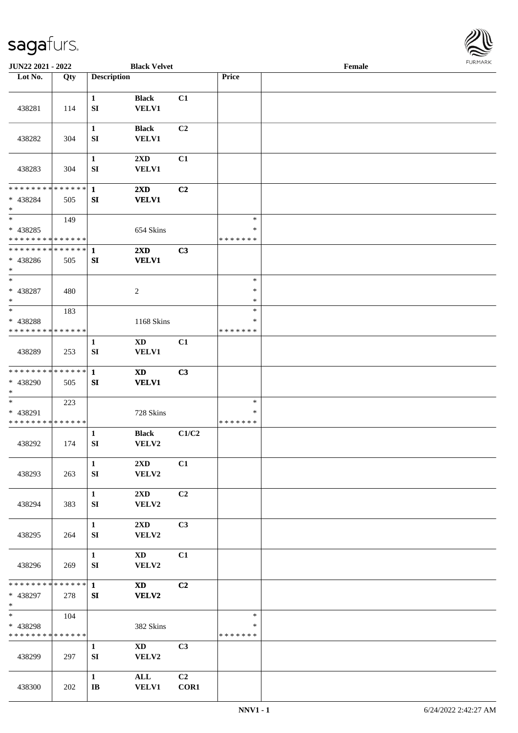JUN22 2021 - 2022 | Black Velvet | Female

| Lot No. | Qty | Description | | | Price | |
|---|---|---|---|---|---|---|
| 438281 | 114 | 1 SI | Black VELV1 | C1 | | |
| 438282 | 304 | 1 SI | Black VELV1 | C2 | | |
| 438283 | 304 | 1 SI | 2XD VELV1 | C1 | | |
| * * * * * * * * * * * * * * * 438284 * | 505 | 1 SI | 2XD VELV1 | C2 | | |
| * * 438285 * * * * * * * * * * * * * * | 149 | | 654 Skins | | * * * * * * * * * | |
| * * * * * * * * * * * * * * * 438286 * | 505 | 1 SI | 2XD VELV1 | C3 | | |
| * * 438287 * | 480 | | 2 | | * * * | |
| * * 438288 * * * * * * * * * * * * * * | 183 | | 1168 Skins | | * * * * * * * * * | |
| 438289 | 253 | 1 SI | XD VELV1 | C1 | | |
| * * * * * * * * * * * * * * * 438290 * | 505 | 1 SI | XD VELV1 | C3 | | |
| * * 438291 * * * * * * * * * * * * * * | 223 | | 728 Skins | | * * * * * * * * * | |
| 438292 | 174 | 1 SI | Black VELV2 | C1/C2 | | |
| 438293 | 263 | 1 SI | 2XD VELV2 | C1 | | |
| 438294 | 383 | 1 SI | 2XD VELV2 | C2 | | |
| 438295 | 264 | 1 SI | 2XD VELV2 | C3 | | |
| 438296 | 269 | 1 SI | XD VELV2 | C1 | | |
| * * * * * * * * * * * * * * * 438297 * | 278 | 1 SI | XD VELV2 | C2 | | |
| * * 438298 * * * * * * * * * * * * * * | 104 | | 382 Skins | | * * * * * * * * * | |
| 438299 | 297 | 1 SI | XD VELV2 | C3 | | |
| 438300 | 202 | 1 IB | ALL VELV1 | C2 COR1 | | |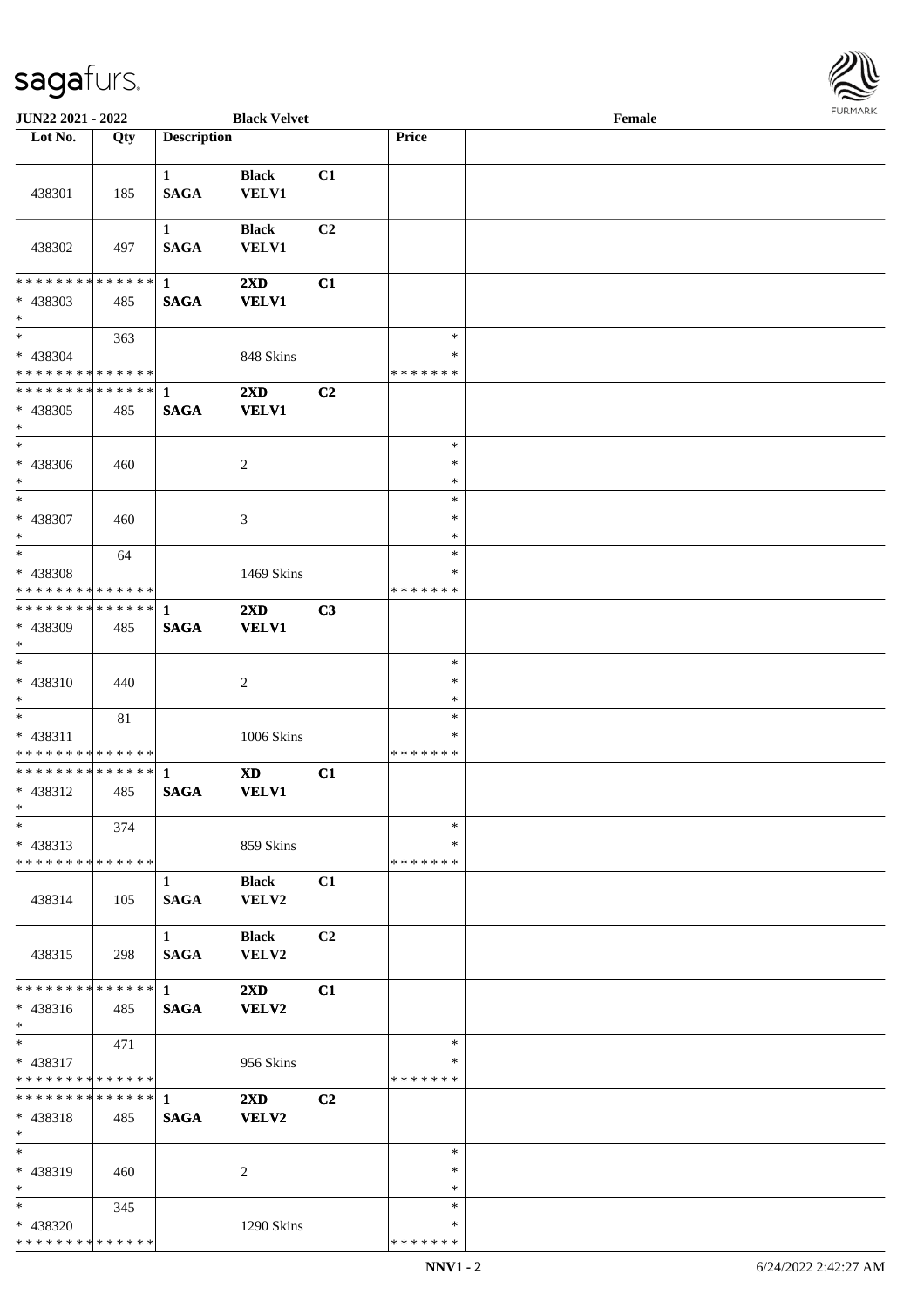JUN22 2021 - 2022 | Black Velvet | Female

| Lot No. | Qty | Description | | | Price | |
|---|---|---|---|---|---|---|
| 438301 | 185 | 1 SAGA | Black VELV1 | C1 | | |
| 438302 | 497 | 1 SAGA | Black VELV1 | C2 | | |
| * * * * * * * * * * * * * * * 438303 * | 485 | 1 SAGA | 2XD VELV1 | C1 | | |
| * 438304 * * * * * * * * * * * * * * | 363 | | 848 Skins | | * * * * * * * * * | |
| * * * * * * * * * * * * * * * 438305 * | 485 | 1 SAGA | 2XD VELV1 | C2 | | |
| * 438306 * | 460 | | 2 | | * * * | |
| * 438307 * | 460 | | 3 | | * * * | |
| * 438308 * * * * * * * * * * * * * * | 64 | | 1469 Skins | | * * * * * * * * * | |
| * * * * * * * * * * * * * * * 438309 * | 485 | 1 SAGA | 2XD VELV1 | C3 | | |
| * 438310 * | 440 | | 2 | | * * * | |
| * 438311 * * * * * * * * * * * * * * | 81 | | 1006 Skins | | * * * * * * * * * | |
| * * * * * * * * * * * * * * * 438312 * | 485 | 1 SAGA | XD VELV1 | C1 | | |
| * 438313 * * * * * * * * * * * * * * | 374 | | 859 Skins | | * * * * * * * * * | |
| 438314 | 105 | 1 SAGA | Black VELV2 | C1 | | |
| 438315 | 298 | 1 SAGA | Black VELV2 | C2 | | |
| * * * * * * * * * * * * * * * 438316 * | 485 | 1 SAGA | 2XD VELV2 | C1 | | |
| * 438317 * * * * * * * * * * * * * * | 471 | | 956 Skins | | * * * * * * * * * | |
| * * * * * * * * * * * * * * * 438318 * | 485 | 1 SAGA | 2XD VELV2 | C2 | | |
| * 438319 * | 460 | | 2 | | * * * | |
| * 438320 * * * * * * * * * * * * * * | 345 | | 1290 Skins | | * * * * * * * * * | |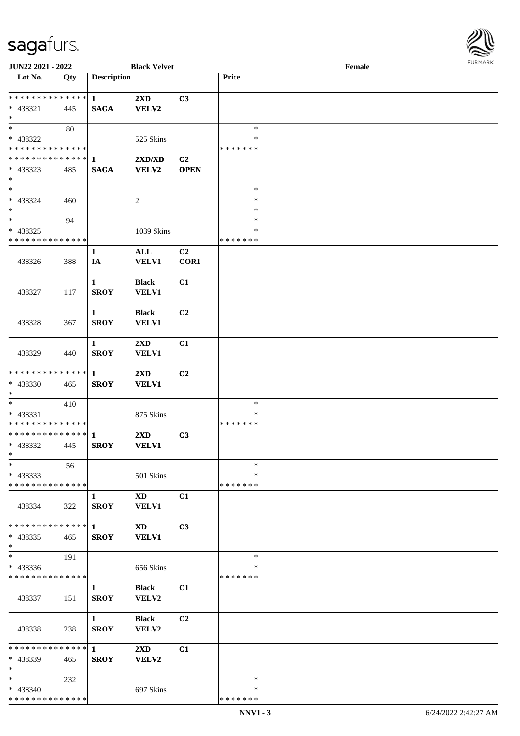JUN22 2021 - 2022 — Black Velvet — Female

| Lot No. | Qty | Description | | | Price | |
|---|---|---|---|---|---|---|
| * * * * * * * * * * * * * * | | 1 | 2XD | C3 | | |
| * 438321 | 445 | SAGA | VELV2 | | | |
| * | | | | | | |
| * | 80 | | | | * | |
| * 438322 | | | 525 Skins | | * | |
| * * * * * * * * * * * * * * | | | | | * * * * * * * | |
| * * * * * * * * * * * * * * | | 1 | 2XD/XD | C2 | | |
| * 438323 | 485 | SAGA | VELV2 | OPEN | | |
| * | | | | | | |
| * | | | | | * | |
| * 438324 | 460 | | 2 | | * | |
| * | | | | | * | |
| * | 94 | | | | * | |
| * 438325 | | | 1039 Skins | | * | |
| * * * * * * * * * * * * * * | | | | | * * * * * * * | |
| 438326 | 388 | 1 IA | ALL VELV1 | C2 COR1 | | |
| 438327 | 117 | 1 SROY | Black VELV1 | C1 | | |
| 438328 | 367 | 1 SROY | Black VELV1 | C2 | | |
| 438329 | 440 | 1 SROY | 2XD VELV1 | C1 | | |
| * * * * * * * * * * * * * * | | 1 | 2XD | C2 | | |
| * 438330 | 465 | SROY | VELV1 | | | |
| * | | | | | | |
| * | 410 | | | | * | |
| * 438331 | | | 875 Skins | | * | |
| * * * * * * * * * * * * * * | | | | | * * * * * * * | |
| * * * * * * * * * * * * * * | | 1 | 2XD | C3 | | |
| * 438332 | 445 | SROY | VELV1 | | | |
| * | | | | | | |
| * | 56 | | | | * | |
| * 438333 | | | 501 Skins | | * | |
| * * * * * * * * * * * * * * | | | | | * * * * * * * | |
| 438334 | 322 | 1 SROY | XD VELV1 | C1 | | |
| * * * * * * * * * * * * * * | | 1 | XD | C3 | | |
| * 438335 | 465 | SROY | VELV1 | | | |
| * | | | | | | |
| * | 191 | | | | * | |
| * 438336 | | | 656 Skins | | * | |
| * * * * * * * * * * * * * * | | | | | * * * * * * * | |
| 438337 | 151 | 1 SROY | Black VELV2 | C1 | | |
| 438338 | 238 | 1 SROY | Black VELV2 | C2 | | |
| * * * * * * * * * * * * * * | | 1 | 2XD | C1 | | |
| * 438339 | 465 | SROY | VELV2 | | | |
| * | | | | | | |
| * | 232 | | | | * | |
| * 438340 | | | 697 Skins | | * | |
| * * * * * * * * * * * * * * | | | | | * * * * * * * | |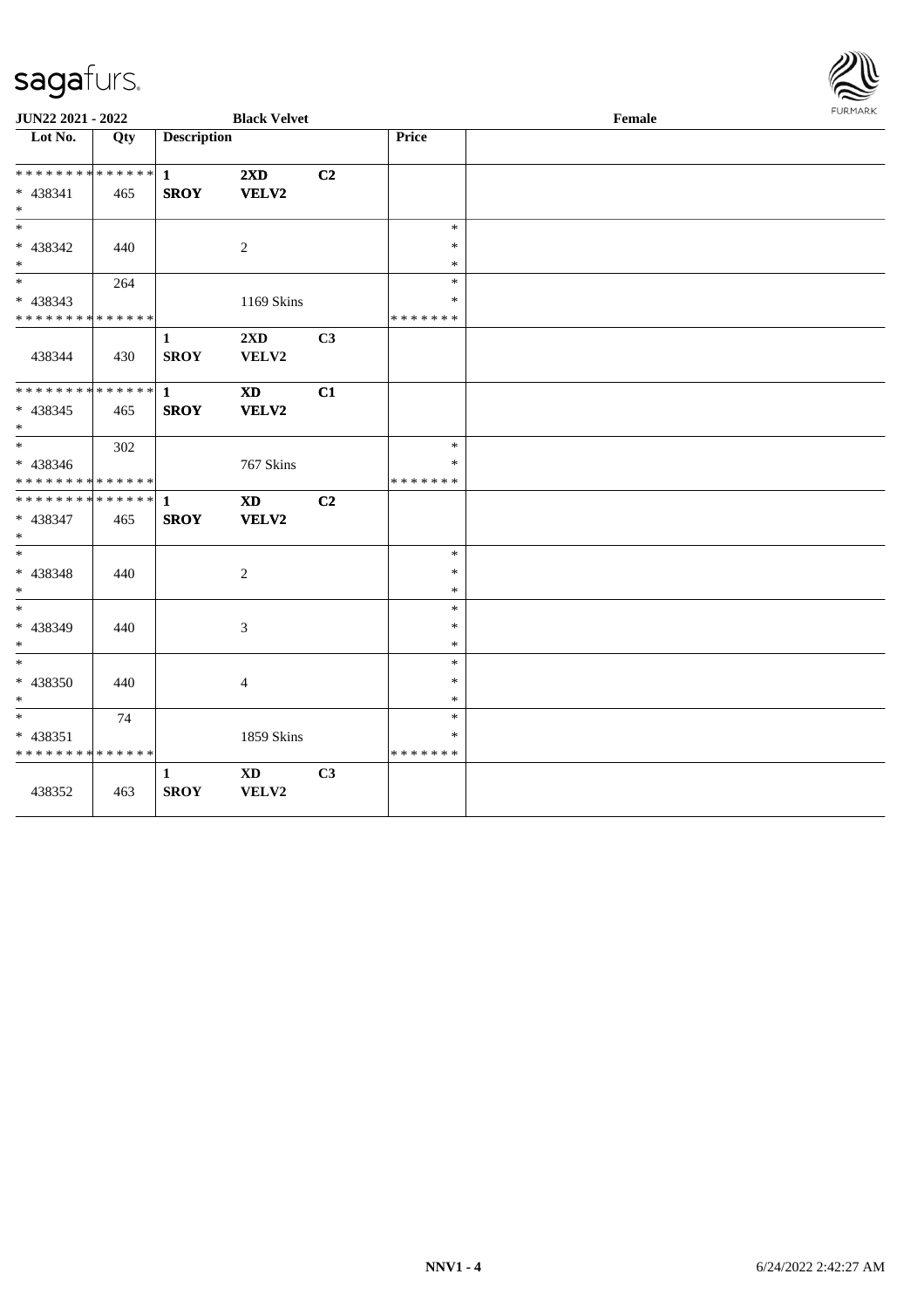**JUN22 2021 - 2022** **Black Velvet** **Female**

| Lot No. | Qty | Description | | | Price | |
|---|---|---|---|---|---|---|
| * * * * * * * * * * * * * * | | **1** | **2XD** | **C2** | | |
| * 438341 | 465 | **SROY** | **VELV2** | | | |
| * | | | | | | |
| * | | | | | * | |
| * 438342 | 440 | | 2 | | * | |
| * | | | | | * | |
| * | 264 | | | | * | |
| * 438343 | | | 1169 Skins | | * | |
| * * * * * * * * * * * * * * | | | | | * * * * * * * | |
| | | 1 | 2XD | C3 | | |
| 438344 | 430 | SROY | VELV2 | | | |
| * * * * * * * * * * * * * * | | **1** | **XD** | **C1** | | |
| * 438345 | 465 | **SROY** | **VELV2** | | | |
| * | | | | | | |
| * | 302 | | | | * | |
| * 438346 | | | 767 Skins | | * | |
| * * * * * * * * * * * * * * | | | | | * * * * * * * | |
| * * * * * * * * * * * * * * | | **1** | **XD** | **C2** | | |
| * 438347 | 465 | **SROY** | **VELV2** | | | |
| * | | | | | | |
| * | | | | | * | |
| * 438348 | 440 | | 2 | | * | |
| * | | | | | * | |
| * | | | | | * | |
| * 438349 | 440 | | 3 | | * | |
| * | | | | | * | |
| * | | | | | * | |
| * 438350 | 440 | | 4 | | * | |
| * | | | | | * | |
| * | 74 | | | | * | |
| * 438351 | | | 1859 Skins | | * | |
| * * * * * * * * * * * * * * | | | | | * * * * * * * | |
| | | 1 | XD | C3 | | |
| 438352 | 463 | SROY | VELV2 | | | |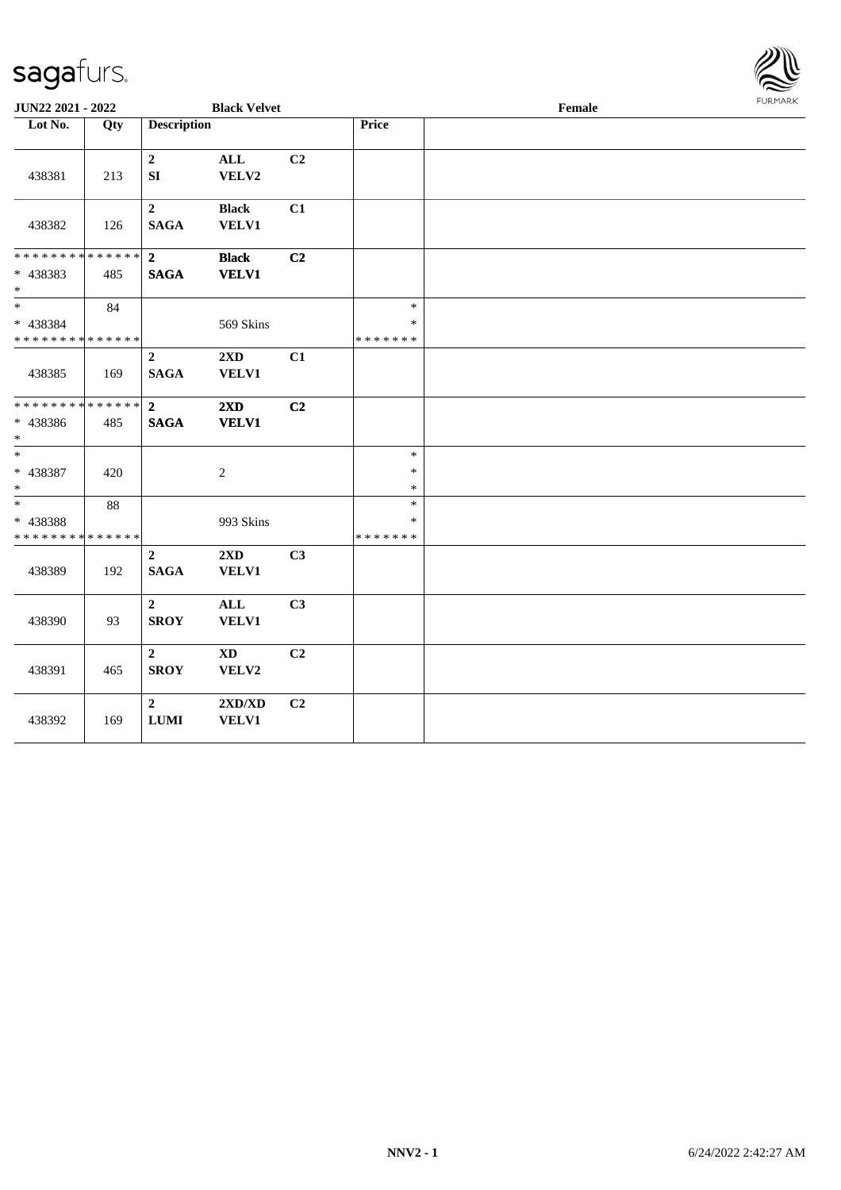sagafurs.

JUN22 2021 - 2022 | Black Velvet | Female

| Lot No. | Qty | Description | | | Price | |
|---|---|---|---|---|---|---|
| 438381 | 213 | 2 SI | ALL VELV2 | C2 | | |
| 438382 | 126 | 2 SAGA | Black VELV1 | C1 | | |
| * * * * * * * * * * * * * * * 438383 * | 485 | 2 SAGA | Black VELV1 | C2 | | |
| * * 438384 * * * * * * * * * * * * * * | 84 | | 569 Skins | | * * * * * * * * * | |
| 438385 | 169 | 2 SAGA | 2XD VELV1 | C1 | | |
| * * * * * * * * * * * * * * * 438386 * | 485 | 2 SAGA | 2XD VELV1 | C2 | | |
| * * 438387 * | 420 | | 2 | | * * * | |
| * * 438388 * * * * * * * * * * * * * * | 88 | | 993 Skins | | * * * * * * * * * | |
| 438389 | 192 | 2 SAGA | 2XD VELV1 | C3 | | |
| 438390 | 93 | 2 SROY | ALL VELV1 | C3 | | |
| 438391 | 465 | 2 SROY | XD VELV2 | C2 | | |
| 438392 | 169 | 2 LUMI | 2XD/XD VELV1 | C2 | | |

NNV2 - 1 | 6/24/2022 2:42:27 AM